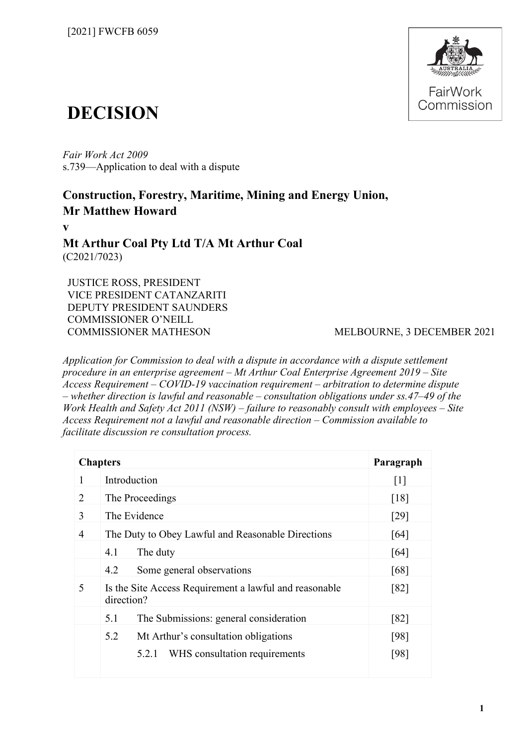[2021] FWCFB 6059

# DECISION

*Fair Work Act 2009*
s.739—Application to deal with a dispute

**Construction, Forestry, Maritime, Mining and Energy Union, Mr Matthew Howard**
**v**
**Mt Arthur Coal Pty Ltd T/A Mt Arthur Coal**
(C2021/7023)

JUSTICE ROSS, PRESIDENT
VICE PRESIDENT CATANZARITI
DEPUTY PRESIDENT SAUNDERS
COMMISSIONER O'NEILL
COMMISSIONER MATHESON

MELBOURNE, 3 DECEMBER 2021

*Application for Commission to deal with a dispute in accordance with a dispute settlement procedure in an enterprise agreement – Mt Arthur Coal Enterprise Agreement 2019 – Site Access Requirement – COVID-19 vaccination requirement – arbitration to determine dispute – whether direction is lawful and reasonable – consultation obligations under ss.47–49 of the Work Health and Safety Act 2011 (NSW) – failure to reasonably consult with employees – Site Access Requirement not a lawful and reasonable direction – Commission available to facilitate discussion re consultation process.*

| **Chapters** | | | **Paragraph** |
|---|---|---|---|
| 1 | Introduction | | [1] |
| 2 | The Proceedings | | [18] |
| 3 | The Evidence | | [29] |
| 4 | The Duty to Obey Lawful and Reasonable Directions | | [64] |
| | 4.1 | The duty | [64] |
| | 4.2 | Some general observations | [68] |
| 5 | Is the Site Access Requirement a lawful and reasonable direction? | | [82] |
| | 5.1 | The Submissions: general consideration | [82] |
| | 5.2 | Mt Arthur's consultation obligations | [98] |
| | | 5.2.1 WHS consultation requirements | [98] |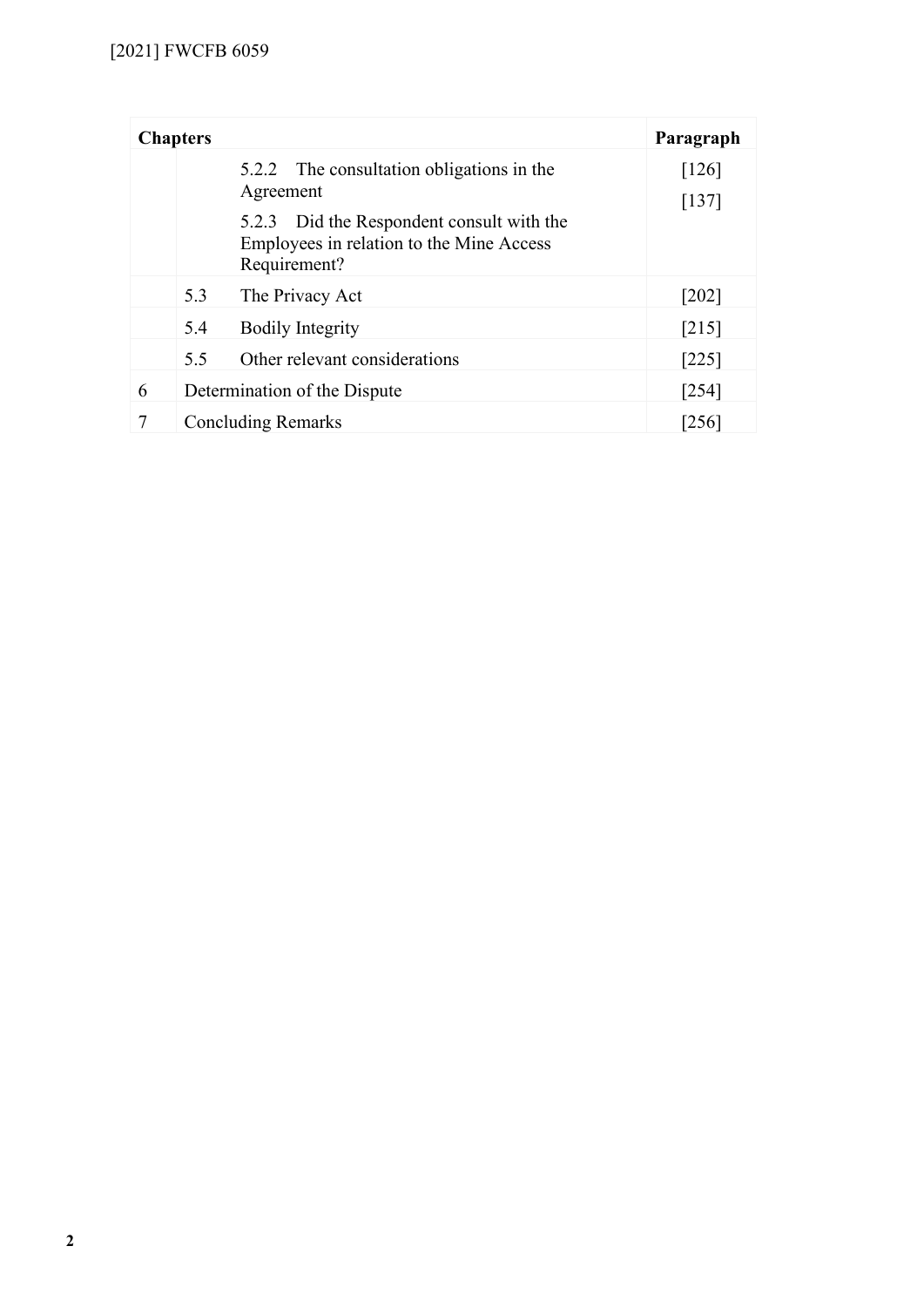| Chapters | | | Paragraph |
| --- | --- | --- | --- |
| | | 5.2.2 The consultation obligations in the Agreement | [126] |
| | | 5.2.3 Did the Respondent consult with the Employees in relation to the Mine Access Requirement? | [137] |
| | 5.3 | The Privacy Act | [202] |
| | 5.4 | Bodily Integrity | [215] |
| | 5.5 | Other relevant considerations | [225] |
| 6 | Determination of the Dispute | | [254] |
| 7 | Concluding Remarks | | [256] |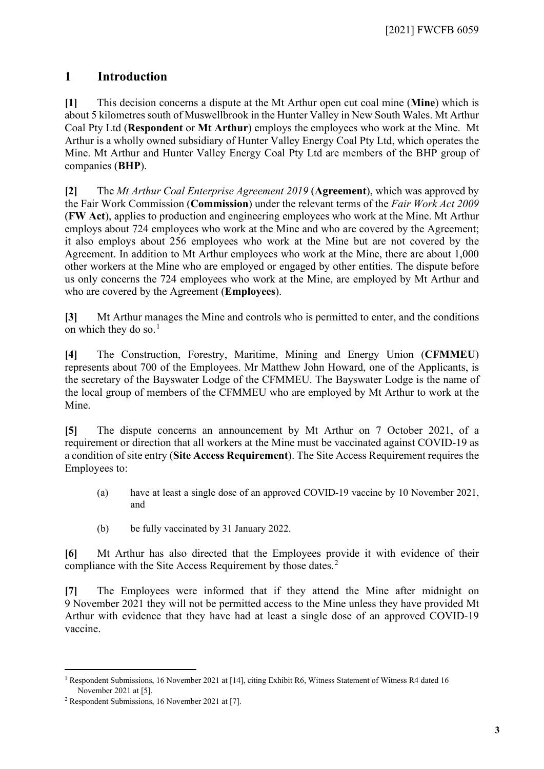## 1 Introduction

**[1]** This decision concerns a dispute at the Mt Arthur open cut coal mine (**Mine**) which is about 5 kilometres south of Muswellbrook in the Hunter Valley in New South Wales. Mt Arthur Coal Pty Ltd (**Respondent** or **Mt Arthur**) employs the employees who work at the Mine. Mt Arthur is a wholly owned subsidiary of Hunter Valley Energy Coal Pty Ltd, which operates the Mine. Mt Arthur and Hunter Valley Energy Coal Pty Ltd are members of the BHP group of companies (**BHP**).

**[2]** The *Mt Arthur Coal Enterprise Agreement 2019* (**Agreement**), which was approved by the Fair Work Commission (**Commission**) under the relevant terms of the *Fair Work Act 2009* (**FW Act**), applies to production and engineering employees who work at the Mine. Mt Arthur employs about 724 employees who work at the Mine and who are covered by the Agreement; it also employs about 256 employees who work at the Mine but are not covered by the Agreement. In addition to Mt Arthur employees who work at the Mine, there are about 1,000 other workers at the Mine who are employed or engaged by other entities. The dispute before us only concerns the 724 employees who work at the Mine, are employed by Mt Arthur and who are covered by the Agreement (**Employees**).

**[3]** Mt Arthur manages the Mine and controls who is permitted to enter, and the conditions on which they do so.[1]

**[4]** The Construction, Forestry, Maritime, Mining and Energy Union (**CFMMEU**) represents about 700 of the Employees. Mr Matthew John Howard, one of the Applicants, is the secretary of the Bayswater Lodge of the CFMMEU. The Bayswater Lodge is the name of the local group of members of the CFMMEU who are employed by Mt Arthur to work at the Mine.

**[5]** The dispute concerns an announcement by Mt Arthur on 7 October 2021, of a requirement or direction that all workers at the Mine must be vaccinated against COVID-19 as a condition of site entry (**Site Access Requirement**). The Site Access Requirement requires the Employees to:

> (a) have at least a single dose of an approved COVID-19 vaccine by 10 November 2021, and
>
> (b) be fully vaccinated by 31 January 2022.

**[6]** Mt Arthur has also directed that the Employees provide it with evidence of their compliance with the Site Access Requirement by those dates.[2]

**[7]** The Employees were informed that if they attend the Mine after midnight on 9 November 2021 they will not be permitted access to the Mine unless they have provided Mt Arthur with evidence that they have had at least a single dose of an approved COVID-19 vaccine.

---

[1] Respondent Submissions, 16 November 2021 at [14], citing Exhibit R6, Witness Statement of Witness R4 dated 16 November 2021 at [5].

[2] Respondent Submissions, 16 November 2021 at [7].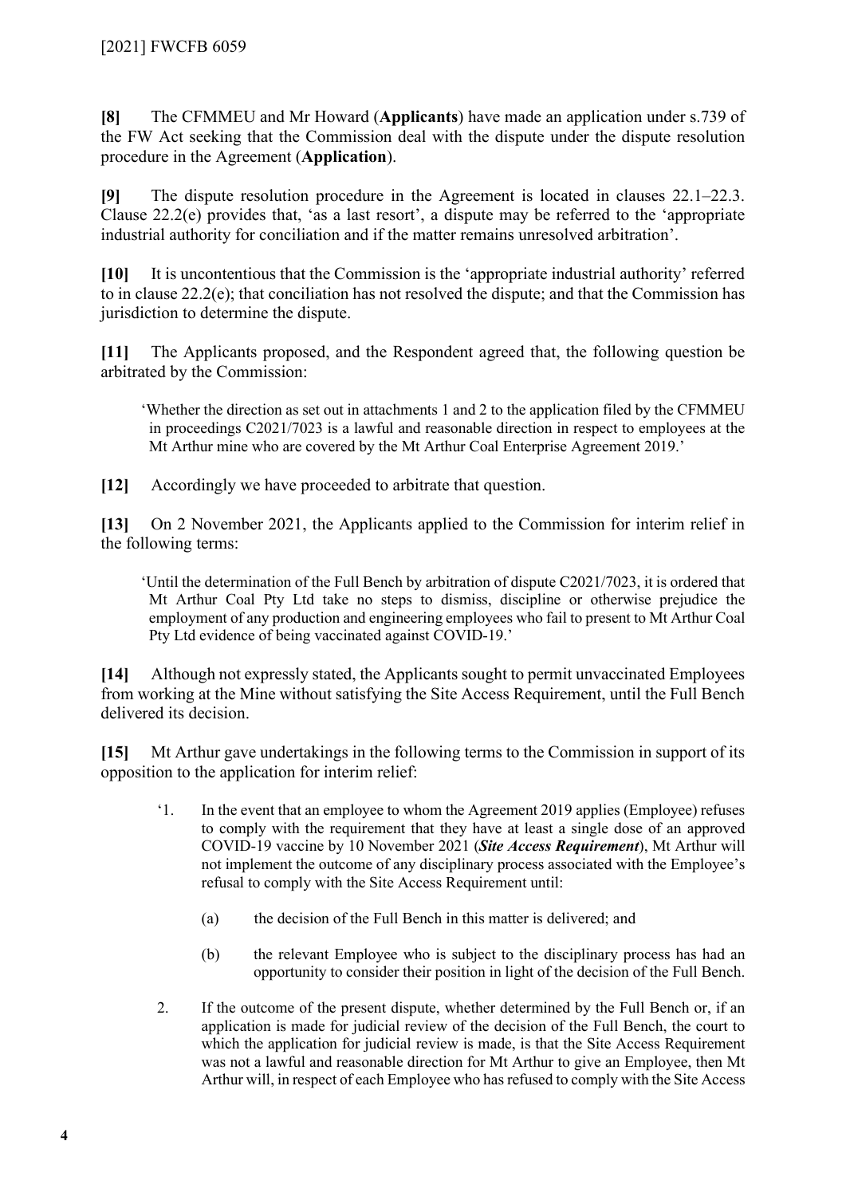**[8]** The CFMMEU and Mr Howard (**Applicants**) have made an application under s.739 of the FW Act seeking that the Commission deal with the dispute under the dispute resolution procedure in the Agreement (**Application**).

**[9]** The dispute resolution procedure in the Agreement is located in clauses 22.1–22.3. Clause 22.2(e) provides that, 'as a last resort', a dispute may be referred to the 'appropriate industrial authority for conciliation and if the matter remains unresolved arbitration'.

**[10]** It is uncontentious that the Commission is the 'appropriate industrial authority' referred to in clause 22.2(e); that conciliation has not resolved the dispute; and that the Commission has jurisdiction to determine the dispute.

**[11]** The Applicants proposed, and the Respondent agreed that, the following question be arbitrated by the Commission:

> 'Whether the direction as set out in attachments 1 and 2 to the application filed by the CFMMEU in proceedings C2021/7023 is a lawful and reasonable direction in respect to employees at the Mt Arthur mine who are covered by the Mt Arthur Coal Enterprise Agreement 2019.'

**[12]** Accordingly we have proceeded to arbitrate that question.

**[13]** On 2 November 2021, the Applicants applied to the Commission for interim relief in the following terms:

> 'Until the determination of the Full Bench by arbitration of dispute C2021/7023, it is ordered that Mt Arthur Coal Pty Ltd take no steps to dismiss, discipline or otherwise prejudice the employment of any production and engineering employees who fail to present to Mt Arthur Coal Pty Ltd evidence of being vaccinated against COVID-19.'

**[14]** Although not expressly stated, the Applicants sought to permit unvaccinated Employees from working at the Mine without satisfying the Site Access Requirement, until the Full Bench delivered its decision.

**[15]** Mt Arthur gave undertakings in the following terms to the Commission in support of its opposition to the application for interim relief:

> '1. In the event that an employee to whom the Agreement 2019 applies (Employee) refuses to comply with the requirement that they have at least a single dose of an approved COVID-19 vaccine by 10 November 2021 (***Site Access Requirement***), Mt Arthur will not implement the outcome of any disciplinary process associated with the Employee's refusal to comply with the Site Access Requirement until:
>
> (a) the decision of the Full Bench in this matter is delivered; and
>
> (b) the relevant Employee who is subject to the disciplinary process has had an opportunity to consider their position in light of the decision of the Full Bench.
>
> 2. If the outcome of the present dispute, whether determined by the Full Bench or, if an application is made for judicial review of the decision of the Full Bench, the court to which the application for judicial review is made, is that the Site Access Requirement was not a lawful and reasonable direction for Mt Arthur to give an Employee, then Mt Arthur will, in respect of each Employee who has refused to comply with the Site Access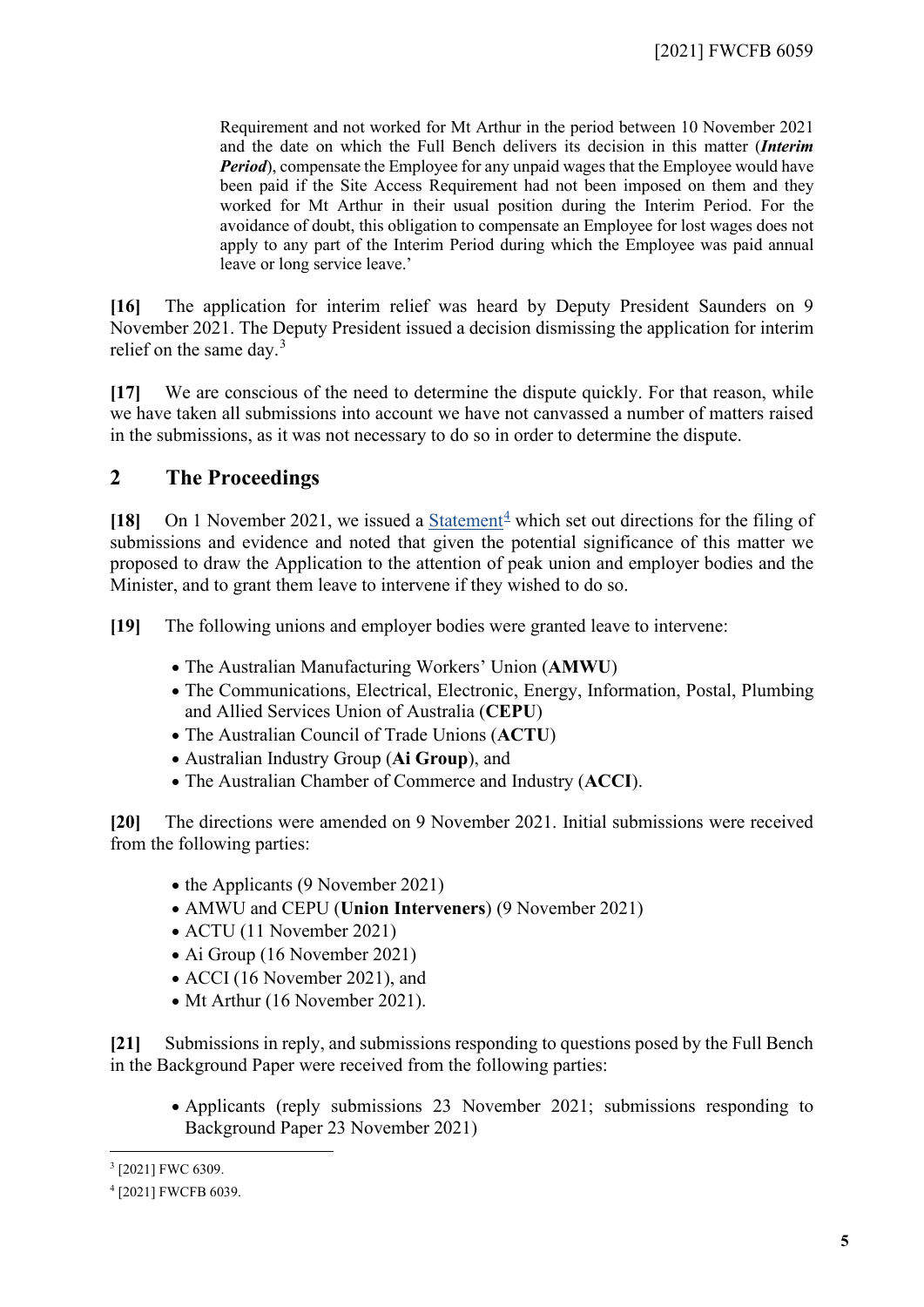Requirement and not worked for Mt Arthur in the period between 10 November 2021 and the date on which the Full Bench delivers its decision in this matter (***Interim Period***), compensate the Employee for any unpaid wages that the Employee would have been paid if the Site Access Requirement had not been imposed on them and they worked for Mt Arthur in their usual position during the Interim Period. For the avoidance of doubt, this obligation to compensate an Employee for lost wages does not apply to any part of the Interim Period during which the Employee was paid annual leave or long service leave.'

**[16]** The application for interim relief was heard by Deputy President Saunders on 9 November 2021. The Deputy President issued a decision dismissing the application for interim relief on the same day.[3]

**[17]** We are conscious of the need to determine the dispute quickly. For that reason, while we have taken all submissions into account we have not canvassed a number of matters raised in the submissions, as it was not necessary to do so in order to determine the dispute.

## 2 The Proceedings

**[18]** On 1 November 2021, we issued a Statement[4] which set out directions for the filing of submissions and evidence and noted that given the potential significance of this matter we proposed to draw the Application to the attention of peak union and employer bodies and the Minister, and to grant them leave to intervene if they wished to do so.

**[19]** The following unions and employer bodies were granted leave to intervene:

- The Australian Manufacturing Workers' Union (**AMWU**)
- The Communications, Electrical, Electronic, Energy, Information, Postal, Plumbing and Allied Services Union of Australia (**CEPU**)
- The Australian Council of Trade Unions (**ACTU**)
- Australian Industry Group (**Ai Group**), and
- The Australian Chamber of Commerce and Industry (**ACCI**).

**[20]** The directions were amended on 9 November 2021. Initial submissions were received from the following parties:

- the Applicants (9 November 2021)
- AMWU and CEPU (**Union Interveners**) (9 November 2021)
- ACTU (11 November 2021)
- Ai Group (16 November 2021)
- ACCI (16 November 2021), and
- Mt Arthur (16 November 2021).

**[21]** Submissions in reply, and submissions responding to questions posed by the Full Bench in the Background Paper were received from the following parties:

- Applicants (reply submissions 23 November 2021; submissions responding to Background Paper 23 November 2021)

---

[3] [2021] FWC 6309.

[4] [2021] FWCFB 6039.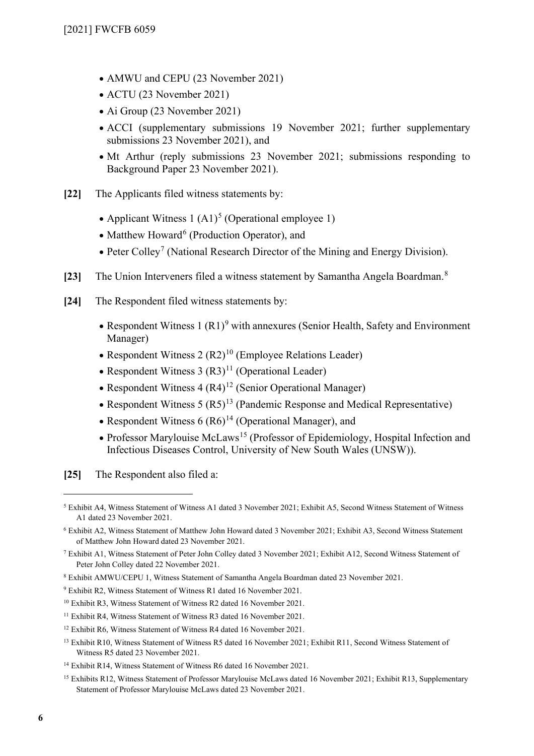- AMWU and CEPU (23 November 2021)
- ACTU (23 November 2021)
- Ai Group (23 November 2021)
- ACCI (supplementary submissions 19 November 2021; further supplementary submissions 23 November 2021), and
- Mt Arthur (reply submissions 23 November 2021; submissions responding to Background Paper 23 November 2021).

**[22]** The Applicants filed witness statements by:

- Applicant Witness 1 (A1)[5] (Operational employee 1)
- Matthew Howard[6] (Production Operator), and
- Peter Colley[7] (National Research Director of the Mining and Energy Division).

**[23]** The Union Interveners filed a witness statement by Samantha Angela Boardman.[8]

**[24]** The Respondent filed witness statements by:

- Respondent Witness 1 (R1)[9] with annexures (Senior Health, Safety and Environment Manager)
- Respondent Witness 2 (R2)[10] (Employee Relations Leader)
- Respondent Witness 3 (R3)[11] (Operational Leader)
- Respondent Witness 4 (R4)[12] (Senior Operational Manager)
- Respondent Witness 5 (R5)[13] (Pandemic Response and Medical Representative)
- Respondent Witness 6 (R6)[14] (Operational Manager), and
- Professor Marylouise McLaws[15] (Professor of Epidemiology, Hospital Infection and Infectious Diseases Control, University of New South Wales (UNSW)).

**[25]** The Respondent also filed a:

---

[5] Exhibit A4, Witness Statement of Witness A1 dated 3 November 2021; Exhibit A5, Second Witness Statement of Witness A1 dated 23 November 2021.

[6] Exhibit A2, Witness Statement of Matthew John Howard dated 3 November 2021; Exhibit A3, Second Witness Statement of Matthew John Howard dated 23 November 2021.

[7] Exhibit A1, Witness Statement of Peter John Colley dated 3 November 2021; Exhibit A12, Second Witness Statement of Peter John Colley dated 22 November 2021.

[8] Exhibit AMWU/CEPU 1, Witness Statement of Samantha Angela Boardman dated 23 November 2021.

[9] Exhibit R2, Witness Statement of Witness R1 dated 16 November 2021.

[10] Exhibit R3, Witness Statement of Witness R2 dated 16 November 2021.

[11] Exhibit R4, Witness Statement of Witness R3 dated 16 November 2021.

[12] Exhibit R6, Witness Statement of Witness R4 dated 16 November 2021.

[13] Exhibit R10, Witness Statement of Witness R5 dated 16 November 2021; Exhibit R11, Second Witness Statement of Witness R5 dated 23 November 2021.

[14] Exhibit R14, Witness Statement of Witness R6 dated 16 November 2021.

[15] Exhibits R12, Witness Statement of Professor Marylouise McLaws dated 16 November 2021; Exhibit R13, Supplementary Statement of Professor Marylouise McLaws dated 23 November 2021.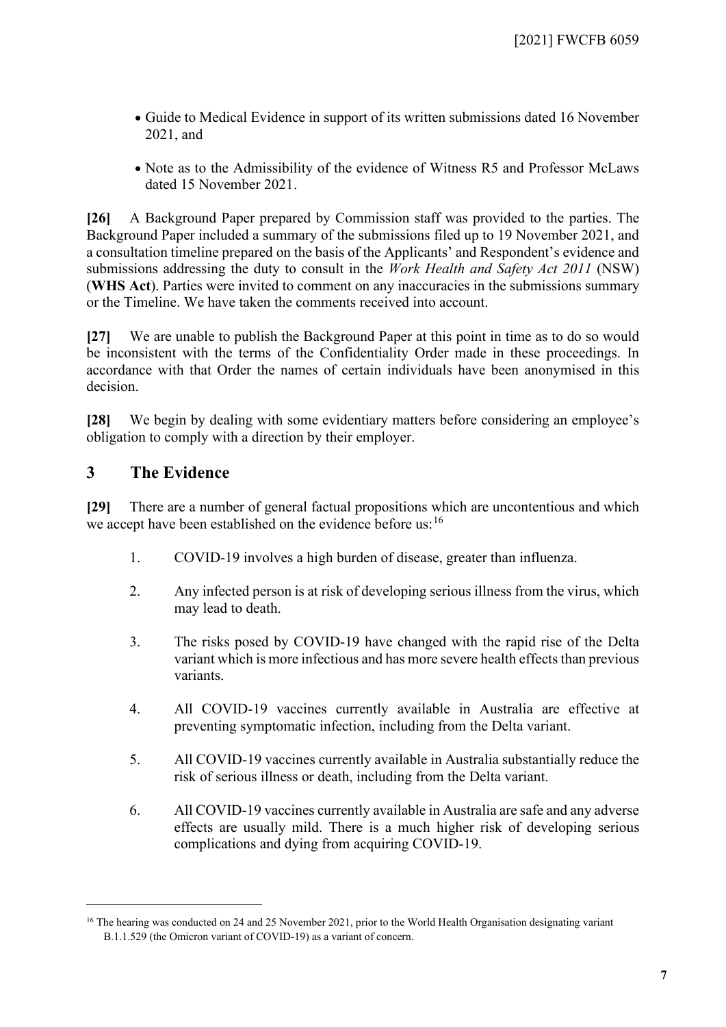- Guide to Medical Evidence in support of its written submissions dated 16 November 2021, and
- Note as to the Admissibility of the evidence of Witness R5 and Professor McLaws dated 15 November 2021.

**[26]** A Background Paper prepared by Commission staff was provided to the parties. The Background Paper included a summary of the submissions filed up to 19 November 2021, and a consultation timeline prepared on the basis of the Applicants' and Respondent's evidence and submissions addressing the duty to consult in the *Work Health and Safety Act 2011* (NSW) (**WHS Act**). Parties were invited to comment on any inaccuracies in the submissions summary or the Timeline. We have taken the comments received into account.

**[27]** We are unable to publish the Background Paper at this point in time as to do so would be inconsistent with the terms of the Confidentiality Order made in these proceedings. In accordance with that Order the names of certain individuals have been anonymised in this decision.

**[28]** We begin by dealing with some evidentiary matters before considering an employee's obligation to comply with a direction by their employer.

## 3 The Evidence

**[29]** There are a number of general factual propositions which are uncontentious and which we accept have been established on the evidence before us:[16]

1. COVID-19 involves a high burden of disease, greater than influenza.
2. Any infected person is at risk of developing serious illness from the virus, which may lead to death.
3. The risks posed by COVID-19 have changed with the rapid rise of the Delta variant which is more infectious and has more severe health effects than previous variants.
4. All COVID-19 vaccines currently available in Australia are effective at preventing symptomatic infection, including from the Delta variant.
5. All COVID-19 vaccines currently available in Australia substantially reduce the risk of serious illness or death, including from the Delta variant.
6. All COVID-19 vaccines currently available in Australia are safe and any adverse effects are usually mild. There is a much higher risk of developing serious complications and dying from acquiring COVID-19.

---

[16] The hearing was conducted on 24 and 25 November 2021, prior to the World Health Organisation designating variant B.1.1.529 (the Omicron variant of COVID-19) as a variant of concern.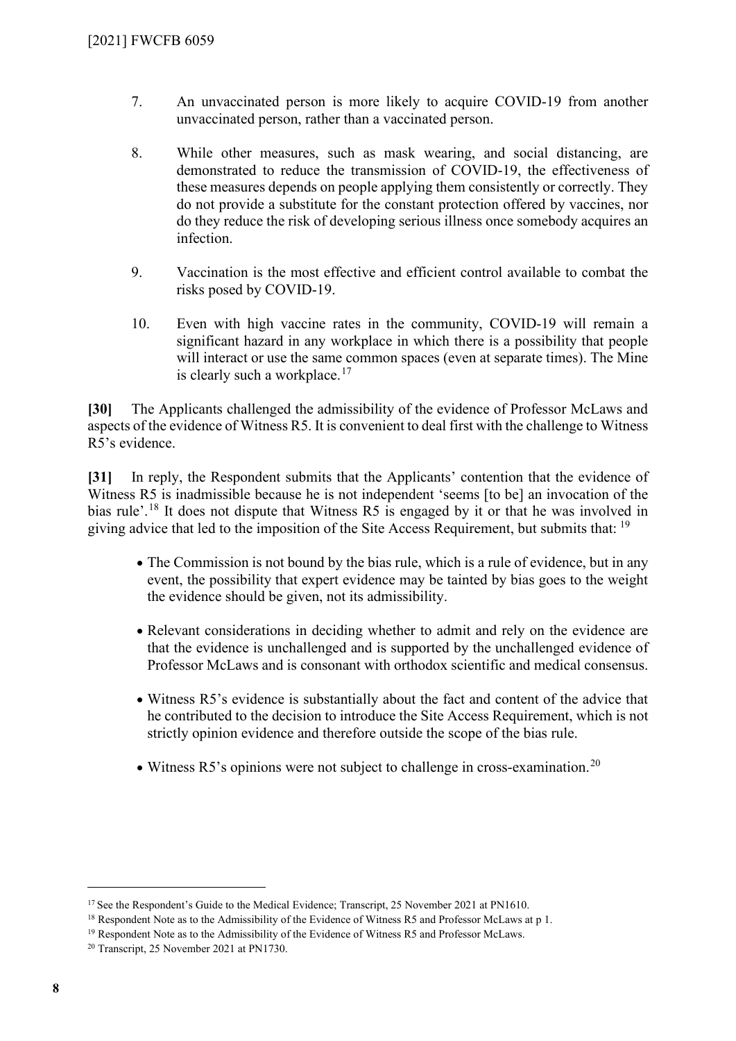7. An unvaccinated person is more likely to acquire COVID-19 from another unvaccinated person, rather than a vaccinated person.

8. While other measures, such as mask wearing, and social distancing, are demonstrated to reduce the transmission of COVID-19, the effectiveness of these measures depends on people applying them consistently or correctly. They do not provide a substitute for the constant protection offered by vaccines, nor do they reduce the risk of developing serious illness once somebody acquires an infection.

9. Vaccination is the most effective and efficient control available to combat the risks posed by COVID-19.

10. Even with high vaccine rates in the community, COVID-19 will remain a significant hazard in any workplace in which there is a possibility that people will interact or use the same common spaces (even at separate times). The Mine is clearly such a workplace.[17]

**[30]** The Applicants challenged the admissibility of the evidence of Professor McLaws and aspects of the evidence of Witness R5. It is convenient to deal first with the challenge to Witness R5's evidence.

**[31]** In reply, the Respondent submits that the Applicants' contention that the evidence of Witness R5 is inadmissible because he is not independent 'seems [to be] an invocation of the bias rule'.[18] It does not dispute that Witness R5 is engaged by it or that he was involved in giving advice that led to the imposition of the Site Access Requirement, but submits that: [19]

- The Commission is not bound by the bias rule, which is a rule of evidence, but in any event, the possibility that expert evidence may be tainted by bias goes to the weight the evidence should be given, not its admissibility.
- Relevant considerations in deciding whether to admit and rely on the evidence are that the evidence is unchallenged and is supported by the unchallenged evidence of Professor McLaws and is consonant with orthodox scientific and medical consensus.
- Witness R5's evidence is substantially about the fact and content of the advice that he contributed to the decision to introduce the Site Access Requirement, which is not strictly opinion evidence and therefore outside the scope of the bias rule.
- Witness R5's opinions were not subject to challenge in cross-examination.[20]

---

[17] See the Respondent's Guide to the Medical Evidence; Transcript, 25 November 2021 at PN1610.

[18] Respondent Note as to the Admissibility of the Evidence of Witness R5 and Professor McLaws at p 1.

[19] Respondent Note as to the Admissibility of the Evidence of Witness R5 and Professor McLaws.

[20] Transcript, 25 November 2021 at PN1730.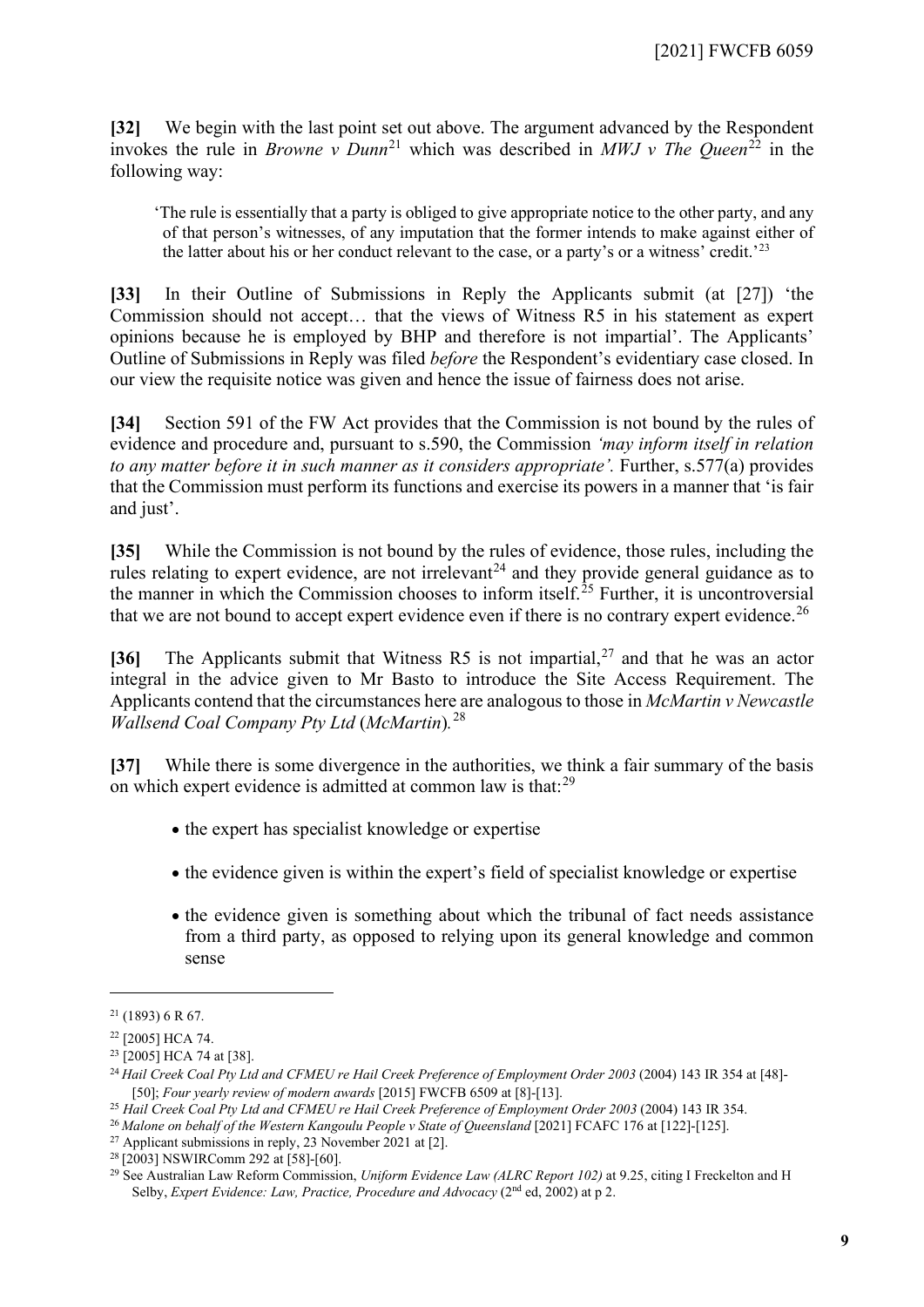**[32]** We begin with the last point set out above. The argument advanced by the Respondent invokes the rule in *Browne v Dunn*[21] which was described in *MWJ v The Queen*[22] in the following way:

> 'The rule is essentially that a party is obliged to give appropriate notice to the other party, and any of that person's witnesses, of any imputation that the former intends to make against either of the latter about his or her conduct relevant to the case, or a party's or a witness' credit.'[23]

**[33]** In their Outline of Submissions in Reply the Applicants submit (at [27]) 'the Commission should not accept… that the views of Witness R5 in his statement as expert opinions because he is employed by BHP and therefore is not impartial'. The Applicants' Outline of Submissions in Reply was filed *before* the Respondent's evidentiary case closed. In our view the requisite notice was given and hence the issue of fairness does not arise.

**[34]** Section 591 of the FW Act provides that the Commission is not bound by the rules of evidence and procedure and, pursuant to s.590, the Commission *'may inform itself in relation to any matter before it in such manner as it considers appropriate'.* Further, s.577(a) provides that the Commission must perform its functions and exercise its powers in a manner that 'is fair and just'.

**[35]** While the Commission is not bound by the rules of evidence, those rules, including the rules relating to expert evidence, are not irrelevant[24] and they provide general guidance as to the manner in which the Commission chooses to inform itself.[25] Further, it is uncontroversial that we are not bound to accept expert evidence even if there is no contrary expert evidence.[26]

**[36]** The Applicants submit that Witness R5 is not impartial,[27] and that he was an actor integral in the advice given to Mr Basto to introduce the Site Access Requirement. The Applicants contend that the circumstances here are analogous to those in *McMartin v Newcastle Wallsend Coal Company Pty Ltd* (*McMartin*).[28]

**[37]** While there is some divergence in the authorities, we think a fair summary of the basis on which expert evidence is admitted at common law is that:[29]

- the expert has specialist knowledge or expertise
- the evidence given is within the expert's field of specialist knowledge or expertise
- the evidence given is something about which the tribunal of fact needs assistance from a third party, as opposed to relying upon its general knowledge and common sense

---

[21] (1893) 6 R 67.

[22] [2005] HCA 74.

[23] [2005] HCA 74 at [38].

[24] *Hail Creek Coal Pty Ltd and CFMEU re Hail Creek Preference of Employment Order 2003* (2004) 143 IR 354 at [48]-[50]; *Four yearly review of modern awards* [2015] FWCFB 6509 at [8]-[13].

[25] *Hail Creek Coal Pty Ltd and CFMEU re Hail Creek Preference of Employment Order 2003* (2004) 143 IR 354.

[26] *Malone on behalf of the Western Kangoulu People v State of Queensland* [2021] FCAFC 176 at [122]-[125].

[27] Applicant submissions in reply, 23 November 2021 at [2].

[28] [2003] NSWIRComm 292 at [58]-[60].

[29] See Australian Law Reform Commission, *Uniform Evidence Law (ALRC Report 102)* at 9.25, citing I Freckelton and H Selby, *Expert Evidence: Law, Practice, Procedure and Advocacy* (2nd ed, 2002) at p 2.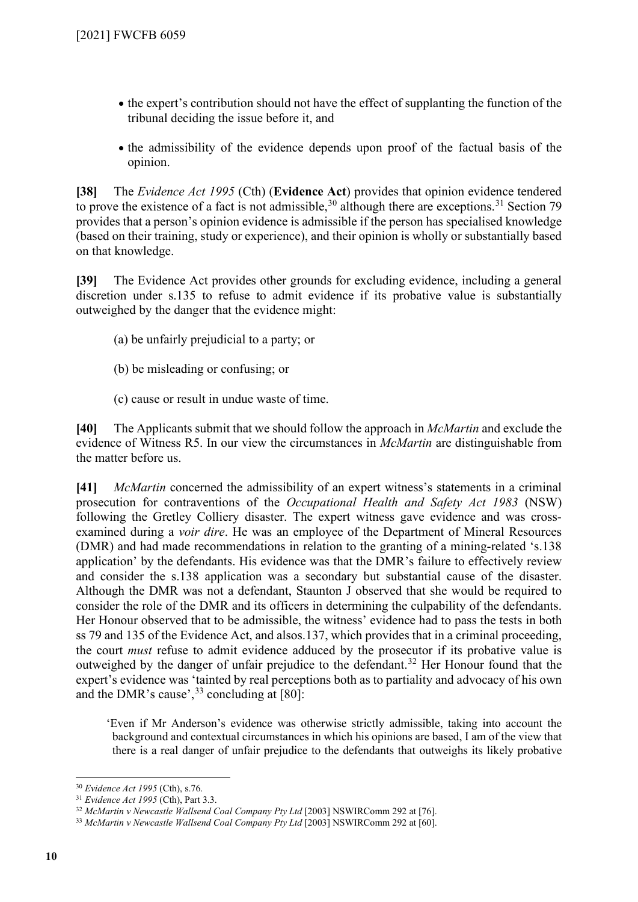- the expert's contribution should not have the effect of supplanting the function of the tribunal deciding the issue before it, and
- the admissibility of the evidence depends upon proof of the factual basis of the opinion.

**[38]** The *Evidence Act 1995* (Cth) (**Evidence Act**) provides that opinion evidence tendered to prove the existence of a fact is not admissible,[30] although there are exceptions.[31] Section 79 provides that a person's opinion evidence is admissible if the person has specialised knowledge (based on their training, study or experience), and their opinion is wholly or substantially based on that knowledge.

**[39]** The Evidence Act provides other grounds for excluding evidence, including a general discretion under s.135 to refuse to admit evidence if its probative value is substantially outweighed by the danger that the evidence might:

(a) be unfairly prejudicial to a party; or

(b) be misleading or confusing; or

(c) cause or result in undue waste of time.

**[40]** The Applicants submit that we should follow the approach in *McMartin* and exclude the evidence of Witness R5. In our view the circumstances in *McMartin* are distinguishable from the matter before us.

**[41]** *McMartin* concerned the admissibility of an expert witness's statements in a criminal prosecution for contraventions of the *Occupational Health and Safety Act 1983* (NSW) following the Gretley Colliery disaster. The expert witness gave evidence and was cross-examined during a *voir dire*. He was an employee of the Department of Mineral Resources (DMR) and had made recommendations in relation to the granting of a mining-related 's.138 application' by the defendants. His evidence was that the DMR's failure to effectively review and consider the s.138 application was a secondary but substantial cause of the disaster. Although the DMR was not a defendant, Staunton J observed that she would be required to consider the role of the DMR and its officers in determining the culpability of the defendants. Her Honour observed that to be admissible, the witness' evidence had to pass the tests in both ss 79 and 135 of the Evidence Act, and alsos.137, which provides that in a criminal proceeding, the court *must* refuse to admit evidence adduced by the prosecutor if its probative value is outweighed by the danger of unfair prejudice to the defendant.[32] Her Honour found that the expert's evidence was 'tainted by real perceptions both as to partiality and advocacy of his own and the DMR's cause',[33] concluding at [80]:

> 'Even if Mr Anderson's evidence was otherwise strictly admissible, taking into account the background and contextual circumstances in which his opinions are based, I am of the view that there is a real danger of unfair prejudice to the defendants that outweighs its likely probative

---

[30] *Evidence Act 1995* (Cth), s.76.

[31] *Evidence Act 1995* (Cth), Part 3.3.

[32] *McMartin v Newcastle Wallsend Coal Company Pty Ltd* [2003] NSWIRComm 292 at [76].

[33] *McMartin v Newcastle Wallsend Coal Company Pty Ltd* [2003] NSWIRComm 292 at [60].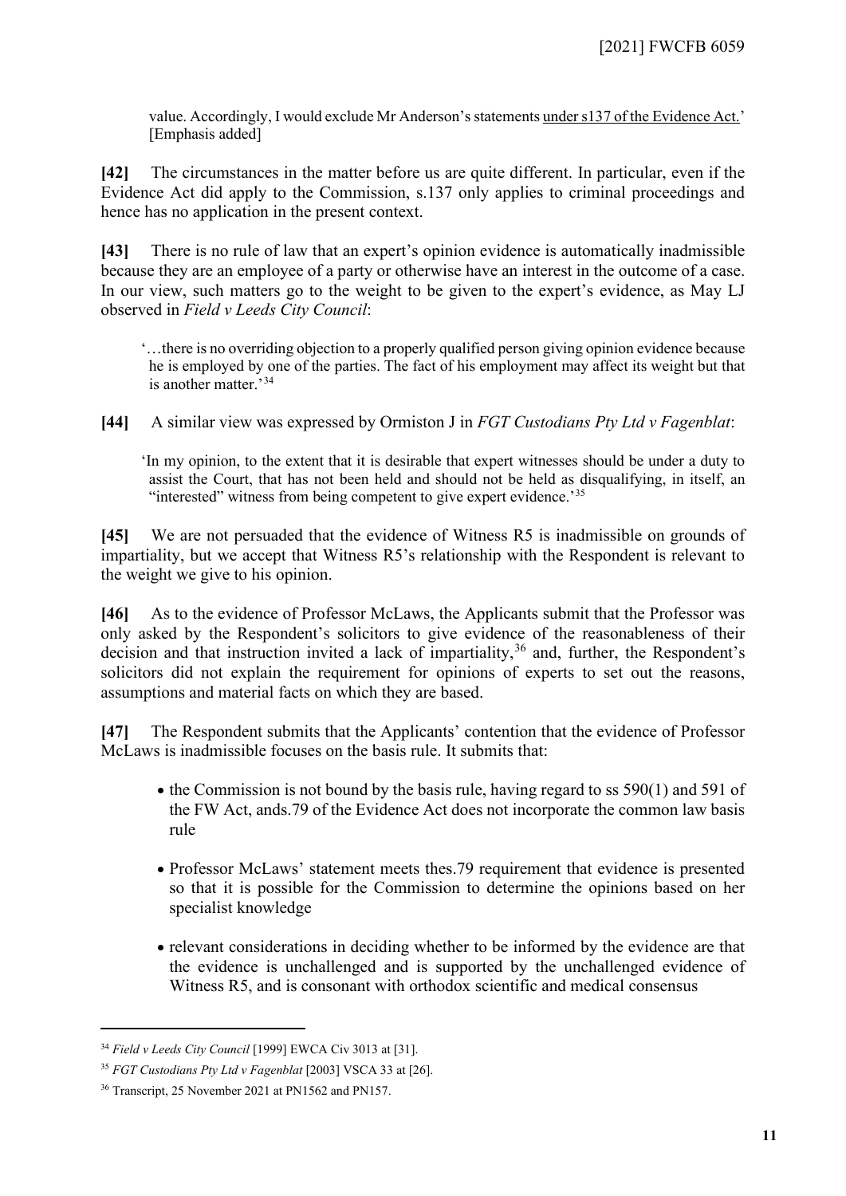value. Accordingly, I would exclude Mr Anderson's statements under s137 of the Evidence Act.' [Emphasis added]

**[42]** The circumstances in the matter before us are quite different. In particular, even if the Evidence Act did apply to the Commission, s.137 only applies to criminal proceedings and hence has no application in the present context.

**[43]** There is no rule of law that an expert's opinion evidence is automatically inadmissible because they are an employee of a party or otherwise have an interest in the outcome of a case. In our view, such matters go to the weight to be given to the expert's evidence, as May LJ observed in *Field v Leeds City Council*:

> '…there is no overriding objection to a properly qualified person giving opinion evidence because he is employed by one of the parties. The fact of his employment may affect its weight but that is another matter.'[34]

**[44]** A similar view was expressed by Ormiston J in *FGT Custodians Pty Ltd v Fagenblat*:

> 'In my opinion, to the extent that it is desirable that expert witnesses should be under a duty to assist the Court, that has not been held and should not be held as disqualifying, in itself, an "interested" witness from being competent to give expert evidence.'[35]

**[45]** We are not persuaded that the evidence of Witness R5 is inadmissible on grounds of impartiality, but we accept that Witness R5's relationship with the Respondent is relevant to the weight we give to his opinion.

**[46]** As to the evidence of Professor McLaws, the Applicants submit that the Professor was only asked by the Respondent's solicitors to give evidence of the reasonableness of their decision and that instruction invited a lack of impartiality,[36] and, further, the Respondent's solicitors did not explain the requirement for opinions of experts to set out the reasons, assumptions and material facts on which they are based.

**[47]** The Respondent submits that the Applicants' contention that the evidence of Professor McLaws is inadmissible focuses on the basis rule. It submits that:

- the Commission is not bound by the basis rule, having regard to ss 590(1) and 591 of the FW Act, ands.79 of the Evidence Act does not incorporate the common law basis rule
- Professor McLaws' statement meets thes.79 requirement that evidence is presented so that it is possible for the Commission to determine the opinions based on her specialist knowledge
- relevant considerations in deciding whether to be informed by the evidence are that the evidence is unchallenged and is supported by the unchallenged evidence of Witness R5, and is consonant with orthodox scientific and medical consensus

---

[34] *Field v Leeds City Council* [1999] EWCA Civ 3013 at [31].

[35] *FGT Custodians Pty Ltd v Fagenblat* [2003] VSCA 33 at [26].

[36] Transcript, 25 November 2021 at PN1562 and PN157.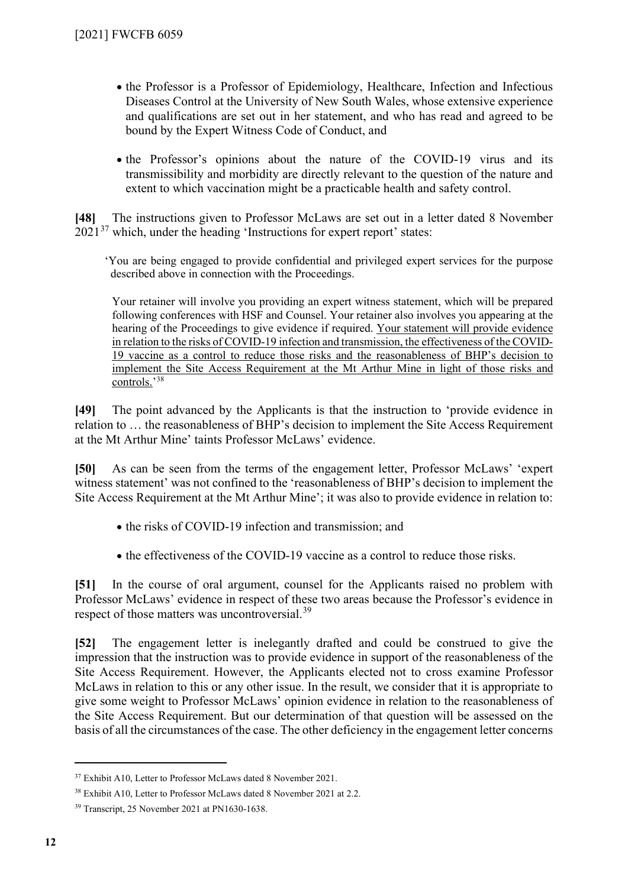- the Professor is a Professor of Epidemiology, Healthcare, Infection and Infectious Diseases Control at the University of New South Wales, whose extensive experience and qualifications are set out in her statement, and who has read and agreed to be bound by the Expert Witness Code of Conduct, and

- the Professor's opinions about the nature of the COVID-19 virus and its transmissibility and morbidity are directly relevant to the question of the nature and extent to which vaccination might be a practicable health and safety control.

**[48]** The instructions given to Professor McLaws are set out in a letter dated 8 November 2021[37] which, under the heading 'Instructions for expert report' states:

> 'You are being engaged to provide confidential and privileged expert services for the purpose described above in connection with the Proceedings.
>
> Your retainer will involve you providing an expert witness statement, which will be prepared following conferences with HSF and Counsel. Your retainer also involves you appearing at the hearing of the Proceedings to give evidence if required. <u>Your statement will provide evidence in relation to the risks of COVID-19 infection and transmission, the effectiveness of the COVID-19 vaccine as a control to reduce those risks and the reasonableness of BHP's decision to implement the Site Access Requirement at the Mt Arthur Mine in light of those risks and controls.</u>'[38]

**[49]** The point advanced by the Applicants is that the instruction to 'provide evidence in relation to … the reasonableness of BHP's decision to implement the Site Access Requirement at the Mt Arthur Mine' taints Professor McLaws' evidence.

**[50]** As can be seen from the terms of the engagement letter, Professor McLaws' 'expert witness statement' was not confined to the 'reasonableness of BHP's decision to implement the Site Access Requirement at the Mt Arthur Mine'; it was also to provide evidence in relation to:

- the risks of COVID-19 infection and transmission; and

- the effectiveness of the COVID-19 vaccine as a control to reduce those risks.

**[51]** In the course of oral argument, counsel for the Applicants raised no problem with Professor McLaws' evidence in respect of these two areas because the Professor's evidence in respect of those matters was uncontroversial.[39]

**[52]** The engagement letter is inelegantly drafted and could be construed to give the impression that the instruction was to provide evidence in support of the reasonableness of the Site Access Requirement. However, the Applicants elected not to cross examine Professor McLaws in relation to this or any other issue. In the result, we consider that it is appropriate to give some weight to Professor McLaws' opinion evidence in relation to the reasonableness of the Site Access Requirement. But our determination of that question will be assessed on the basis of all the circumstances of the case. The other deficiency in the engagement letter concerns

---

[37] Exhibit A10, Letter to Professor McLaws dated 8 November 2021.

[38] Exhibit A10, Letter to Professor McLaws dated 8 November 2021 at 2.2.

[39] Transcript, 25 November 2021 at PN1630-1638.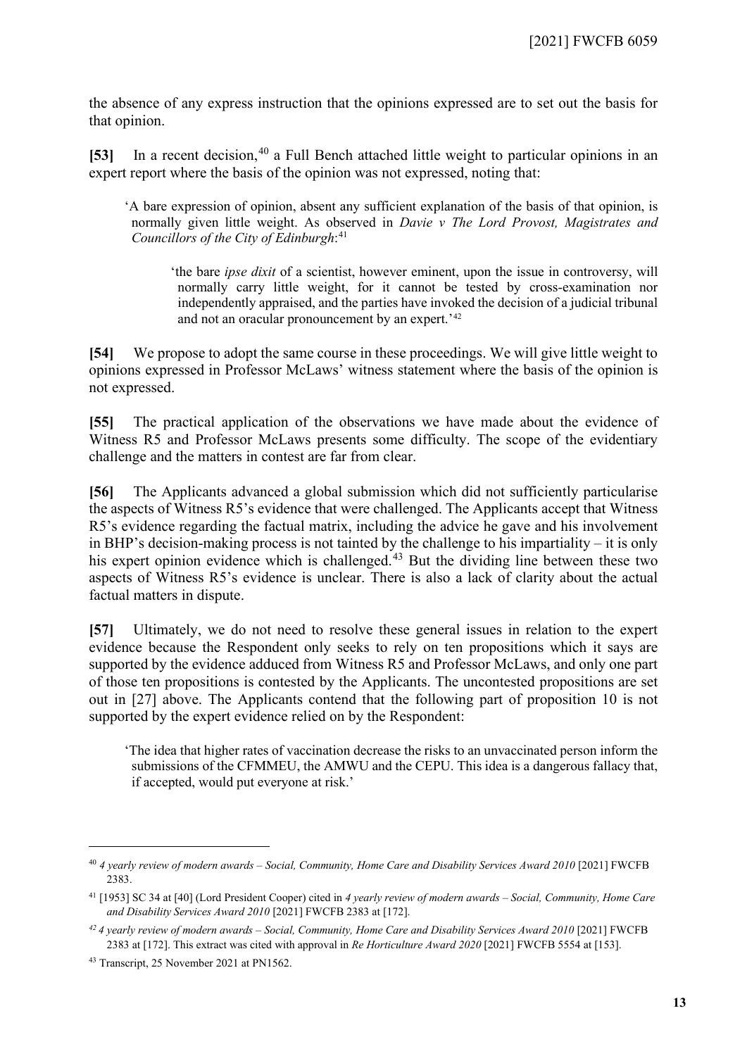the absence of any express instruction that the opinions expressed are to set out the basis for that opinion.

**[53]** In a recent decision,[40] a Full Bench attached little weight to particular opinions in an expert report where the basis of the opinion was not expressed, noting that:

> 'A bare expression of opinion, absent any sufficient explanation of the basis of that opinion, is normally given little weight. As observed in *Davie v The Lord Provost, Magistrates and Councillors of the City of Edinburgh*:[41]
>
> > 'the bare *ipse dixit* of a scientist, however eminent, upon the issue in controversy, will normally carry little weight, for it cannot be tested by cross-examination nor independently appraised, and the parties have invoked the decision of a judicial tribunal and not an oracular pronouncement by an expert.'[42]

**[54]** We propose to adopt the same course in these proceedings. We will give little weight to opinions expressed in Professor McLaws' witness statement where the basis of the opinion is not expressed.

**[55]** The practical application of the observations we have made about the evidence of Witness R5 and Professor McLaws presents some difficulty. The scope of the evidentiary challenge and the matters in contest are far from clear.

**[56]** The Applicants advanced a global submission which did not sufficiently particularise the aspects of Witness R5's evidence that were challenged. The Applicants accept that Witness R5's evidence regarding the factual matrix, including the advice he gave and his involvement in BHP's decision-making process is not tainted by the challenge to his impartiality – it is only his expert opinion evidence which is challenged.[43] But the dividing line between these two aspects of Witness R5's evidence is unclear. There is also a lack of clarity about the actual factual matters in dispute.

**[57]** Ultimately, we do not need to resolve these general issues in relation to the expert evidence because the Respondent only seeks to rely on ten propositions which it says are supported by the evidence adduced from Witness R5 and Professor McLaws, and only one part of those ten propositions is contested by the Applicants. The uncontested propositions are set out in [27] above. The Applicants contend that the following part of proposition 10 is not supported by the expert evidence relied on by the Respondent:

> 'The idea that higher rates of vaccination decrease the risks to an unvaccinated person inform the submissions of the CFMMEU, the AMWU and the CEPU. This idea is a dangerous fallacy that, if accepted, would put everyone at risk.'

---

[40] *4 yearly review of modern awards – Social, Community, Home Care and Disability Services Award 2010* [2021] FWCFB 2383.

[41] [1953] SC 34 at [40] (Lord President Cooper) cited in *4 yearly review of modern awards – Social, Community, Home Care and Disability Services Award 2010* [2021] FWCFB 2383 at [172].

[42] *4 yearly review of modern awards – Social, Community, Home Care and Disability Services Award 2010* [2021] FWCFB 2383 at [172]. This extract was cited with approval in *Re Horticulture Award 2020* [2021] FWCFB 5554 at [153].

[43] Transcript, 25 November 2021 at PN1562.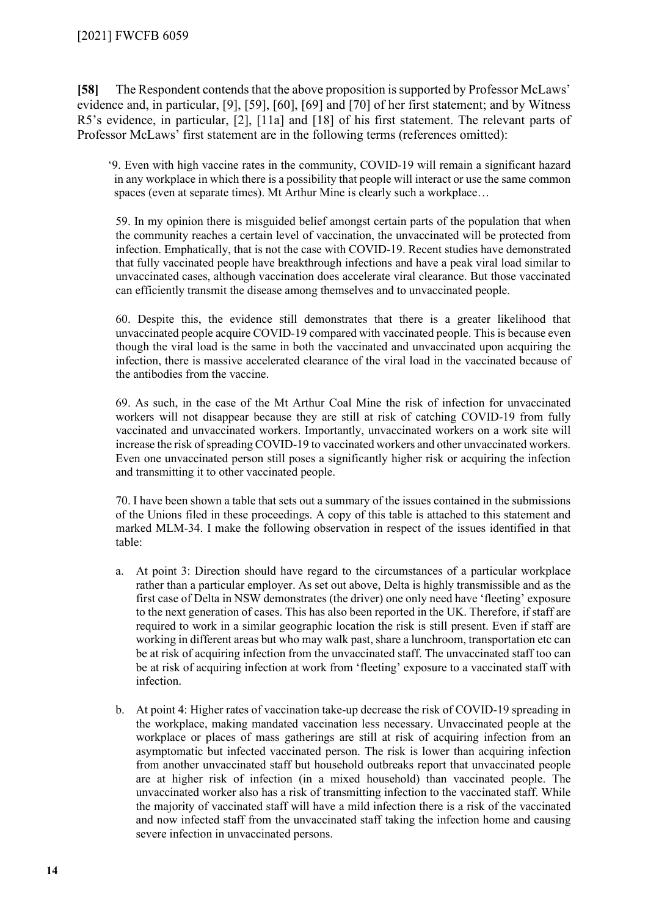**[58]** The Respondent contends that the above proposition is supported by Professor McLaws' evidence and, in particular, [9], [59], [60], [69] and [70] of her first statement; and by Witness R5's evidence, in particular, [2], [11a] and [18] of his first statement. The relevant parts of Professor McLaws' first statement are in the following terms (references omitted):

> '9. Even with high vaccine rates in the community, COVID-19 will remain a significant hazard in any workplace in which there is a possibility that people will interact or use the same common spaces (even at separate times). Mt Arthur Mine is clearly such a workplace…
>
> 59. In my opinion there is misguided belief amongst certain parts of the population that when the community reaches a certain level of vaccination, the unvaccinated will be protected from infection. Emphatically, that is not the case with COVID-19. Recent studies have demonstrated that fully vaccinated people have breakthrough infections and have a peak viral load similar to unvaccinated cases, although vaccination does accelerate viral clearance. But those vaccinated can efficiently transmit the disease among themselves and to unvaccinated people.
>
> 60. Despite this, the evidence still demonstrates that there is a greater likelihood that unvaccinated people acquire COVID-19 compared with vaccinated people. This is because even though the viral load is the same in both the vaccinated and unvaccinated upon acquiring the infection, there is massive accelerated clearance of the viral load in the vaccinated because of the antibodies from the vaccine.
>
> 69. As such, in the case of the Mt Arthur Coal Mine the risk of infection for unvaccinated workers will not disappear because they are still at risk of catching COVID-19 from fully vaccinated and unvaccinated workers. Importantly, unvaccinated workers on a work site will increase the risk of spreading COVID-19 to vaccinated workers and other unvaccinated workers. Even one unvaccinated person still poses a significantly higher risk or acquiring the infection and transmitting it to other vaccinated people.
>
> 70. I have been shown a table that sets out a summary of the issues contained in the submissions of the Unions filed in these proceedings. A copy of this table is attached to this statement and marked MLM-34. I make the following observation in respect of the issues identified in that table:
>
> a. At point 3: Direction should have regard to the circumstances of a particular workplace rather than a particular employer. As set out above, Delta is highly transmissible and as the first case of Delta in NSW demonstrates (the driver) one only need have 'fleeting' exposure to the next generation of cases. This has also been reported in the UK. Therefore, if staff are required to work in a similar geographic location the risk is still present. Even if staff are working in different areas but who may walk past, share a lunchroom, transportation etc can be at risk of acquiring infection from the unvaccinated staff. The unvaccinated staff too can be at risk of acquiring infection at work from 'fleeting' exposure to a vaccinated staff with infection.
>
> b. At point 4: Higher rates of vaccination take-up decrease the risk of COVID-19 spreading in the workplace, making mandated vaccination less necessary. Unvaccinated people at the workplace or places of mass gatherings are still at risk of acquiring infection from an asymptomatic but infected vaccinated person. The risk is lower than acquiring infection from another unvaccinated staff but household outbreaks report that unvaccinated people are at higher risk of infection (in a mixed household) than vaccinated people. The unvaccinated worker also has a risk of transmitting infection to the vaccinated staff. While the majority of vaccinated staff will have a mild infection there is a risk of the vaccinated and now infected staff from the unvaccinated staff taking the infection home and causing severe infection in unvaccinated persons.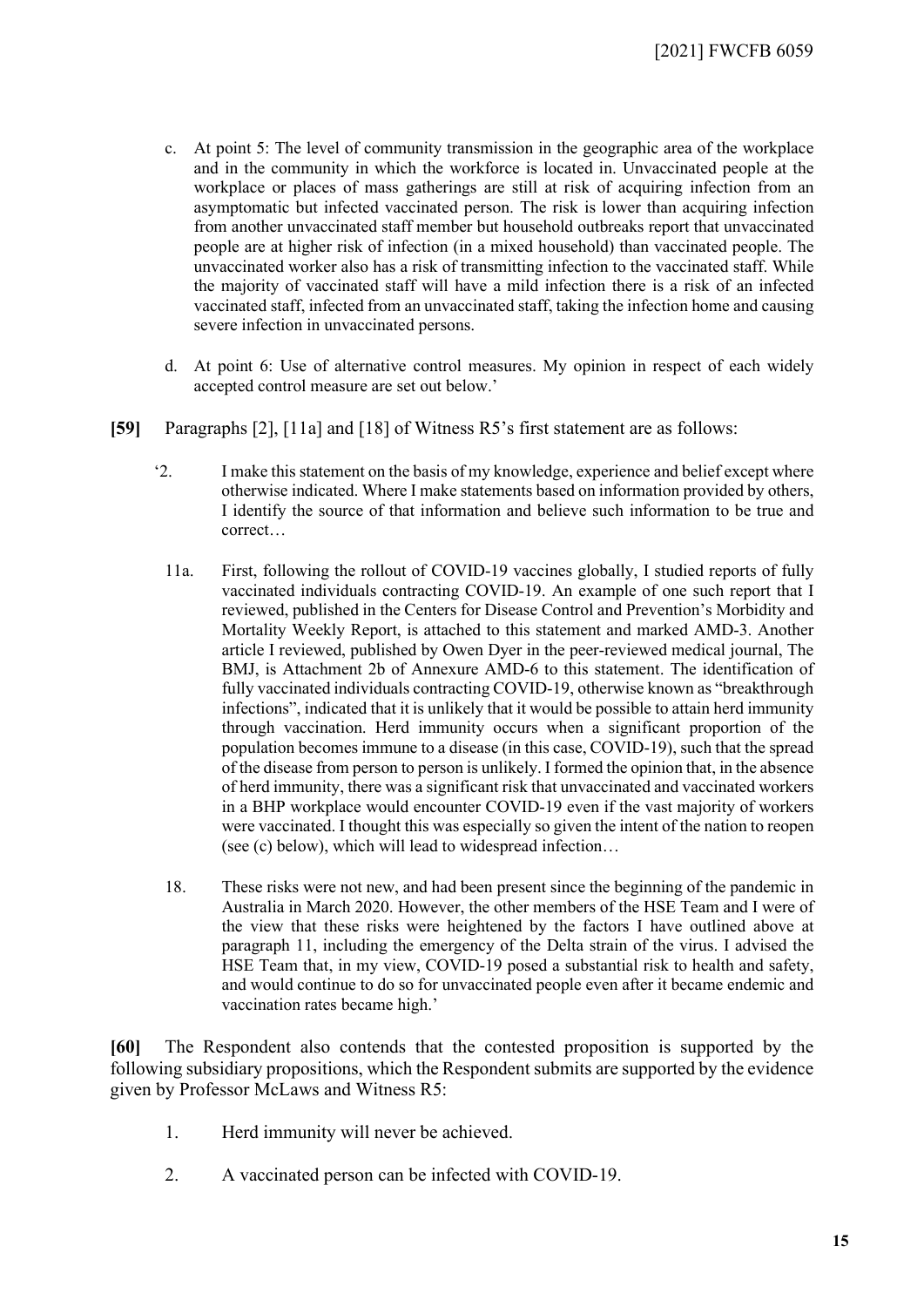c. At point 5: The level of community transmission in the geographic area of the workplace and in the community in which the workforce is located in. Unvaccinated people at the workplace or places of mass gatherings are still at risk of acquiring infection from an asymptomatic but infected vaccinated person. The risk is lower than acquiring infection from another unvaccinated staff member but household outbreaks report that unvaccinated people are at higher risk of infection (in a mixed household) than vaccinated people. The unvaccinated worker also has a risk of transmitting infection to the vaccinated staff. While the majority of vaccinated staff will have a mild infection there is a risk of an infected vaccinated staff, infected from an unvaccinated staff, taking the infection home and causing severe infection in unvaccinated persons.

d. At point 6: Use of alternative control measures. My opinion in respect of each widely accepted control measure are set out below.'

**[59]** Paragraphs [2], [11a] and [18] of Witness R5's first statement are as follows:

'2. I make this statement on the basis of my knowledge, experience and belief except where otherwise indicated. Where I make statements based on information provided by others, I identify the source of that information and believe such information to be true and correct…

11a. First, following the rollout of COVID-19 vaccines globally, I studied reports of fully vaccinated individuals contracting COVID-19. An example of one such report that I reviewed, published in the Centers for Disease Control and Prevention's Morbidity and Mortality Weekly Report, is attached to this statement and marked AMD-3. Another article I reviewed, published by Owen Dyer in the peer-reviewed medical journal, The BMJ, is Attachment 2b of Annexure AMD-6 to this statement. The identification of fully vaccinated individuals contracting COVID-19, otherwise known as "breakthrough infections", indicated that it is unlikely that it would be possible to attain herd immunity through vaccination. Herd immunity occurs when a significant proportion of the population becomes immune to a disease (in this case, COVID-19), such that the spread of the disease from person to person is unlikely. I formed the opinion that, in the absence of herd immunity, there was a significant risk that unvaccinated and vaccinated workers in a BHP workplace would encounter COVID-19 even if the vast majority of workers were vaccinated. I thought this was especially so given the intent of the nation to reopen (see (c) below), which will lead to widespread infection…

18. These risks were not new, and had been present since the beginning of the pandemic in Australia in March 2020. However, the other members of the HSE Team and I were of the view that these risks were heightened by the factors I have outlined above at paragraph 11, including the emergency of the Delta strain of the virus. I advised the HSE Team that, in my view, COVID-19 posed a substantial risk to health and safety, and would continue to do so for unvaccinated people even after it became endemic and vaccination rates became high.'

**[60]** The Respondent also contends that the contested proposition is supported by the following subsidiary propositions, which the Respondent submits are supported by the evidence given by Professor McLaws and Witness R5:

1. Herd immunity will never be achieved.

2. A vaccinated person can be infected with COVID-19.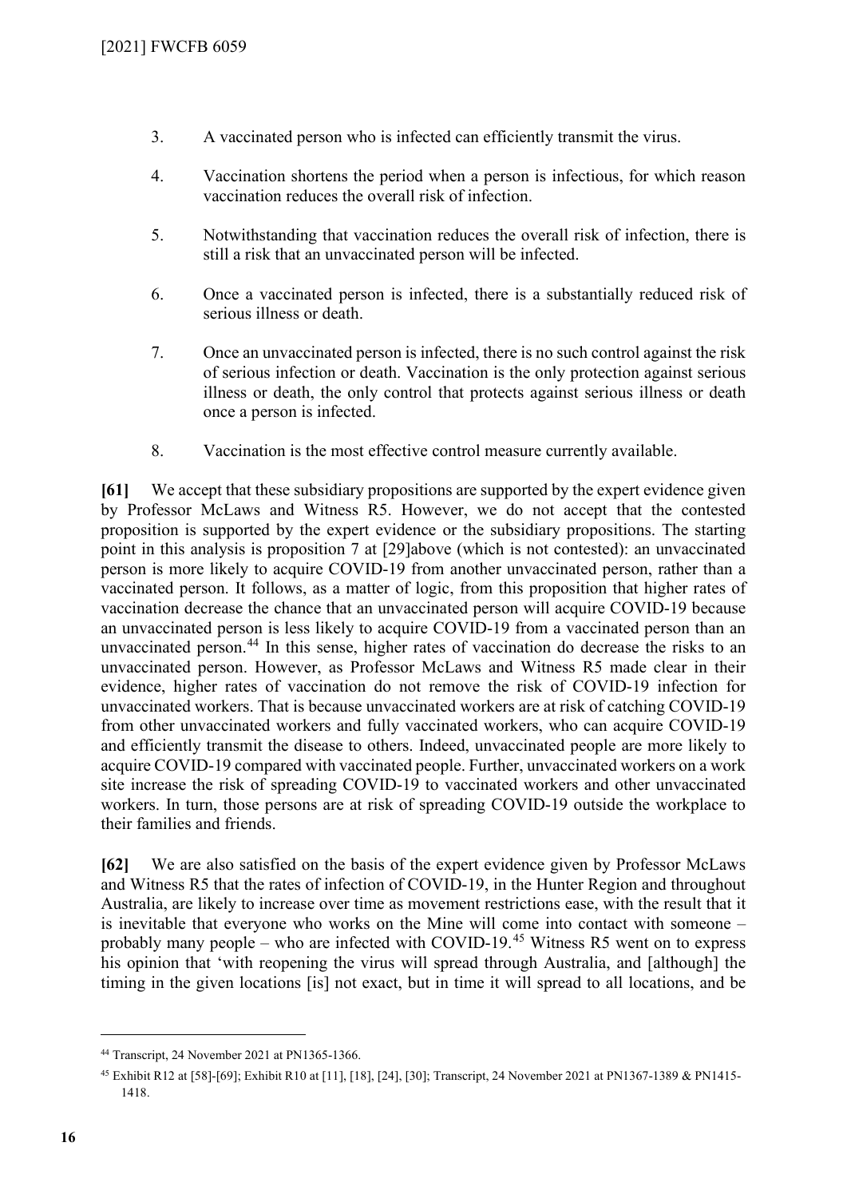3. A vaccinated person who is infected can efficiently transmit the virus.

4. Vaccination shortens the period when a person is infectious, for which reason vaccination reduces the overall risk of infection.

5. Notwithstanding that vaccination reduces the overall risk of infection, there is still a risk that an unvaccinated person will be infected.

6. Once a vaccinated person is infected, there is a substantially reduced risk of serious illness or death.

7. Once an unvaccinated person is infected, there is no such control against the risk of serious infection or death. Vaccination is the only protection against serious illness or death, the only control that protects against serious illness or death once a person is infected.

8. Vaccination is the most effective control measure currently available.

**[61]** We accept that these subsidiary propositions are supported by the expert evidence given by Professor McLaws and Witness R5. However, we do not accept that the contested proposition is supported by the expert evidence or the subsidiary propositions. The starting point in this analysis is proposition 7 at [29]above (which is not contested): an unvaccinated person is more likely to acquire COVID-19 from another unvaccinated person, rather than a vaccinated person. It follows, as a matter of logic, from this proposition that higher rates of vaccination decrease the chance that an unvaccinated person will acquire COVID-19 because an unvaccinated person is less likely to acquire COVID-19 from a vaccinated person than an unvaccinated person.[44] In this sense, higher rates of vaccination do decrease the risks to an unvaccinated person. However, as Professor McLaws and Witness R5 made clear in their evidence, higher rates of vaccination do not remove the risk of COVID-19 infection for unvaccinated workers. That is because unvaccinated workers are at risk of catching COVID-19 from other unvaccinated workers and fully vaccinated workers, who can acquire COVID-19 and efficiently transmit the disease to others. Indeed, unvaccinated people are more likely to acquire COVID-19 compared with vaccinated people. Further, unvaccinated workers on a work site increase the risk of spreading COVID-19 to vaccinated workers and other unvaccinated workers. In turn, those persons are at risk of spreading COVID-19 outside the workplace to their families and friends.

**[62]** We are also satisfied on the basis of the expert evidence given by Professor McLaws and Witness R5 that the rates of infection of COVID-19, in the Hunter Region and throughout Australia, are likely to increase over time as movement restrictions ease, with the result that it is inevitable that everyone who works on the Mine will come into contact with someone – probably many people – who are infected with COVID-19.[45] Witness R5 went on to express his opinion that 'with reopening the virus will spread through Australia, and [although] the timing in the given locations [is] not exact, but in time it will spread to all locations, and be

---

[44] Transcript, 24 November 2021 at PN1365-1366.

[45] Exhibit R12 at [58]-[69]; Exhibit R10 at [11], [18], [24], [30]; Transcript, 24 November 2021 at PN1367-1389 & PN1415-1418.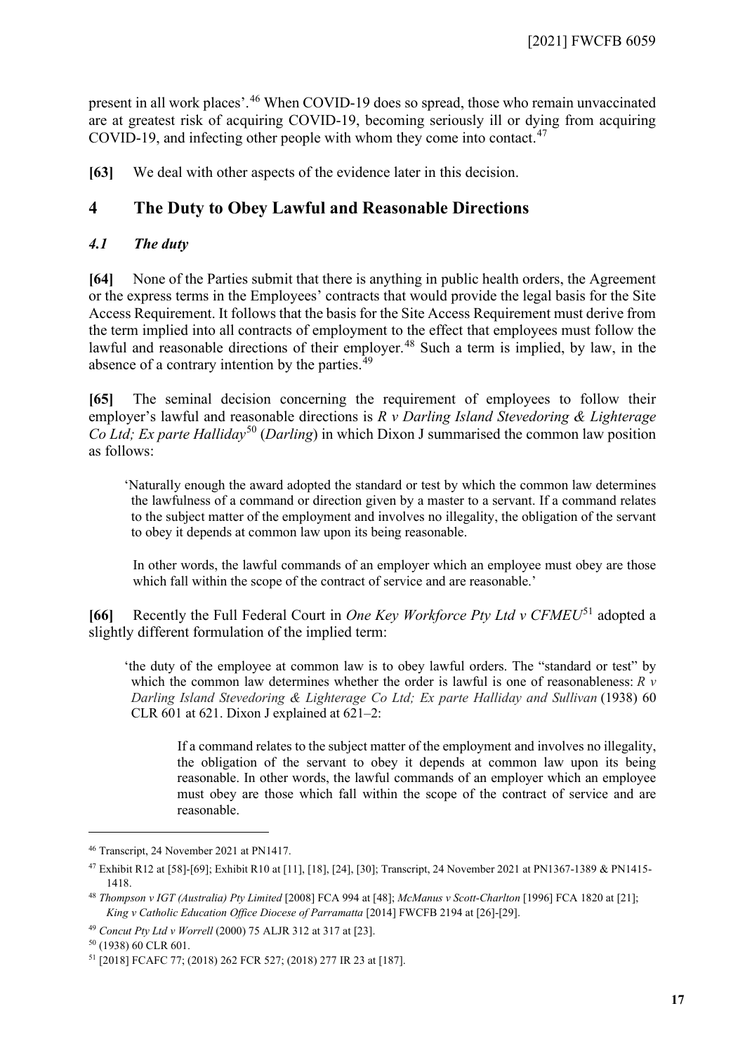present in all work places'.[46] When COVID-19 does so spread, those who remain unvaccinated are at greatest risk of acquiring COVID-19, becoming seriously ill or dying from acquiring COVID-19, and infecting other people with whom they come into contact.[47]

**[63]** We deal with other aspects of the evidence later in this decision.

## 4 The Duty to Obey Lawful and Reasonable Directions

### *4.1 The duty*

**[64]** None of the Parties submit that there is anything in public health orders, the Agreement or the express terms in the Employees' contracts that would provide the legal basis for the Site Access Requirement. It follows that the basis for the Site Access Requirement must derive from the term implied into all contracts of employment to the effect that employees must follow the lawful and reasonable directions of their employer.[48] Such a term is implied, by law, in the absence of a contrary intention by the parties.[49]

**[65]** The seminal decision concerning the requirement of employees to follow their employer's lawful and reasonable directions is *R v Darling Island Stevedoring & Lighterage Co Ltd; Ex parte Halliday*[50] (*Darling*) in which Dixon J summarised the common law position as follows:

> 'Naturally enough the award adopted the standard or test by which the common law determines the lawfulness of a command or direction given by a master to a servant. If a command relates to the subject matter of the employment and involves no illegality, the obligation of the servant to obey it depends at common law upon its being reasonable.
>
> In other words, the lawful commands of an employer which an employee must obey are those which fall within the scope of the contract of service and are reasonable.'

**[66]** Recently the Full Federal Court in *One Key Workforce Pty Ltd v CFMEU*[51] adopted a slightly different formulation of the implied term:

> 'the duty of the employee at common law is to obey lawful orders. The "standard or test" by which the common law determines whether the order is lawful is one of reasonableness: *R v Darling Island Stevedoring & Lighterage Co Ltd; Ex parte Halliday and Sullivan* (1938) 60 CLR 601 at 621. Dixon J explained at 621–2:
>
> > If a command relates to the subject matter of the employment and involves no illegality, the obligation of the servant to obey it depends at common law upon its being reasonable. In other words, the lawful commands of an employer which an employee must obey are those which fall within the scope of the contract of service and are reasonable.

---

[46] Transcript, 24 November 2021 at PN1417.

[47] Exhibit R12 at [58]-[69]; Exhibit R10 at [11], [18], [24], [30]; Transcript, 24 November 2021 at PN1367-1389 & PN1415-1418.

[48] *Thompson v IGT (Australia) Pty Limited* [2008] FCA 994 at [48]; *McManus v Scott-Charlton* [1996] FCA 1820 at [21]; *King v Catholic Education Office Diocese of Parramatta* [2014] FWCFB 2194 at [26]-[29].

[49] *Concut Pty Ltd v Worrell* (2000) 75 ALJR 312 at 317 at [23].

[50] (1938) 60 CLR 601.

[51] [2018] FCAFC 77; (2018) 262 FCR 527; (2018) 277 IR 23 at [187].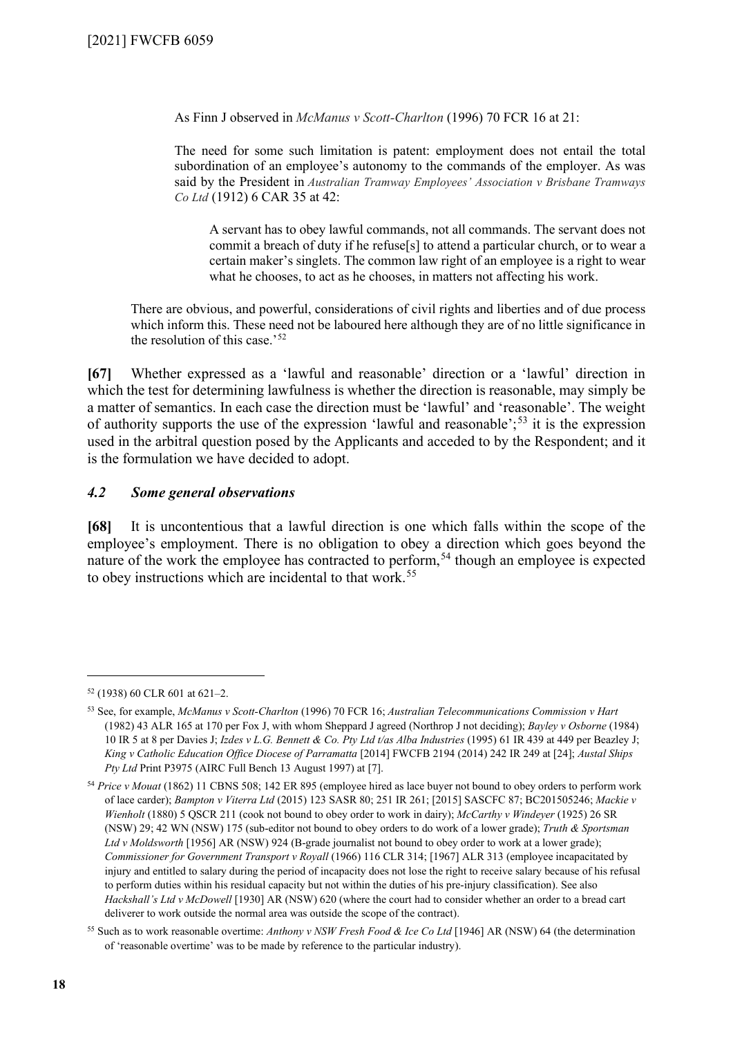> As Finn J observed in *McManus v Scott-Charlton* (1996) 70 FCR 16 at 21:
>
> > The need for some such limitation is patent: employment does not entail the total subordination of an employee's autonomy to the commands of the employer. As was said by the President in *Australian Tramway Employees' Association v Brisbane Tramways Co Ltd* (1912) 6 CAR 35 at 42:
> >
> > > A servant has to obey lawful commands, not all commands. The servant does not commit a breach of duty if he refuse[s] to attend a particular church, or to wear a certain maker's singlets. The common law right of an employee is a right to wear what he chooses, to act as he chooses, in matters not affecting his work.
>
> There are obvious, and powerful, considerations of civil rights and liberties and of due process which inform this. These need not be laboured here although they are of no little significance in the resolution of this case.'[52]

**[67]** Whether expressed as a 'lawful and reasonable' direction or a 'lawful' direction in which the test for determining lawfulness is whether the direction is reasonable, may simply be a matter of semantics. In each case the direction must be 'lawful' and 'reasonable'. The weight of authority supports the use of the expression 'lawful and reasonable';[53] it is the expression used in the arbitral question posed by the Applicants and acceded to by the Respondent; and it is the formulation we have decided to adopt.

### *4.2 Some general observations*

**[68]** It is uncontentious that a lawful direction is one which falls within the scope of the employee's employment. There is no obligation to obey a direction which goes beyond the nature of the work the employee has contracted to perform,[54] though an employee is expected to obey instructions which are incidental to that work.[55]

---

[52] (1938) 60 CLR 601 at 621–2.

[53] See, for example, *McManus v Scott-Charlton* (1996) 70 FCR 16; *Australian Telecommunications Commission v Hart* (1982) 43 ALR 165 at 170 per Fox J, with whom Sheppard J agreed (Northrop J not deciding); *Bayley v Osborne* (1984) 10 IR 5 at 8 per Davies J; *Izdes v L.G. Bennett & Co. Pty Ltd t/as Alba Industries* (1995) 61 IR 439 at 449 per Beazley J; *King v Catholic Education Office Diocese of Parramatta* [2014] FWCFB 2194 (2014) 242 IR 249 at [24]; *Austal Ships Pty Ltd* Print P3975 (AIRC Full Bench 13 August 1997) at [7].

[54] *Price v Mouat* (1862) 11 CBNS 508; 142 ER 895 (employee hired as lace buyer not bound to obey orders to perform work of lace carder); *Bampton v Viterra Ltd* (2015) 123 SASR 80; 251 IR 261; [2015] SASCFC 87; BC201505246; *Mackie v Wienholt* (1880) 5 QSCR 211 (cook not bound to obey order to work in dairy); *McCarthy v Windeyer* (1925) 26 SR (NSW) 29; 42 WN (NSW) 175 (sub-editor not bound to obey orders to do work of a lower grade); *Truth & Sportsman Ltd v Moldsworth* [1956] AR (NSW) 924 (B-grade journalist not bound to obey order to work at a lower grade); *Commissioner for Government Transport v Royall* (1966) 116 CLR 314; [1967] ALR 313 (employee incapacitated by injury and entitled to salary during the period of incapacity does not lose the right to receive salary because of his refusal to perform duties within his residual capacity but not within the duties of his pre-injury classification). See also *Hackshall's Ltd v McDowell* [1930] AR (NSW) 620 (where the court had to consider whether an order to a bread cart deliverer to work outside the normal area was outside the scope of the contract).

[55] Such as to work reasonable overtime: *Anthony v NSW Fresh Food & Ice Co Ltd* [1946] AR (NSW) 64 (the determination of 'reasonable overtime' was to be made by reference to the particular industry).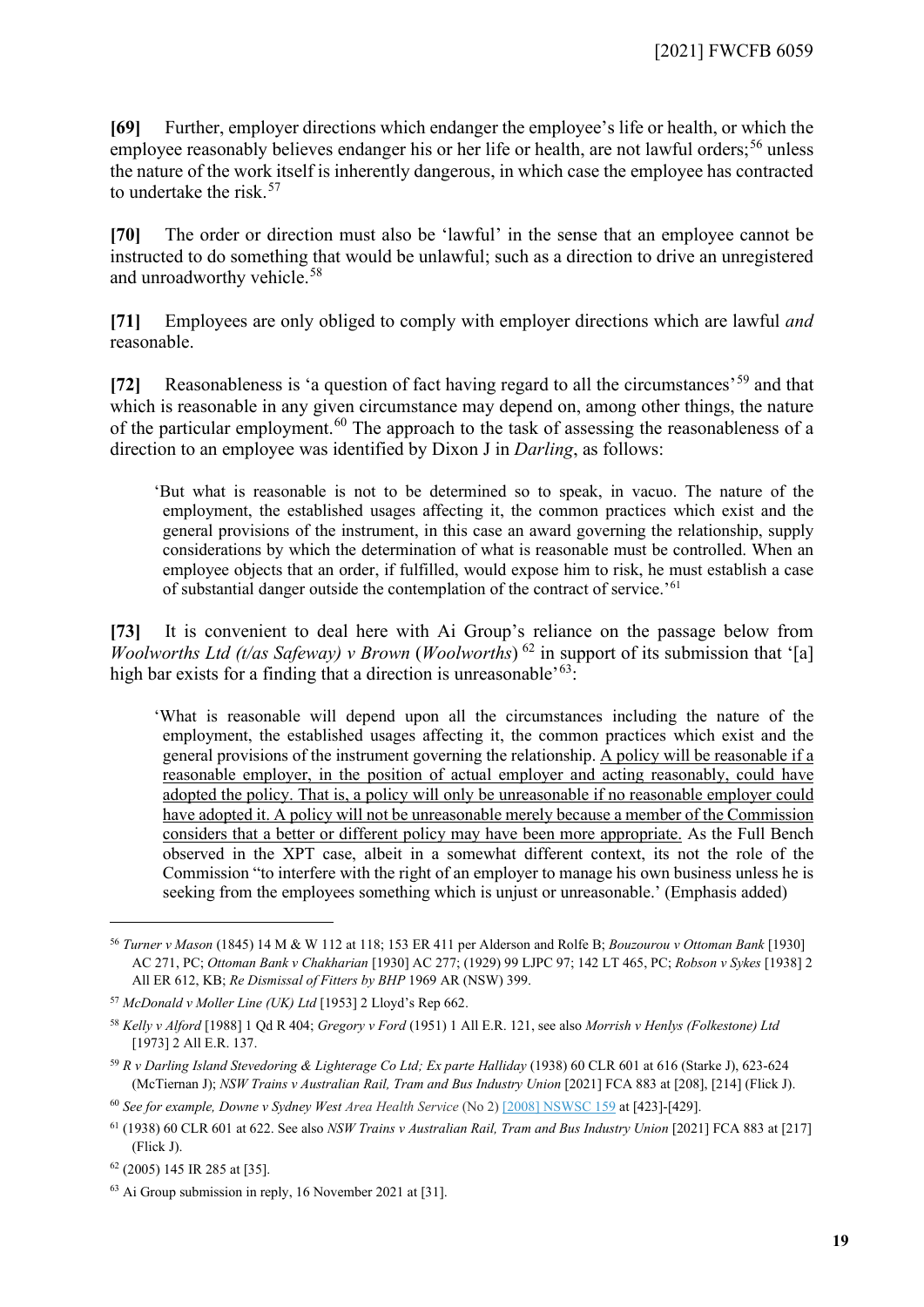**[69]** Further, employer directions which endanger the employee's life or health, or which the employee reasonably believes endanger his or her life or health, are not lawful orders;[56] unless the nature of the work itself is inherently dangerous, in which case the employee has contracted to undertake the risk.[57]

**[70]** The order or direction must also be 'lawful' in the sense that an employee cannot be instructed to do something that would be unlawful; such as a direction to drive an unregistered and unroadworthy vehicle.[58]

**[71]** Employees are only obliged to comply with employer directions which are lawful *and* reasonable.

**[72]** Reasonableness is 'a question of fact having regard to all the circumstances'[59] and that which is reasonable in any given circumstance may depend on, among other things, the nature of the particular employment.[60] The approach to the task of assessing the reasonableness of a direction to an employee was identified by Dixon J in *Darling*, as follows:

> 'But what is reasonable is not to be determined so to speak, in vacuo. The nature of the employment, the established usages affecting it, the common practices which exist and the general provisions of the instrument, in this case an award governing the relationship, supply considerations by which the determination of what is reasonable must be controlled. When an employee objects that an order, if fulfilled, would expose him to risk, he must establish a case of substantial danger outside the contemplation of the contract of service.'[61]

**[73]** It is convenient to deal here with Ai Group's reliance on the passage below from *Woolworths Ltd (t/as Safeway) v Brown* (*Woolworths*)[62] in support of its submission that '[a] high bar exists for a finding that a direction is unreasonable'[63]:

> 'What is reasonable will depend upon all the circumstances including the nature of the employment, the established usages affecting it, the common practices which exist and the general provisions of the instrument governing the relationship. <u>A policy will be reasonable if a reasonable employer, in the position of actual employer and acting reasonably, could have adopted the policy. That is, a policy will only be unreasonable if no reasonable employer could have adopted it. A policy will not be unreasonable merely because a member of the Commission considers that a better or different policy may have been more appropriate.</u> As the Full Bench observed in the XPT case, albeit in a somewhat different context, its not the role of the Commission "to interfere with the right of an employer to manage his own business unless he is seeking from the employees something which is unjust or unreasonable.' (Emphasis added)

---

[56] *Turner v Mason* (1845) 14 M & W 112 at 118; 153 ER 411 per Alderson and Rolfe B; *Bouzourou v Ottoman Bank* [1930] AC 271, PC; *Ottoman Bank v Chakharian* [1930] AC 277; (1929) 99 LJPC 97; 142 LT 465, PC; *Robson v Sykes* [1938] 2 All ER 612, KB; *Re Dismissal of Fitters by BHP* 1969 AR (NSW) 399.

[57] *McDonald v Moller Line (UK) Ltd* [1953] 2 Lloyd's Rep 662.

[58] *Kelly v Alford* [1988] 1 Qd R 404; *Gregory v Ford* (1951) 1 All E.R. 121, see also *Morrish v Henlys (Folkestone) Ltd* [1973] 2 All E.R. 137.

[59] *R v Darling Island Stevedoring & Lighterage Co Ltd; Ex parte Halliday* (1938) 60 CLR 601 at 616 (Starke J), 623-624 (McTiernan J); *NSW Trains v Australian Rail, Tram and Bus Industry Union* [2021] FCA 883 at [208], [214] (Flick J).

[60] *See for example, Downe v Sydney West Area Health Service* (No 2) [2008] NSWSC 159 at [423]-[429].

[61] (1938) 60 CLR 601 at 622. See also *NSW Trains v Australian Rail, Tram and Bus Industry Union* [2021] FCA 883 at [217] (Flick J).

[62] (2005) 145 IR 285 at [35].

[63] Ai Group submission in reply, 16 November 2021 at [31].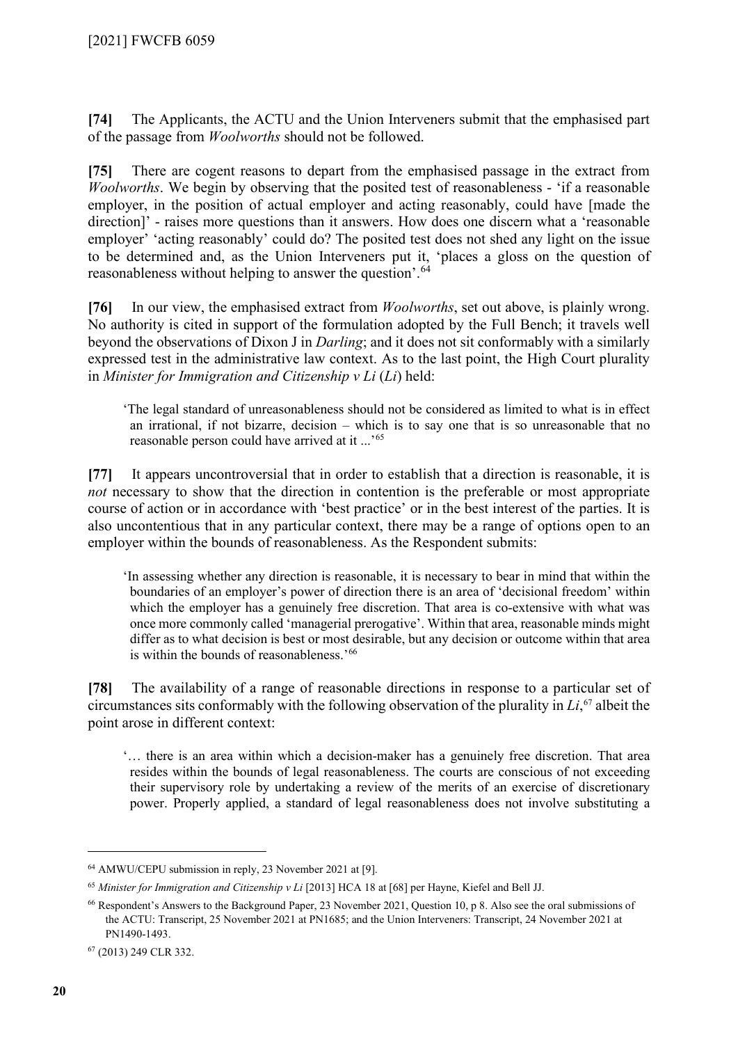**[74]** The Applicants, the ACTU and the Union Interveners submit that the emphasised part of the passage from *Woolworths* should not be followed.

**[75]** There are cogent reasons to depart from the emphasised passage in the extract from *Woolworths*. We begin by observing that the posited test of reasonableness - 'if a reasonable employer, in the position of actual employer and acting reasonably, could have [made the direction]' - raises more questions than it answers. How does one discern what a 'reasonable employer' 'acting reasonably' could do? The posited test does not shed any light on the issue to be determined and, as the Union Interveners put it, 'places a gloss on the question of reasonableness without helping to answer the question'.[64]

**[76]** In our view, the emphasised extract from *Woolworths*, set out above, is plainly wrong. No authority is cited in support of the formulation adopted by the Full Bench; it travels well beyond the observations of Dixon J in *Darling*; and it does not sit conformably with a similarly expressed test in the administrative law context. As to the last point, the High Court plurality in *Minister for Immigration and Citizenship v Li* (*Li*) held:

> 'The legal standard of unreasonableness should not be considered as limited to what is in effect an irrational, if not bizarre, decision – which is to say one that is so unreasonable that no reasonable person could have arrived at it ...'[65]

**[77]** It appears uncontroversial that in order to establish that a direction is reasonable, it is *not* necessary to show that the direction in contention is the preferable or most appropriate course of action or in accordance with 'best practice' or in the best interest of the parties. It is also uncontentious that in any particular context, there may be a range of options open to an employer within the bounds of reasonableness. As the Respondent submits:

> 'In assessing whether any direction is reasonable, it is necessary to bear in mind that within the boundaries of an employer's power of direction there is an area of 'decisional freedom' within which the employer has a genuinely free discretion. That area is co-extensive with what was once more commonly called 'managerial prerogative'. Within that area, reasonable minds might differ as to what decision is best or most desirable, but any decision or outcome within that area is within the bounds of reasonableness.'[66]

**[78]** The availability of a range of reasonable directions in response to a particular set of circumstances sits conformably with the following observation of the plurality in *Li*,[67] albeit the point arose in different context:

> '… there is an area within which a decision-maker has a genuinely free discretion. That area resides within the bounds of legal reasonableness. The courts are conscious of not exceeding their supervisory role by undertaking a review of the merits of an exercise of discretionary power. Properly applied, a standard of legal reasonableness does not involve substituting a

---

[64] AMWU/CEPU submission in reply, 23 November 2021 at [9].

[65] *Minister for Immigration and Citizenship v Li* [2013] HCA 18 at [68] per Hayne, Kiefel and Bell JJ.

[66] Respondent's Answers to the Background Paper, 23 November 2021, Question 10, p 8. Also see the oral submissions of the ACTU: Transcript, 25 November 2021 at PN1685; and the Union Interveners: Transcript, 24 November 2021 at PN1490-1493.

[67] (2013) 249 CLR 332.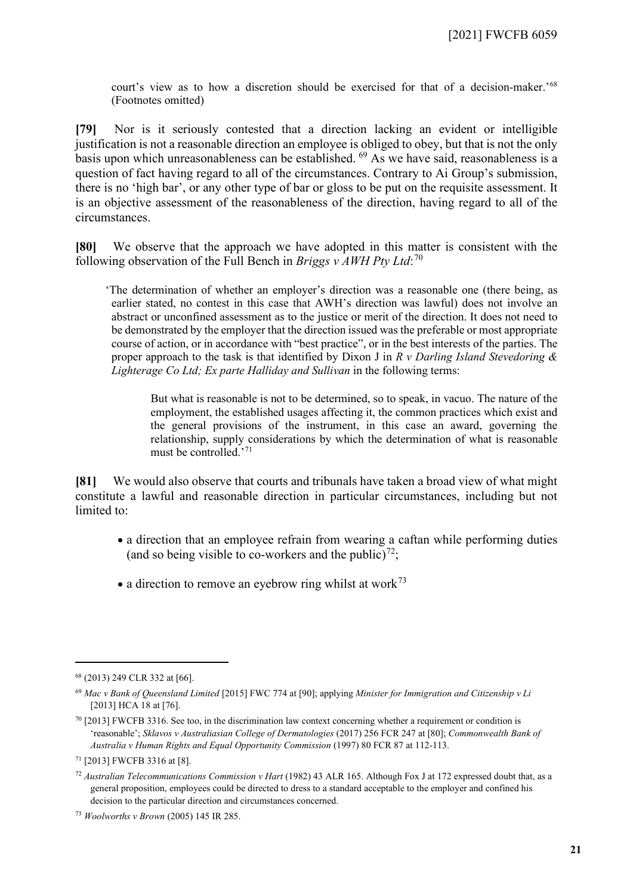court's view as to how a discretion should be exercised for that of a decision-maker.'[68] (Footnotes omitted)

**[79]** Nor is it seriously contested that a direction lacking an evident or intelligible justification is not a reasonable direction an employee is obliged to obey, but that is not the only basis upon which unreasonableness can be established. [69] As we have said, reasonableness is a question of fact having regard to all of the circumstances. Contrary to Ai Group's submission, there is no 'high bar', or any other type of bar or gloss to be put on the requisite assessment. It is an objective assessment of the reasonableness of the direction, having regard to all of the circumstances.

**[80]** We observe that the approach we have adopted in this matter is consistent with the following observation of the Full Bench in *Briggs v AWH Pty Ltd*:[70]

> 'The determination of whether an employer's direction was a reasonable one (there being, as earlier stated, no contest in this case that AWH's direction was lawful) does not involve an abstract or unconfined assessment as to the justice or merit of the direction. It does not need to be demonstrated by the employer that the direction issued was the preferable or most appropriate course of action, or in accordance with "best practice", or in the best interests of the parties. The proper approach to the task is that identified by Dixon J in *R v Darling Island Stevedoring & Lighterage Co Ltd; Ex parte Halliday and Sullivan* in the following terms:
>
> > But what is reasonable is not to be determined, so to speak, in vacuo. The nature of the employment, the established usages affecting it, the common practices which exist and the general provisions of the instrument, in this case an award, governing the relationship, supply considerations by which the determination of what is reasonable must be controlled.'[71]

**[81]** We would also observe that courts and tribunals have taken a broad view of what might constitute a lawful and reasonable direction in particular circumstances, including but not limited to:

- a direction that an employee refrain from wearing a caftan while performing duties (and so being visible to co-workers and the public)[72];
- a direction to remove an eyebrow ring whilst at work[73]

---

[68] (2013) 249 CLR 332 at [66].

[69] *Mac v Bank of Queensland Limited* [2015] FWC 774 at [90]; applying *Minister for Immigration and Citizenship v Li* [2013] HCA 18 at [76].

[70] [2013] FWCFB 3316. See too, in the discrimination law context concerning whether a requirement or condition is 'reasonable'; *Sklavos v Australiasian College of Dermatologies* (2017) 256 FCR 247 at [80]; *Commonwealth Bank of Australia v Human Rights and Equal Opportunity Commission* (1997) 80 FCR 87 at 112-113.

[71] [2013] FWCFB 3316 at [8].

[72] *Australian Telecommunications Commission v Hart* (1982) 43 ALR 165. Although Fox J at 172 expressed doubt that, as a general proposition, employees could be directed to dress to a standard acceptable to the employer and confined his decision to the particular direction and circumstances concerned.

[73] *Woolworths v Brown* (2005) 145 IR 285.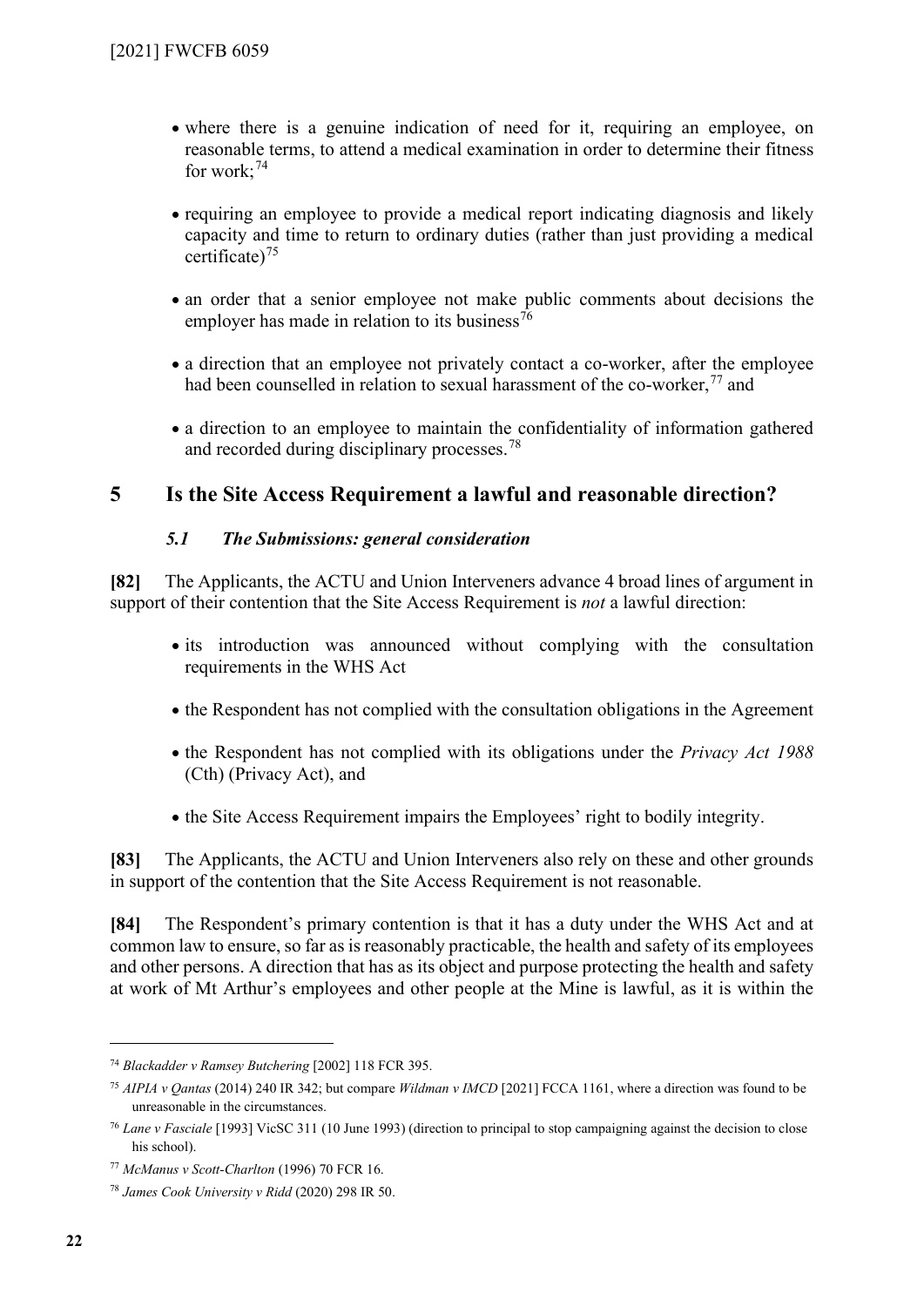- where there is a genuine indication of need for it, requiring an employee, on reasonable terms, to attend a medical examination in order to determine their fitness for work;[74]
- requiring an employee to provide a medical report indicating diagnosis and likely capacity and time to return to ordinary duties (rather than just providing a medical certificate)[75]
- an order that a senior employee not make public comments about decisions the employer has made in relation to its business[76]
- a direction that an employee not privately contact a co-worker, after the employee had been counselled in relation to sexual harassment of the co-worker,[77] and
- a direction to an employee to maintain the confidentiality of information gathered and recorded during disciplinary processes.[78]

## 5 Is the Site Access Requirement a lawful and reasonable direction?

### *5.1 The Submissions: general consideration*

**[82]** The Applicants, the ACTU and Union Interveners advance 4 broad lines of argument in support of their contention that the Site Access Requirement is *not* a lawful direction:

- its introduction was announced without complying with the consultation requirements in the WHS Act
- the Respondent has not complied with the consultation obligations in the Agreement
- the Respondent has not complied with its obligations under the *Privacy Act 1988* (Cth) (Privacy Act), and
- the Site Access Requirement impairs the Employees' right to bodily integrity.

**[83]** The Applicants, the ACTU and Union Interveners also rely on these and other grounds in support of the contention that the Site Access Requirement is not reasonable.

**[84]** The Respondent's primary contention is that it has a duty under the WHS Act and at common law to ensure, so far as is reasonably practicable, the health and safety of its employees and other persons. A direction that has as its object and purpose protecting the health and safety at work of Mt Arthur's employees and other people at the Mine is lawful, as it is within the

---

[74] *Blackadder v Ramsey Butchering* [2002] 118 FCR 395.

[75] *AIPIA v Qantas* (2014) 240 IR 342; but compare *Wildman v IMCD* [2021] FCCA 1161, where a direction was found to be unreasonable in the circumstances.

[76] *Lane v Fasciale* [1993] VicSC 311 (10 June 1993) (direction to principal to stop campaigning against the decision to close his school).

[77] *McManus v Scott-Charlton* (1996) 70 FCR 16.

[78] *James Cook University v Ridd* (2020) 298 IR 50.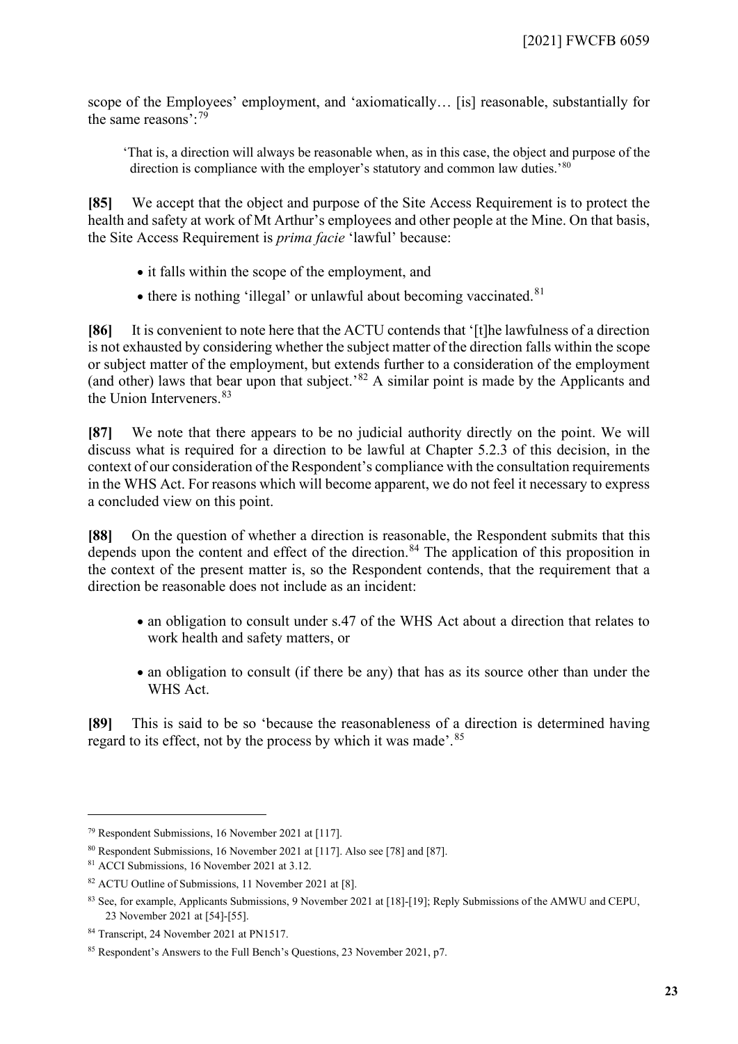scope of the Employees' employment, and 'axiomatically… [is] reasonable, substantially for the same reasons':[79]

> 'That is, a direction will always be reasonable when, as in this case, the object and purpose of the direction is compliance with the employer's statutory and common law duties.'[80]

**[85]** We accept that the object and purpose of the Site Access Requirement is to protect the health and safety at work of Mt Arthur's employees and other people at the Mine. On that basis, the Site Access Requirement is *prima facie* 'lawful' because:

- it falls within the scope of the employment, and
- there is nothing 'illegal' or unlawful about becoming vaccinated.[81]

**[86]** It is convenient to note here that the ACTU contends that '[t]he lawfulness of a direction is not exhausted by considering whether the subject matter of the direction falls within the scope or subject matter of the employment, but extends further to a consideration of the employment (and other) laws that bear upon that subject.'[82] A similar point is made by the Applicants and the Union Interveners.[83]

**[87]** We note that there appears to be no judicial authority directly on the point. We will discuss what is required for a direction to be lawful at Chapter 5.2.3 of this decision, in the context of our consideration of the Respondent's compliance with the consultation requirements in the WHS Act. For reasons which will become apparent, we do not feel it necessary to express a concluded view on this point.

**[88]** On the question of whether a direction is reasonable, the Respondent submits that this depends upon the content and effect of the direction.[84] The application of this proposition in the context of the present matter is, so the Respondent contends, that the requirement that a direction be reasonable does not include as an incident:

- an obligation to consult under s.47 of the WHS Act about a direction that relates to work health and safety matters, or
- an obligation to consult (if there be any) that has as its source other than under the WHS Act.

**[89]** This is said to be so 'because the reasonableness of a direction is determined having regard to its effect, not by the process by which it was made'.[85]

---

[79] Respondent Submissions, 16 November 2021 at [117].

[80] Respondent Submissions, 16 November 2021 at [117]. Also see [78] and [87].

[81] ACCI Submissions, 16 November 2021 at 3.12.

[82] ACTU Outline of Submissions, 11 November 2021 at [8].

[83] See, for example, Applicants Submissions, 9 November 2021 at [18]-[19]; Reply Submissions of the AMWU and CEPU, 23 November 2021 at [54]-[55].

[84] Transcript, 24 November 2021 at PN1517.

[85] Respondent's Answers to the Full Bench's Questions, 23 November 2021, p7.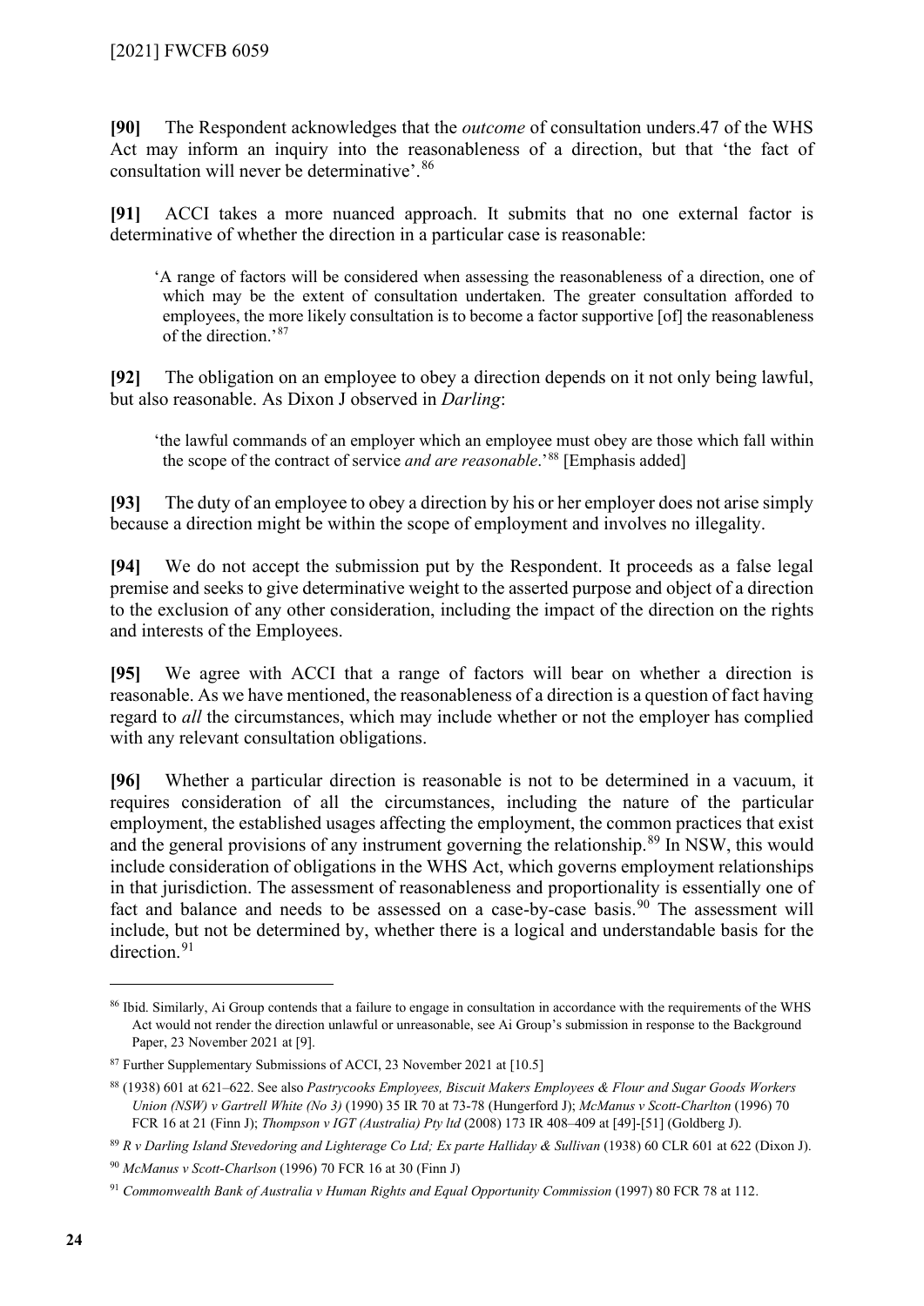**[90]** The Respondent acknowledges that the *outcome* of consultation unders.47 of the WHS Act may inform an inquiry into the reasonableness of a direction, but that 'the fact of consultation will never be determinative'.[86]

**[91]** ACCI takes a more nuanced approach. It submits that no one external factor is determinative of whether the direction in a particular case is reasonable:

> 'A range of factors will be considered when assessing the reasonableness of a direction, one of which may be the extent of consultation undertaken. The greater consultation afforded to employees, the more likely consultation is to become a factor supportive [of] the reasonableness of the direction.'[87]

**[92]** The obligation on an employee to obey a direction depends on it not only being lawful, but also reasonable. As Dixon J observed in *Darling*:

> 'the lawful commands of an employer which an employee must obey are those which fall within the scope of the contract of service *and are reasonable*.'[88] [Emphasis added]

**[93]** The duty of an employee to obey a direction by his or her employer does not arise simply because a direction might be within the scope of employment and involves no illegality.

**[94]** We do not accept the submission put by the Respondent. It proceeds as a false legal premise and seeks to give determinative weight to the asserted purpose and object of a direction to the exclusion of any other consideration, including the impact of the direction on the rights and interests of the Employees.

**[95]** We agree with ACCI that a range of factors will bear on whether a direction is reasonable. As we have mentioned, the reasonableness of a direction is a question of fact having regard to *all* the circumstances, which may include whether or not the employer has complied with any relevant consultation obligations.

**[96]** Whether a particular direction is reasonable is not to be determined in a vacuum, it requires consideration of all the circumstances, including the nature of the particular employment, the established usages affecting the employment, the common practices that exist and the general provisions of any instrument governing the relationship.[89] In NSW, this would include consideration of obligations in the WHS Act, which governs employment relationships in that jurisdiction. The assessment of reasonableness and proportionality is essentially one of fact and balance and needs to be assessed on a case-by-case basis.[90] The assessment will include, but not be determined by, whether there is a logical and understandable basis for the direction.[91]

---

[86] Ibid. Similarly, Ai Group contends that a failure to engage in consultation in accordance with the requirements of the WHS Act would not render the direction unlawful or unreasonable, see Ai Group's submission in response to the Background Paper, 23 November 2021 at [9].

[87] Further Supplementary Submissions of ACCI, 23 November 2021 at [10.5]

[88] (1938) 601 at 621–622. See also *Pastrycooks Employees, Biscuit Makers Employees & Flour and Sugar Goods Workers Union (NSW) v Gartrell White (No 3)* (1990) 35 IR 70 at 73-78 (Hungerford J); *McManus v Scott-Charlton* (1996) 70 FCR 16 at 21 (Finn J); *Thompson v IGT (Australia) Pty ltd* (2008) 173 IR 408–409 at [49]-[51] (Goldberg J).

[89] *R v Darling Island Stevedoring and Lighterage Co Ltd; Ex parte Halliday & Sullivan* (1938) 60 CLR 601 at 622 (Dixon J).

[90] *McManus v Scott-Charlson* (1996) 70 FCR 16 at 30 (Finn J)

[91] *Commonwealth Bank of Australia v Human Rights and Equal Opportunity Commission* (1997) 80 FCR 78 at 112.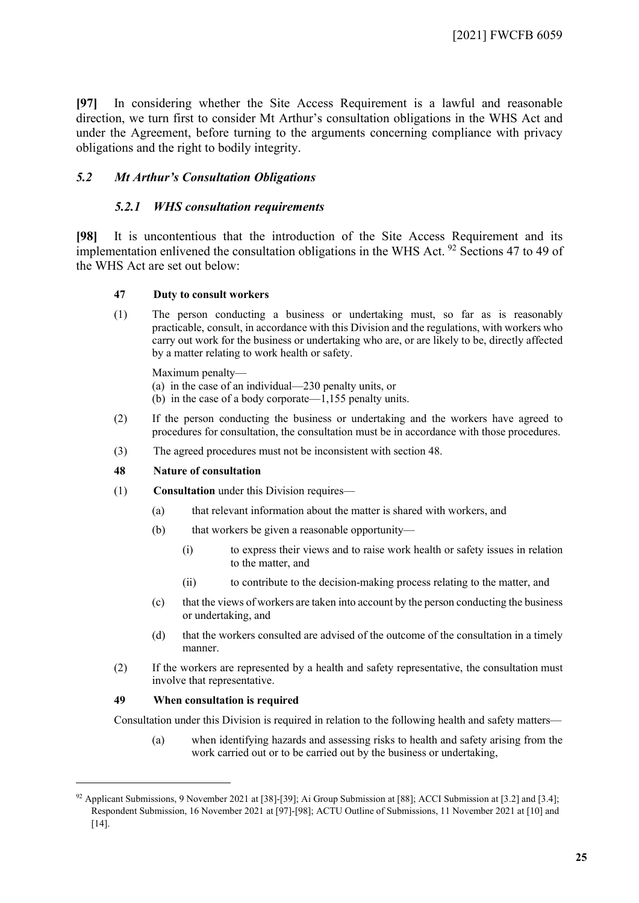**[97]** In considering whether the Site Access Requirement is a lawful and reasonable direction, we turn first to consider Mt Arthur's consultation obligations in the WHS Act and under the Agreement, before turning to the arguments concerning compliance with privacy obligations and the right to bodily integrity.

## *5.2 Mt Arthur's Consultation Obligations*

### *5.2.1 WHS consultation requirements*

**[98]** It is uncontentious that the introduction of the Site Access Requirement and its implementation enlivened the consultation obligations in the WHS Act. [92] Sections 47 to 49 of the WHS Act are set out below:

> **47 Duty to consult workers**
>
> (1) The person conducting a business or undertaking must, so far as is reasonably practicable, consult, in accordance with this Division and the regulations, with workers who carry out work for the business or undertaking who are, or are likely to be, directly affected by a matter relating to work health or safety.
>
> Maximum penalty—
> (a) in the case of an individual—230 penalty units, or
> (b) in the case of a body corporate—1,155 penalty units.
>
> (2) If the person conducting the business or undertaking and the workers have agreed to procedures for consultation, the consultation must be in accordance with those procedures.
>
> (3) The agreed procedures must not be inconsistent with section 48.
>
> **48 Nature of consultation**
>
> (1) **Consultation** under this Division requires—
>
> (a) that relevant information about the matter is shared with workers, and
>
> (b) that workers be given a reasonable opportunity—
>
> (i) to express their views and to raise work health or safety issues in relation to the matter, and
>
> (ii) to contribute to the decision-making process relating to the matter, and
>
> (c) that the views of workers are taken into account by the person conducting the business or undertaking, and
>
> (d) that the workers consulted are advised of the outcome of the consultation in a timely manner.
>
> (2) If the workers are represented by a health and safety representative, the consultation must involve that representative.
>
> **49 When consultation is required**
>
> Consultation under this Division is required in relation to the following health and safety matters—
>
> (a) when identifying hazards and assessing risks to health and safety arising from the work carried out or to be carried out by the business or undertaking,

---

[92] Applicant Submissions, 9 November 2021 at [38]-[39]; Ai Group Submission at [88]; ACCI Submission at [3.2] and [3.4]; Respondent Submission, 16 November 2021 at [97]-[98]; ACTU Outline of Submissions, 11 November 2021 at [10] and [14].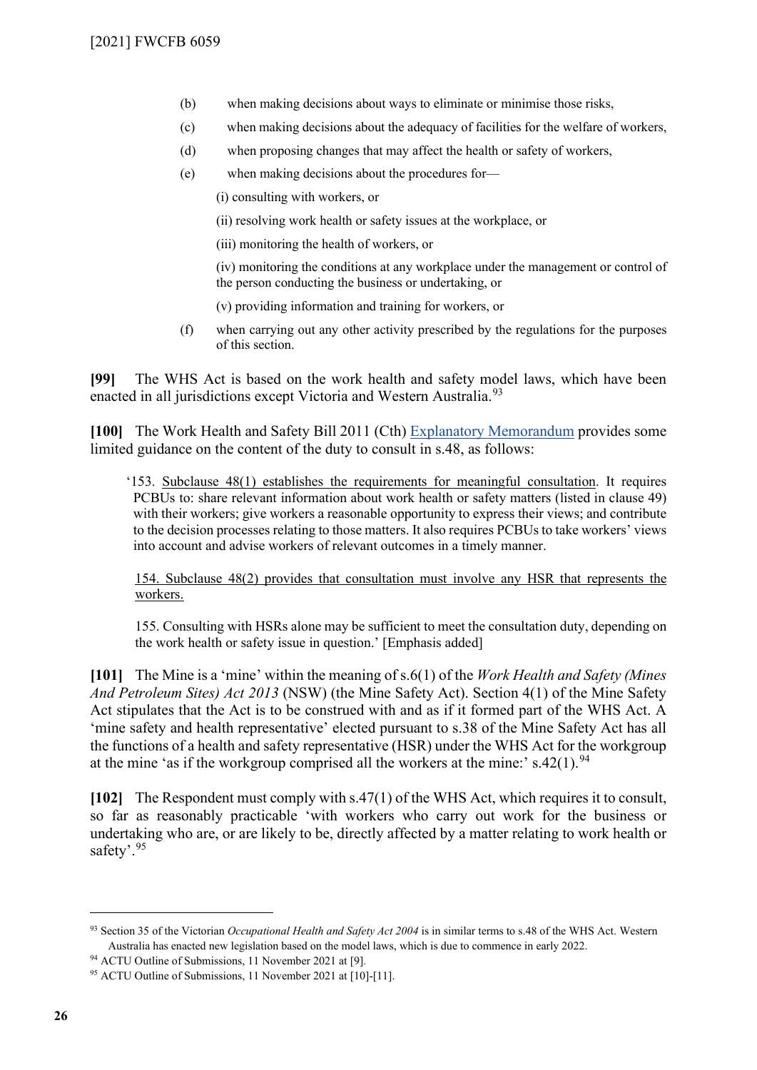(b) when making decisions about ways to eliminate or minimise those risks,

(c) when making decisions about the adequacy of facilities for the welfare of workers,

(d) when proposing changes that may affect the health or safety of workers,

(e) when making decisions about the procedures for—

(i) consulting with workers, or

(ii) resolving work health or safety issues at the workplace, or

(iii) monitoring the health of workers, or

(iv) monitoring the conditions at any workplace under the management or control of the person conducting the business or undertaking, or

(v) providing information and training for workers, or

(f) when carrying out any other activity prescribed by the regulations for the purposes of this section.

**[99]** The WHS Act is based on the work health and safety model laws, which have been enacted in all jurisdictions except Victoria and Western Australia.[93]

**[100]** The Work Health and Safety Bill 2011 (Cth) Explanatory Memorandum provides some limited guidance on the content of the duty to consult in s.48, as follows:

> '153. Subclause 48(1) establishes the requirements for meaningful consultation. It requires PCBUs to: share relevant information about work health or safety matters (listed in clause 49) with their workers; give workers a reasonable opportunity to express their views; and contribute to the decision processes relating to those matters. It also requires PCBUs to take workers' views into account and advise workers of relevant outcomes in a timely manner.
>
> 154. Subclause 48(2) provides that consultation must involve any HSR that represents the workers.
>
> 155. Consulting with HSRs alone may be sufficient to meet the consultation duty, depending on the work health or safety issue in question.' [Emphasis added]

**[101]** The Mine is a 'mine' within the meaning of s.6(1) of the *Work Health and Safety (Mines And Petroleum Sites) Act 2013* (NSW) (the Mine Safety Act). Section 4(1) of the Mine Safety Act stipulates that the Act is to be construed with and as if it formed part of the WHS Act. A 'mine safety and health representative' elected pursuant to s.38 of the Mine Safety Act has all the functions of a health and safety representative (HSR) under the WHS Act for the workgroup at the mine 'as if the workgroup comprised all the workers at the mine:' s.42(1).[94]

**[102]** The Respondent must comply with s.47(1) of the WHS Act, which requires it to consult, so far as reasonably practicable 'with workers who carry out work for the business or undertaking who are, or are likely to be, directly affected by a matter relating to work health or safety'.[95]

---

[93] Section 35 of the Victorian *Occupational Health and Safety Act 2004* is in similar terms to s.48 of the WHS Act. Western Australia has enacted new legislation based on the model laws, which is due to commence in early 2022.

[94] ACTU Outline of Submissions, 11 November 2021 at [9].

[95] ACTU Outline of Submissions, 11 November 2021 at [10]-[11].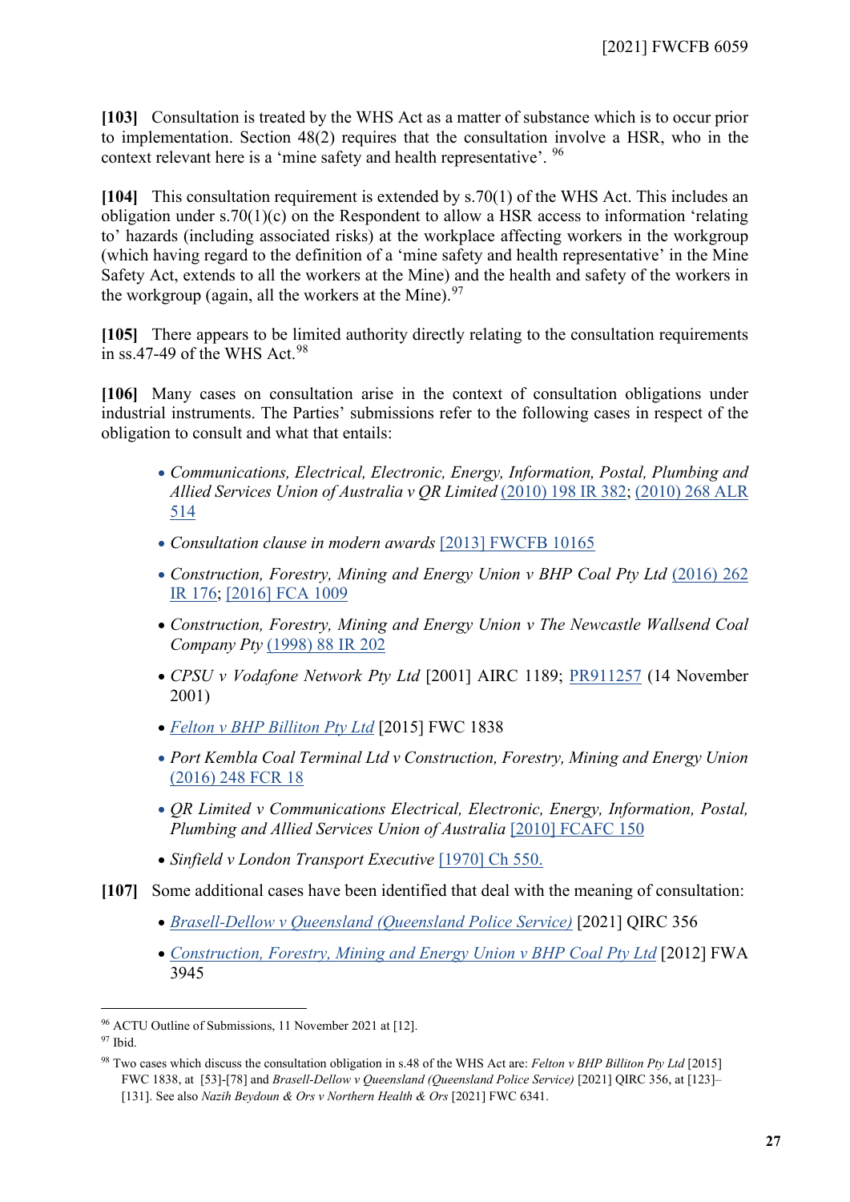**[103]** Consultation is treated by the WHS Act as a matter of substance which is to occur prior to implementation. Section 48(2) requires that the consultation involve a HSR, who in the context relevant here is a 'mine safety and health representative'. [96]

**[104]** This consultation requirement is extended by s.70(1) of the WHS Act. This includes an obligation under s.70(1)(c) on the Respondent to allow a HSR access to information 'relating to' hazards (including associated risks) at the workplace affecting workers in the workgroup (which having regard to the definition of a 'mine safety and health representative' in the Mine Safety Act, extends to all the workers at the Mine) and the health and safety of the workers in the workgroup (again, all the workers at the Mine).[97]

**[105]** There appears to be limited authority directly relating to the consultation requirements in ss.47-49 of the WHS Act.[98]

**[106]** Many cases on consultation arise in the context of consultation obligations under industrial instruments. The Parties' submissions refer to the following cases in respect of the obligation to consult and what that entails:

- *Communications, Electrical, Electronic, Energy, Information, Postal, Plumbing and Allied Services Union of Australia v QR Limited* (2010) 198 IR 382; (2010) 268 ALR 514
- *Consultation clause in modern awards* [2013] FWCFB 10165
- *Construction, Forestry, Mining and Energy Union v BHP Coal Pty Ltd* (2016) 262 IR 176; [2016] FCA 1009
- *Construction, Forestry, Mining and Energy Union v The Newcastle Wallsend Coal Company Pty* (1998) 88 IR 202
- *CPSU v Vodafone Network Pty Ltd* [2001] AIRC 1189; PR911257 (14 November 2001)
- *Felton v BHP Billiton Pty Ltd* [2015] FWC 1838
- *Port Kembla Coal Terminal Ltd v Construction, Forestry, Mining and Energy Union* (2016) 248 FCR 18
- *QR Limited v Communications Electrical, Electronic, Energy, Information, Postal, Plumbing and Allied Services Union of Australia* [2010] FCAFC 150
- *Sinfield v London Transport Executive* [1970] Ch 550.

**[107]** Some additional cases have been identified that deal with the meaning of consultation:

- *Brasell-Dellow v Queensland (Queensland Police Service)* [2021] QIRC 356
- *Construction, Forestry, Mining and Energy Union v BHP Coal Pty Ltd* [2012] FWA 3945

---

[96] ACTU Outline of Submissions, 11 November 2021 at [12].

[97] Ibid.

[98] Two cases which discuss the consultation obligation in s.48 of the WHS Act are: *Felton v BHP Billiton Pty Ltd* [2015] FWC 1838, at [53]-[78] and *Brasell-Dellow v Queensland (Queensland Police Service)* [2021] QIRC 356, at [123]–[131]. See also *Nazih Beydoun & Ors v Northern Health & Ors* [2021] FWC 6341.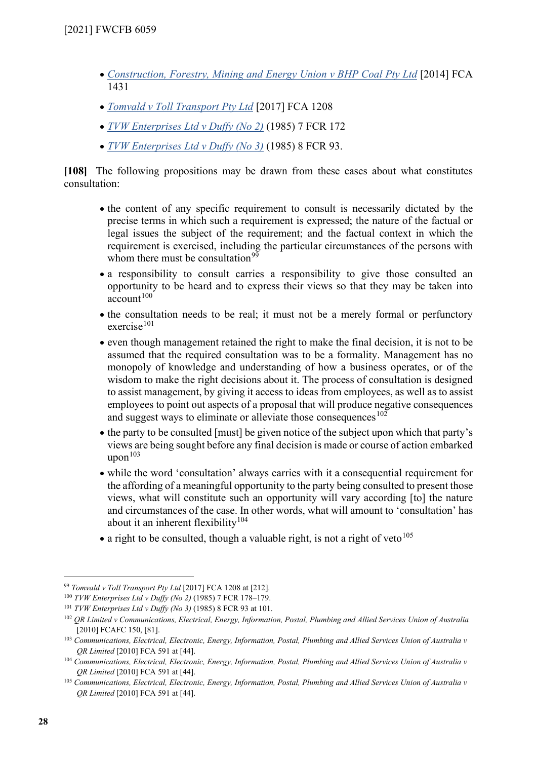- *Construction, Forestry, Mining and Energy Union v BHP Coal Pty Ltd* [2014] FCA 1431
- *Tomvald v Toll Transport Pty Ltd* [2017] FCA 1208
- *TVW Enterprises Ltd v Duffy (No 2)* (1985) 7 FCR 172
- *TVW Enterprises Ltd v Duffy (No 3)* (1985) 8 FCR 93.

**[108]** The following propositions may be drawn from these cases about what constitutes consultation:

- the content of any specific requirement to consult is necessarily dictated by the precise terms in which such a requirement is expressed; the nature of the factual or legal issues the subject of the requirement; and the factual context in which the requirement is exercised, including the particular circumstances of the persons with whom there must be consultation[99]
- a responsibility to consult carries a responsibility to give those consulted an opportunity to be heard and to express their views so that they may be taken into account[100]
- the consultation needs to be real; it must not be a merely formal or perfunctory exercise[101]
- even though management retained the right to make the final decision, it is not to be assumed that the required consultation was to be a formality. Management has no monopoly of knowledge and understanding of how a business operates, or of the wisdom to make the right decisions about it. The process of consultation is designed to assist management, by giving it access to ideas from employees, as well as to assist employees to point out aspects of a proposal that will produce negative consequences and suggest ways to eliminate or alleviate those consequences[102]
- the party to be consulted [must] be given notice of the subject upon which that party's views are being sought before any final decision is made or course of action embarked upon[103]
- while the word 'consultation' always carries with it a consequential requirement for the affording of a meaningful opportunity to the party being consulted to present those views, what will constitute such an opportunity will vary according [to] the nature and circumstances of the case. In other words, what will amount to 'consultation' has about it an inherent flexibility[104]
- a right to be consulted, though a valuable right, is not a right of veto[105]

---

[99] *Tomvald v Toll Transport Pty Ltd* [2017] FCA 1208 at [212].

[100] *TVW Enterprises Ltd v Duffy (No 2)* (1985) 7 FCR 178–179.

[101] *TVW Enterprises Ltd v Duffy (No 3)* (1985) 8 FCR 93 at 101.

[102] *QR Limited v Communications, Electrical, Energy, Information, Postal, Plumbing and Allied Services Union of Australia* [2010] FCAFC 150, [81].

[103] *Communications, Electrical, Electronic, Energy, Information, Postal, Plumbing and Allied Services Union of Australia v QR Limited* [2010] FCA 591 at [44].

[104] *Communications, Electrical, Electronic, Energy, Information, Postal, Plumbing and Allied Services Union of Australia v QR Limited* [2010] FCA 591 at [44].

[105] *Communications, Electrical, Electronic, Energy, Information, Postal, Plumbing and Allied Services Union of Australia v QR Limited* [2010] FCA 591 at [44].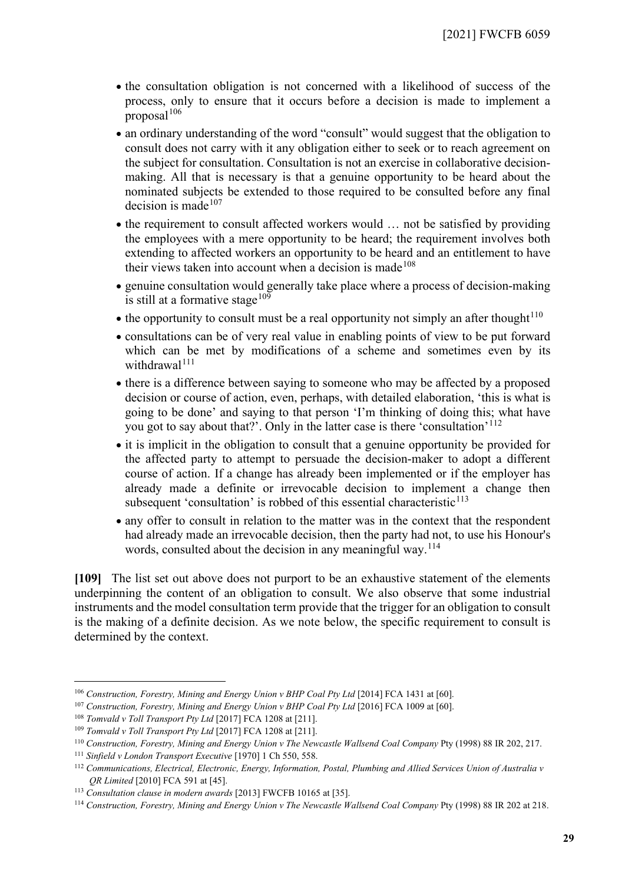- the consultation obligation is not concerned with a likelihood of success of the process, only to ensure that it occurs before a decision is made to implement a proposal[106]
- an ordinary understanding of the word "consult" would suggest that the obligation to consult does not carry with it any obligation either to seek or to reach agreement on the subject for consultation. Consultation is not an exercise in collaborative decision-making. All that is necessary is that a genuine opportunity to be heard about the nominated subjects be extended to those required to be consulted before any final decision is made[107]
- the requirement to consult affected workers would … not be satisfied by providing the employees with a mere opportunity to be heard; the requirement involves both extending to affected workers an opportunity to be heard and an entitlement to have their views taken into account when a decision is made[108]
- genuine consultation would generally take place where a process of decision-making is still at a formative stage[109]
- the opportunity to consult must be a real opportunity not simply an after thought[110]
- consultations can be of very real value in enabling points of view to be put forward which can be met by modifications of a scheme and sometimes even by its withdrawal[111]
- there is a difference between saying to someone who may be affected by a proposed decision or course of action, even, perhaps, with detailed elaboration, 'this is what is going to be done' and saying to that person 'I'm thinking of doing this; what have you got to say about that?'. Only in the latter case is there 'consultation'[112]
- it is implicit in the obligation to consult that a genuine opportunity be provided for the affected party to attempt to persuade the decision-maker to adopt a different course of action. If a change has already been implemented or if the employer has already made a definite or irrevocable decision to implement a change then subsequent 'consultation' is robbed of this essential characteristic[113]
- any offer to consult in relation to the matter was in the context that the respondent had already made an irrevocable decision, then the party had not, to use his Honour's words, consulted about the decision in any meaningful way.[114]

**[109]** The list set out above does not purport to be an exhaustive statement of the elements underpinning the content of an obligation to consult. We also observe that some industrial instruments and the model consultation term provide that the trigger for an obligation to consult is the making of a definite decision. As we note below, the specific requirement to consult is determined by the context.

---

[106] *Construction, Forestry, Mining and Energy Union v BHP Coal Pty Ltd* [2014] FCA 1431 at [60].

[107] *Construction, Forestry, Mining and Energy Union v BHP Coal Pty Ltd* [2016] FCA 1009 at [60].

[108] *Tomvald v Toll Transport Pty Ltd* [2017] FCA 1208 at [211].

[109] *Tomvald v Toll Transport Pty Ltd* [2017] FCA 1208 at [211].

[110] *Construction, Forestry, Mining and Energy Union v The Newcastle Wallsend Coal Company* Pty (1998) 88 IR 202, 217.

[111] *Sinfield v London Transport Executive* [1970] 1 Ch 550, 558.

[112] *Communications, Electrical, Electronic, Energy, Information, Postal, Plumbing and Allied Services Union of Australia v QR Limited* [2010] FCA 591 at [45].

[113] *Consultation clause in modern awards* [2013] FWCFB 10165 at [35].

[114] *Construction, Forestry, Mining and Energy Union v The Newcastle Wallsend Coal Company* Pty (1998) 88 IR 202 at 218.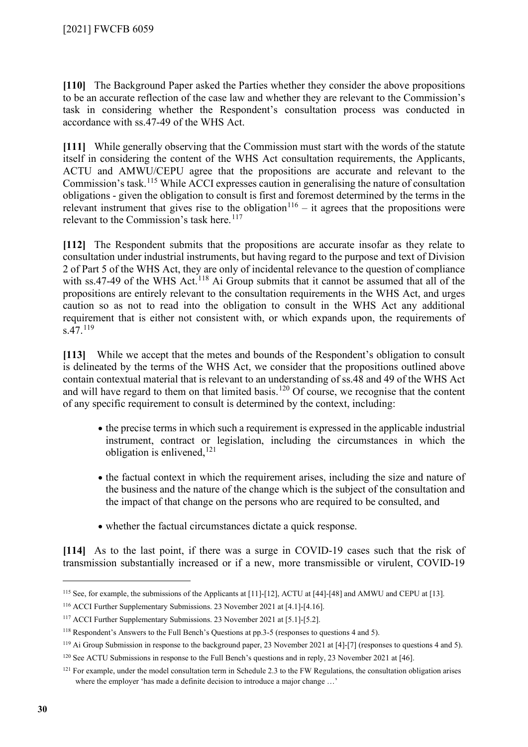**[110]** The Background Paper asked the Parties whether they consider the above propositions to be an accurate reflection of the case law and whether they are relevant to the Commission's task in considering whether the Respondent's consultation process was conducted in accordance with ss.47-49 of the WHS Act.

**[111]** While generally observing that the Commission must start with the words of the statute itself in considering the content of the WHS Act consultation requirements, the Applicants, ACTU and AMWU/CEPU agree that the propositions are accurate and relevant to the Commission's task.[115] While ACCI expresses caution in generalising the nature of consultation obligations - given the obligation to consult is first and foremost determined by the terms in the relevant instrument that gives rise to the obligation[116] – it agrees that the propositions were relevant to the Commission's task here.[117]

**[112]** The Respondent submits that the propositions are accurate insofar as they relate to consultation under industrial instruments, but having regard to the purpose and text of Division 2 of Part 5 of the WHS Act, they are only of incidental relevance to the question of compliance with ss.47-49 of the WHS Act.[118] Ai Group submits that it cannot be assumed that all of the propositions are entirely relevant to the consultation requirements in the WHS Act, and urges caution so as not to read into the obligation to consult in the WHS Act any additional requirement that is either not consistent with, or which expands upon, the requirements of s.47.[119]

**[113]** While we accept that the metes and bounds of the Respondent's obligation to consult is delineated by the terms of the WHS Act, we consider that the propositions outlined above contain contextual material that is relevant to an understanding of ss.48 and 49 of the WHS Act and will have regard to them on that limited basis.[120] Of course, we recognise that the content of any specific requirement to consult is determined by the context, including:

- the precise terms in which such a requirement is expressed in the applicable industrial instrument, contract or legislation, including the circumstances in which the obligation is enlivened,[121]
- the factual context in which the requirement arises, including the size and nature of the business and the nature of the change which is the subject of the consultation and the impact of that change on the persons who are required to be consulted, and
- whether the factual circumstances dictate a quick response.

**[114]** As to the last point, if there was a surge in COVID-19 cases such that the risk of transmission substantially increased or if a new, more transmissible or virulent, COVID-19

---

[115] See, for example, the submissions of the Applicants at [11]-[12], ACTU at [44]-[48] and AMWU and CEPU at [13].

[116] ACCI Further Supplementary Submissions. 23 November 2021 at [4.1]-[4.16].

[117] ACCI Further Supplementary Submissions. 23 November 2021 at [5.1]-[5.2].

[118] Respondent's Answers to the Full Bench's Questions at pp.3-5 (responses to questions 4 and 5).

[119] Ai Group Submission in response to the background paper, 23 November 2021 at [4]-[7] (responses to questions 4 and 5).

[120] See ACTU Submissions in response to the Full Bench's questions and in reply, 23 November 2021 at [46].

[121] For example, under the model consultation term in Schedule 2.3 to the FW Regulations, the consultation obligation arises where the employer 'has made a definite decision to introduce a major change …'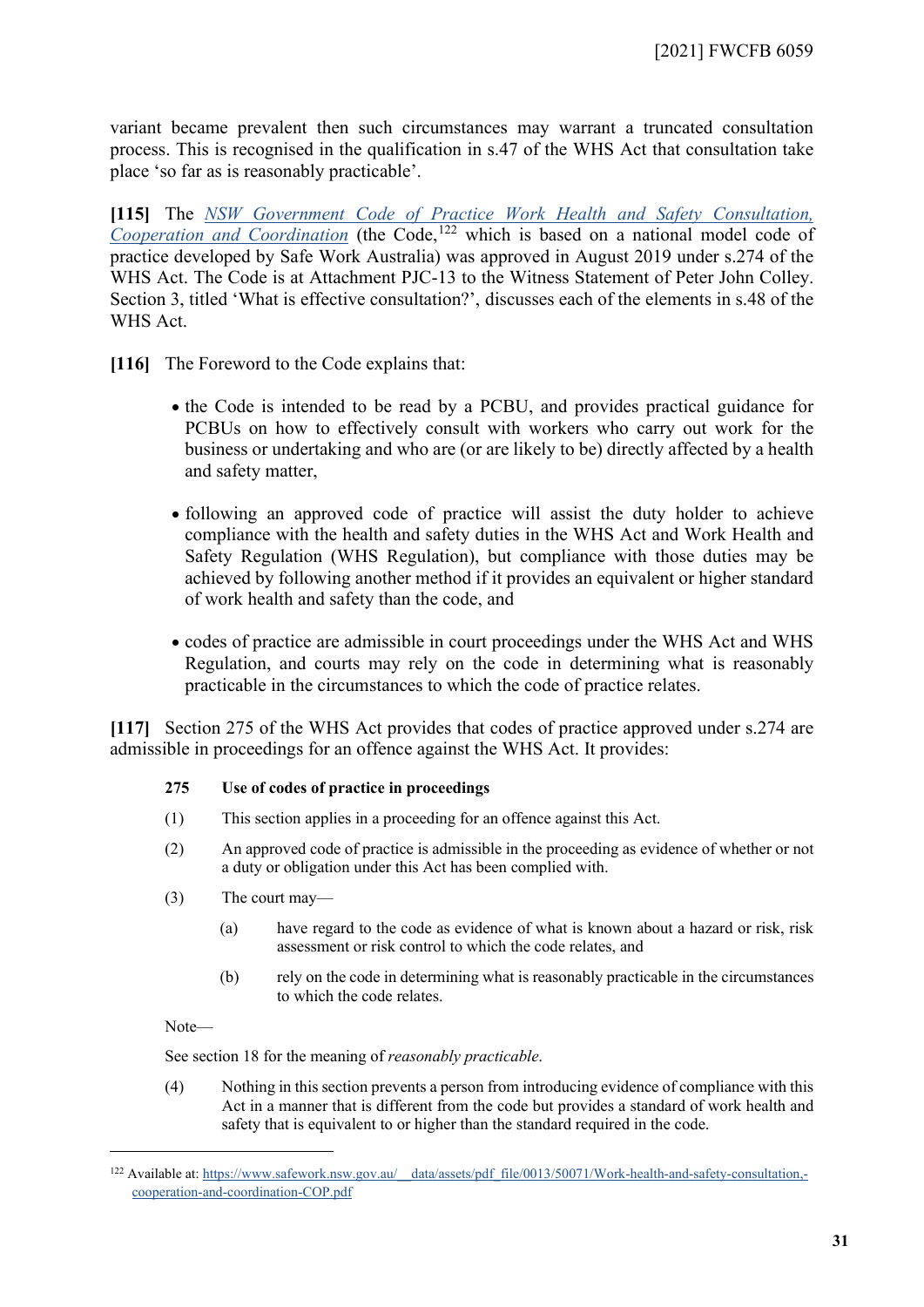variant became prevalent then such circumstances may warrant a truncated consultation process. This is recognised in the qualification in s.47 of the WHS Act that consultation take place 'so far as is reasonably practicable'.

**[115]** The *NSW Government Code of Practice Work Health and Safety Consultation, Cooperation and Coordination* (the Code,[122] which is based on a national model code of practice developed by Safe Work Australia) was approved in August 2019 under s.274 of the WHS Act. The Code is at Attachment PJC-13 to the Witness Statement of Peter John Colley. Section 3, titled 'What is effective consultation?', discusses each of the elements in s.48 of the WHS Act.

**[116]** The Foreword to the Code explains that:

- the Code is intended to be read by a PCBU, and provides practical guidance for PCBUs on how to effectively consult with workers who carry out work for the business or undertaking and who are (or are likely to be) directly affected by a health and safety matter,
- following an approved code of practice will assist the duty holder to achieve compliance with the health and safety duties in the WHS Act and Work Health and Safety Regulation (WHS Regulation), but compliance with those duties may be achieved by following another method if it provides an equivalent or higher standard of work health and safety than the code, and
- codes of practice are admissible in court proceedings under the WHS Act and WHS Regulation, and courts may rely on the code in determining what is reasonably practicable in the circumstances to which the code of practice relates.

**[117]** Section 275 of the WHS Act provides that codes of practice approved under s.274 are admissible in proceedings for an offence against the WHS Act. It provides:

> **275 Use of codes of practice in proceedings**
>
> (1) This section applies in a proceeding for an offence against this Act.
>
> (2) An approved code of practice is admissible in the proceeding as evidence of whether or not a duty or obligation under this Act has been complied with.
>
> (3) The court may—
>
> (a) have regard to the code as evidence of what is known about a hazard or risk, risk assessment or risk control to which the code relates, and
>
> (b) rely on the code in determining what is reasonably practicable in the circumstances to which the code relates.
>
> Note—
>
> See section 18 for the meaning of *reasonably practicable*.
>
> (4) Nothing in this section prevents a person from introducing evidence of compliance with this Act in a manner that is different from the code but provides a standard of work health and safety that is equivalent to or higher than the standard required in the code.

---

[122] Available at: https://www.safework.nsw.gov.au/__data/assets/pdf_file/0013/50071/Work-health-and-safety-consultation,-cooperation-and-coordination-COP.pdf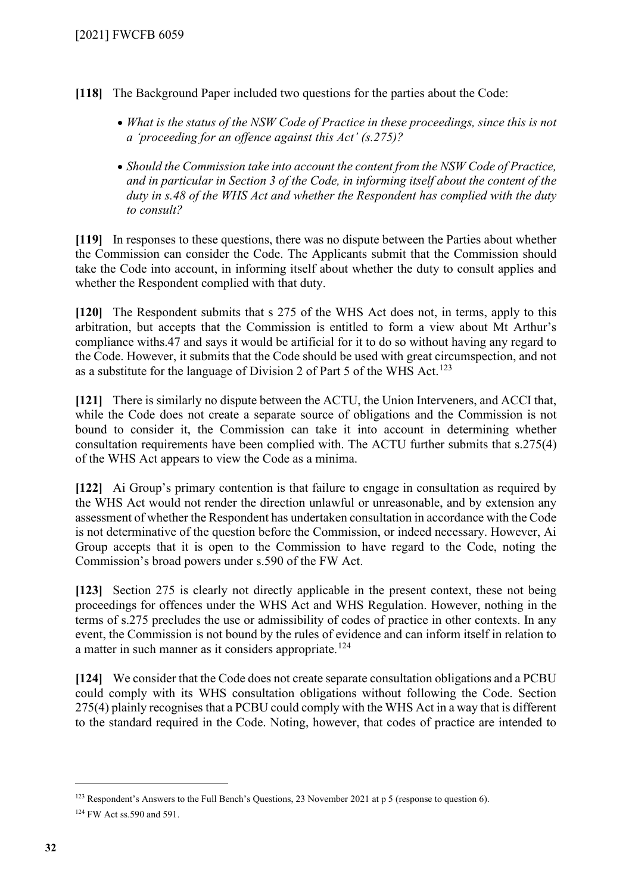**[118]** The Background Paper included two questions for the parties about the Code:

- *What is the status of the NSW Code of Practice in these proceedings, since this is not a 'proceeding for an offence against this Act' (s.275)?*
- *Should the Commission take into account the content from the NSW Code of Practice, and in particular in Section 3 of the Code, in informing itself about the content of the duty in s.48 of the WHS Act and whether the Respondent has complied with the duty to consult?*

**[119]** In responses to these questions, there was no dispute between the Parties about whether the Commission can consider the Code. The Applicants submit that the Commission should take the Code into account, in informing itself about whether the duty to consult applies and whether the Respondent complied with that duty.

**[120]** The Respondent submits that s 275 of the WHS Act does not, in terms, apply to this arbitration, but accepts that the Commission is entitled to form a view about Mt Arthur's compliance withs.47 and says it would be artificial for it to do so without having any regard to the Code. However, it submits that the Code should be used with great circumspection, and not as a substitute for the language of Division 2 of Part 5 of the WHS Act.[123]

**[121]** There is similarly no dispute between the ACTU, the Union Interveners, and ACCI that, while the Code does not create a separate source of obligations and the Commission is not bound to consider it, the Commission can take it into account in determining whether consultation requirements have been complied with. The ACTU further submits that s.275(4) of the WHS Act appears to view the Code as a minima.

**[122]** Ai Group's primary contention is that failure to engage in consultation as required by the WHS Act would not render the direction unlawful or unreasonable, and by extension any assessment of whether the Respondent has undertaken consultation in accordance with the Code is not determinative of the question before the Commission, or indeed necessary. However, Ai Group accepts that it is open to the Commission to have regard to the Code, noting the Commission's broad powers under s.590 of the FW Act.

**[123]** Section 275 is clearly not directly applicable in the present context, these not being proceedings for offences under the WHS Act and WHS Regulation. However, nothing in the terms of s.275 precludes the use or admissibility of codes of practice in other contexts. In any event, the Commission is not bound by the rules of evidence and can inform itself in relation to a matter in such manner as it considers appropriate.[124]

**[124]** We consider that the Code does not create separate consultation obligations and a PCBU could comply with its WHS consultation obligations without following the Code. Section 275(4) plainly recognises that a PCBU could comply with the WHS Act in a way that is different to the standard required in the Code. Noting, however, that codes of practice are intended to

---

[123] Respondent's Answers to the Full Bench's Questions, 23 November 2021 at p 5 (response to question 6).

[124] FW Act ss.590 and 591.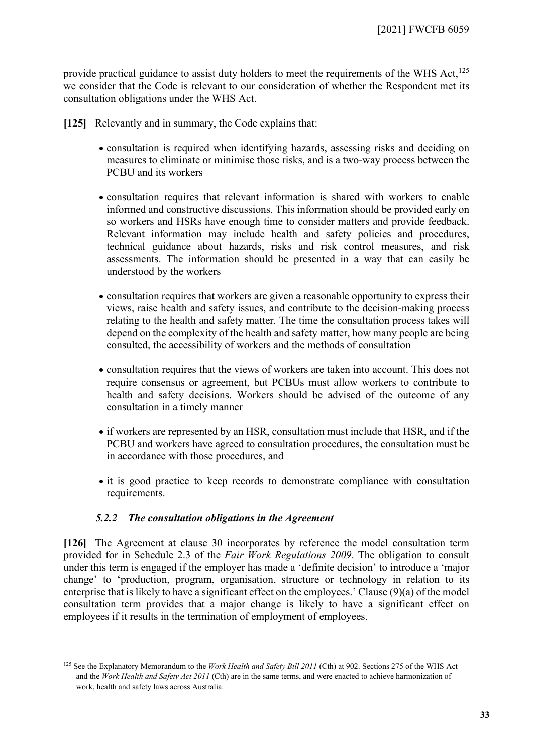provide practical guidance to assist duty holders to meet the requirements of the WHS Act,[125] we consider that the Code is relevant to our consideration of whether the Respondent met its consultation obligations under the WHS Act.

**[125]** Relevantly and in summary, the Code explains that:

- consultation is required when identifying hazards, assessing risks and deciding on measures to eliminate or minimise those risks, and is a two-way process between the PCBU and its workers
- consultation requires that relevant information is shared with workers to enable informed and constructive discussions. This information should be provided early on so workers and HSRs have enough time to consider matters and provide feedback. Relevant information may include health and safety policies and procedures, technical guidance about hazards, risks and risk control measures, and risk assessments. The information should be presented in a way that can easily be understood by the workers
- consultation requires that workers are given a reasonable opportunity to express their views, raise health and safety issues, and contribute to the decision-making process relating to the health and safety matter. The time the consultation process takes will depend on the complexity of the health and safety matter, how many people are being consulted, the accessibility of workers and the methods of consultation
- consultation requires that the views of workers are taken into account. This does not require consensus or agreement, but PCBUs must allow workers to contribute to health and safety decisions. Workers should be advised of the outcome of any consultation in a timely manner
- if workers are represented by an HSR, consultation must include that HSR, and if the PCBU and workers have agreed to consultation procedures, the consultation must be in accordance with those procedures, and
- it is good practice to keep records to demonstrate compliance with consultation requirements.

### *5.2.2 The consultation obligations in the Agreement*

**[126]** The Agreement at clause 30 incorporates by reference the model consultation term provided for in Schedule 2.3 of the *Fair Work Regulations 2009*. The obligation to consult under this term is engaged if the employer has made a 'definite decision' to introduce a 'major change' to 'production, program, organisation, structure or technology in relation to its enterprise that is likely to have a significant effect on the employees.' Clause (9)(a) of the model consultation term provides that a major change is likely to have a significant effect on employees if it results in the termination of employment of employees.

---

[125] See the Explanatory Memorandum to the *Work Health and Safety Bill 2011* (Cth) at 902. Sections 275 of the WHS Act and the *Work Health and Safety Act 2011* (Cth) are in the same terms, and were enacted to achieve harmonization of work, health and safety laws across Australia.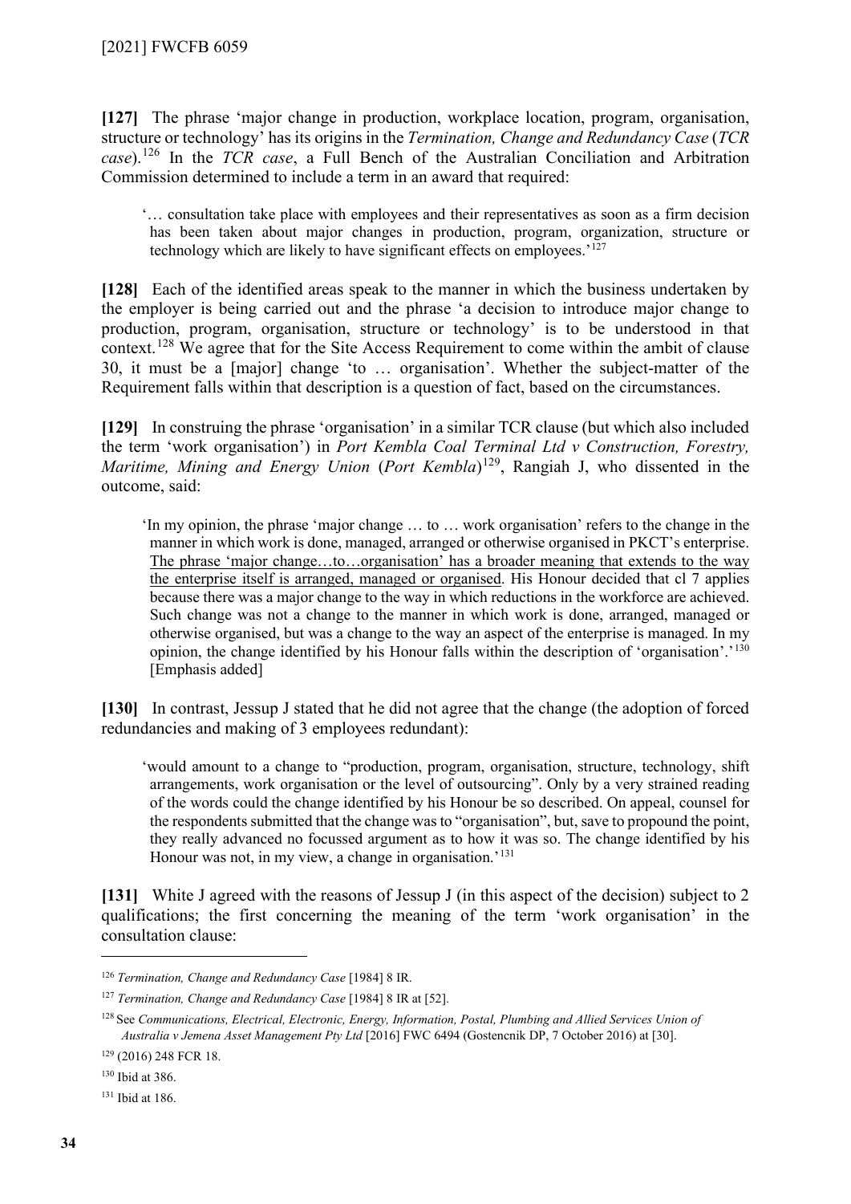**[127]** The phrase 'major change in production, workplace location, program, organisation, structure or technology' has its origins in the *Termination, Change and Redundancy Case* (*TCR case*).[126] In the *TCR case*, a Full Bench of the Australian Conciliation and Arbitration Commission determined to include a term in an award that required:

> '… consultation take place with employees and their representatives as soon as a firm decision has been taken about major changes in production, program, organization, structure or technology which are likely to have significant effects on employees.'[127]

**[128]** Each of the identified areas speak to the manner in which the business undertaken by the employer is being carried out and the phrase 'a decision to introduce major change to production, program, organisation, structure or technology' is to be understood in that context.[128] We agree that for the Site Access Requirement to come within the ambit of clause 30, it must be a [major] change 'to … organisation'. Whether the subject-matter of the Requirement falls within that description is a question of fact, based on the circumstances.

**[129]** In construing the phrase 'organisation' in a similar TCR clause (but which also included the term 'work organisation') in *Port Kembla Coal Terminal Ltd v Construction, Forestry, Maritime, Mining and Energy Union* (*Port Kembla*)[129], Rangiah J, who dissented in the outcome, said:

> 'In my opinion, the phrase 'major change … to … work organisation' refers to the change in the manner in which work is done, managed, arranged or otherwise organised in PKCT's enterprise. <u>The phrase 'major change…to…organisation' has a broader meaning that extends to the way the enterprise itself is arranged, managed or organised</u>. His Honour decided that cl 7 applies because there was a major change to the way in which reductions in the workforce are achieved. Such change was not a change to the manner in which work is done, arranged, managed or otherwise organised, but was a change to the way an aspect of the enterprise is managed. In my opinion, the change identified by his Honour falls within the description of 'organisation'.'[130] [Emphasis added]

**[130]** In contrast, Jessup J stated that he did not agree that the change (the adoption of forced redundancies and making of 3 employees redundant):

> 'would amount to a change to "production, program, organisation, structure, technology, shift arrangements, work organisation or the level of outsourcing". Only by a very strained reading of the words could the change identified by his Honour be so described. On appeal, counsel for the respondents submitted that the change was to "organisation", but, save to propound the point, they really advanced no focussed argument as to how it was so. The change identified by his Honour was not, in my view, a change in organisation.'[131]

**[131]** White J agreed with the reasons of Jessup J (in this aspect of the decision) subject to 2 qualifications; the first concerning the meaning of the term 'work organisation' in the consultation clause:

---

[126] *Termination, Change and Redundancy Case* [1984] 8 IR.

[127] *Termination, Change and Redundancy Case* [1984] 8 IR at [52].

[128] See *Communications, Electrical, Electronic, Energy, Information, Postal, Plumbing and Allied Services Union of Australia v Jemena Asset Management Pty Ltd* [2016] FWC 6494 (Gostencnik DP, 7 October 2016) at [30].

[129] (2016) 248 FCR 18.

[130] Ibid at 386.

[131] Ibid at 186.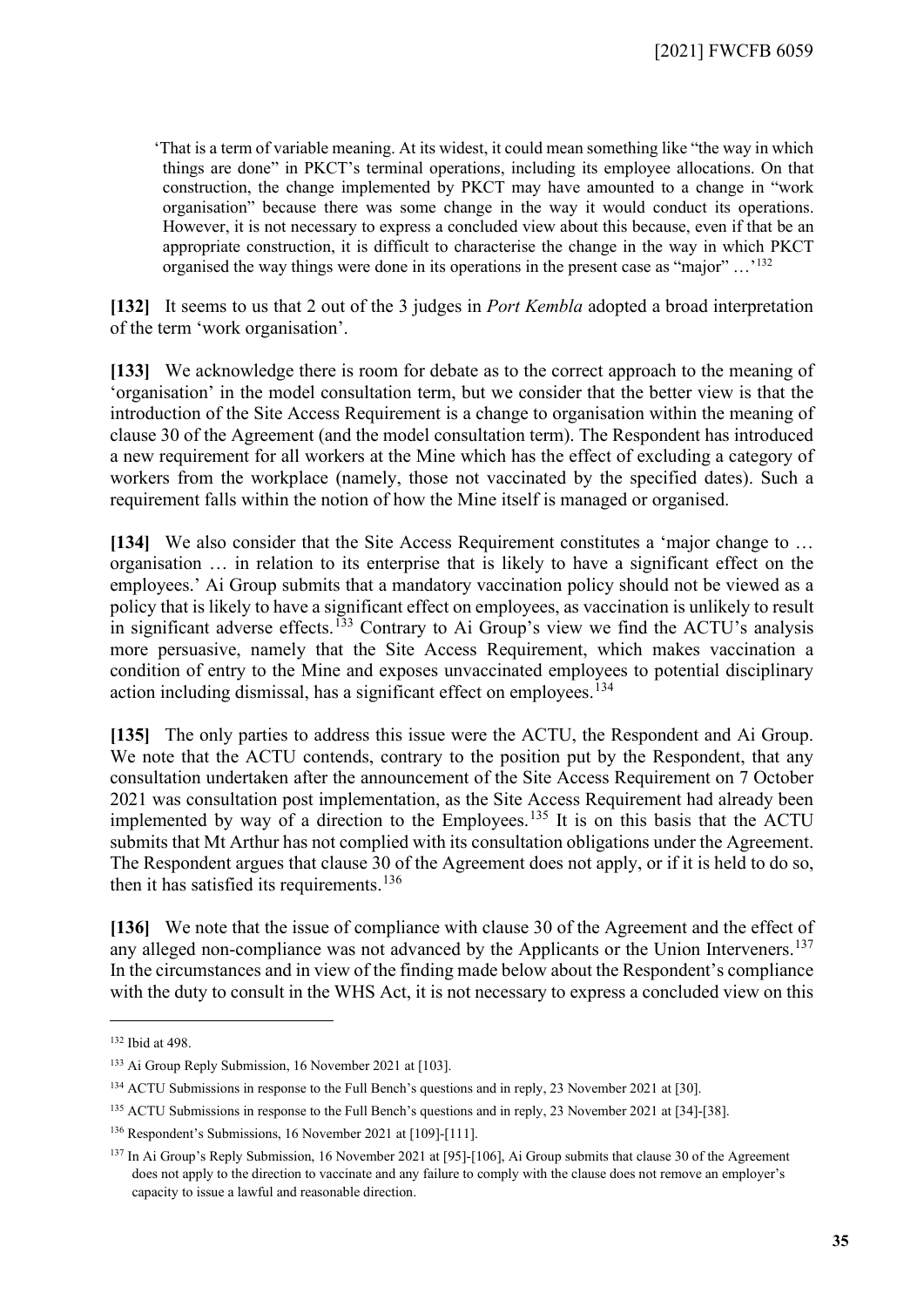> 'That is a term of variable meaning. At its widest, it could mean something like "the way in which things are done" in PKCT's terminal operations, including its employee allocations. On that construction, the change implemented by PKCT may have amounted to a change in "work organisation" because there was some change in the way it would conduct its operations. However, it is not necessary to express a concluded view about this because, even if that be an appropriate construction, it is difficult to characterise the change in the way in which PKCT organised the way things were done in its operations in the present case as "major" …'[132]

**[132]** It seems to us that 2 out of the 3 judges in *Port Kembla* adopted a broad interpretation of the term 'work organisation'.

**[133]** We acknowledge there is room for debate as to the correct approach to the meaning of 'organisation' in the model consultation term, but we consider that the better view is that the introduction of the Site Access Requirement is a change to organisation within the meaning of clause 30 of the Agreement (and the model consultation term). The Respondent has introduced a new requirement for all workers at the Mine which has the effect of excluding a category of workers from the workplace (namely, those not vaccinated by the specified dates). Such a requirement falls within the notion of how the Mine itself is managed or organised.

**[134]** We also consider that the Site Access Requirement constitutes a 'major change to … organisation … in relation to its enterprise that is likely to have a significant effect on the employees.' Ai Group submits that a mandatory vaccination policy should not be viewed as a policy that is likely to have a significant effect on employees, as vaccination is unlikely to result in significant adverse effects.[133] Contrary to Ai Group's view we find the ACTU's analysis more persuasive, namely that the Site Access Requirement, which makes vaccination a condition of entry to the Mine and exposes unvaccinated employees to potential disciplinary action including dismissal, has a significant effect on employees.[134]

**[135]** The only parties to address this issue were the ACTU, the Respondent and Ai Group. We note that the ACTU contends, contrary to the position put by the Respondent, that any consultation undertaken after the announcement of the Site Access Requirement on 7 October 2021 was consultation post implementation, as the Site Access Requirement had already been implemented by way of a direction to the Employees.[135] It is on this basis that the ACTU submits that Mt Arthur has not complied with its consultation obligations under the Agreement. The Respondent argues that clause 30 of the Agreement does not apply, or if it is held to do so, then it has satisfied its requirements.[136]

**[136]** We note that the issue of compliance with clause 30 of the Agreement and the effect of any alleged non-compliance was not advanced by the Applicants or the Union Interveners.[137] In the circumstances and in view of the finding made below about the Respondent's compliance with the duty to consult in the WHS Act, it is not necessary to express a concluded view on this

---

[132] Ibid at 498.

[133] Ai Group Reply Submission, 16 November 2021 at [103].

[134] ACTU Submissions in response to the Full Bench's questions and in reply, 23 November 2021 at [30].

[135] ACTU Submissions in response to the Full Bench's questions and in reply, 23 November 2021 at [34]-[38].

[136] Respondent's Submissions, 16 November 2021 at [109]-[111].

[137] In Ai Group's Reply Submission, 16 November 2021 at [95]-[106], Ai Group submits that clause 30 of the Agreement does not apply to the direction to vaccinate and any failure to comply with the clause does not remove an employer's capacity to issue a lawful and reasonable direction.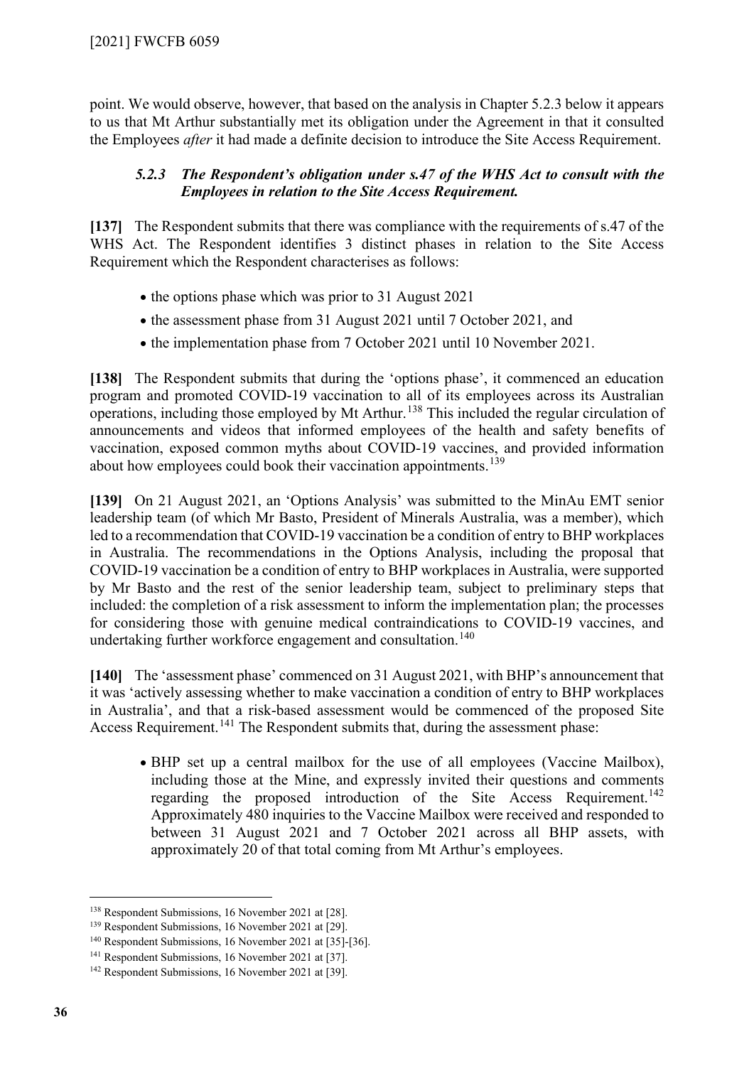point. We would observe, however, that based on the analysis in Chapter 5.2.3 below it appears to us that Mt Arthur substantially met its obligation under the Agreement in that it consulted the Employees *after* it had made a definite decision to introduce the Site Access Requirement.

### *5.2.3 The Respondent's obligation under s.47 of the WHS Act to consult with the Employees in relation to the Site Access Requirement.*

**[137]** The Respondent submits that there was compliance with the requirements of s.47 of the WHS Act. The Respondent identifies 3 distinct phases in relation to the Site Access Requirement which the Respondent characterises as follows:

- the options phase which was prior to 31 August 2021
- the assessment phase from 31 August 2021 until 7 October 2021, and
- the implementation phase from 7 October 2021 until 10 November 2021.

**[138]** The Respondent submits that during the 'options phase', it commenced an education program and promoted COVID-19 vaccination to all of its employees across its Australian operations, including those employed by Mt Arthur.[138] This included the regular circulation of announcements and videos that informed employees of the health and safety benefits of vaccination, exposed common myths about COVID-19 vaccines, and provided information about how employees could book their vaccination appointments.[139]

**[139]** On 21 August 2021, an 'Options Analysis' was submitted to the MinAu EMT senior leadership team (of which Mr Basto, President of Minerals Australia, was a member), which led to a recommendation that COVID-19 vaccination be a condition of entry to BHP workplaces in Australia. The recommendations in the Options Analysis, including the proposal that COVID-19 vaccination be a condition of entry to BHP workplaces in Australia, were supported by Mr Basto and the rest of the senior leadership team, subject to preliminary steps that included: the completion of a risk assessment to inform the implementation plan; the processes for considering those with genuine medical contraindications to COVID-19 vaccines, and undertaking further workforce engagement and consultation.[140]

**[140]** The 'assessment phase' commenced on 31 August 2021, with BHP's announcement that it was 'actively assessing whether to make vaccination a condition of entry to BHP workplaces in Australia', and that a risk-based assessment would be commenced of the proposed Site Access Requirement.[141] The Respondent submits that, during the assessment phase:

- BHP set up a central mailbox for the use of all employees (Vaccine Mailbox), including those at the Mine, and expressly invited their questions and comments regarding the proposed introduction of the Site Access Requirement.[142] Approximately 480 inquiries to the Vaccine Mailbox were received and responded to between 31 August 2021 and 7 October 2021 across all BHP assets, with approximately 20 of that total coming from Mt Arthur's employees.

---

[138] Respondent Submissions, 16 November 2021 at [28].

[139] Respondent Submissions, 16 November 2021 at [29].

[140] Respondent Submissions, 16 November 2021 at [35]-[36].

[141] Respondent Submissions, 16 November 2021 at [37].

[142] Respondent Submissions, 16 November 2021 at [39].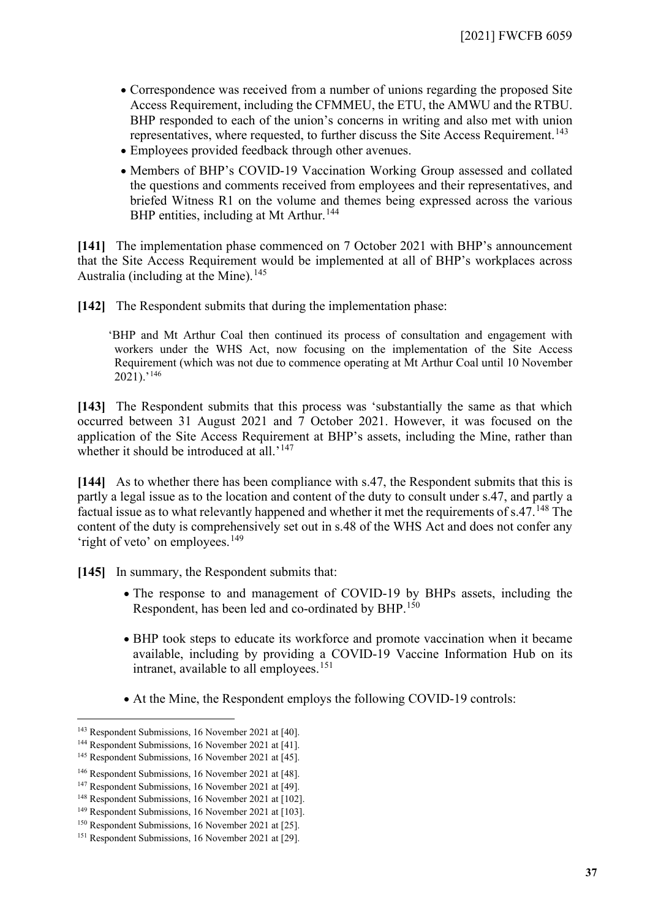- Correspondence was received from a number of unions regarding the proposed Site Access Requirement, including the CFMMEU, the ETU, the AMWU and the RTBU. BHP responded to each of the union's concerns in writing and also met with union representatives, where requested, to further discuss the Site Access Requirement.[143]
- Employees provided feedback through other avenues.
- Members of BHP's COVID-19 Vaccination Working Group assessed and collated the questions and comments received from employees and their representatives, and briefed Witness R1 on the volume and themes being expressed across the various BHP entities, including at Mt Arthur.[144]

**[141]** The implementation phase commenced on 7 October 2021 with BHP's announcement that the Site Access Requirement would be implemented at all of BHP's workplaces across Australia (including at the Mine).[145]

**[142]** The Respondent submits that during the implementation phase:

> 'BHP and Mt Arthur Coal then continued its process of consultation and engagement with workers under the WHS Act, now focusing on the implementation of the Site Access Requirement (which was not due to commence operating at Mt Arthur Coal until 10 November 2021).'[146]

**[143]** The Respondent submits that this process was 'substantially the same as that which occurred between 31 August 2021 and 7 October 2021. However, it was focused on the application of the Site Access Requirement at BHP's assets, including the Mine, rather than whether it should be introduced at all.'[147]

**[144]** As to whether there has been compliance with s.47, the Respondent submits that this is partly a legal issue as to the location and content of the duty to consult under s.47, and partly a factual issue as to what relevantly happened and whether it met the requirements of s.47.[148] The content of the duty is comprehensively set out in s.48 of the WHS Act and does not confer any 'right of veto' on employees.[149]

**[145]** In summary, the Respondent submits that:

- The response to and management of COVID-19 by BHPs assets, including the Respondent, has been led and co-ordinated by BHP.[150]
- BHP took steps to educate its workforce and promote vaccination when it became available, including by providing a COVID-19 Vaccine Information Hub on its intranet, available to all employees.[151]
- At the Mine, the Respondent employs the following COVID-19 controls:

---

[143] Respondent Submissions, 16 November 2021 at [40].
[144] Respondent Submissions, 16 November 2021 at [41].
[145] Respondent Submissions, 16 November 2021 at [45].
[146] Respondent Submissions, 16 November 2021 at [48].
[147] Respondent Submissions, 16 November 2021 at [49].
[148] Respondent Submissions, 16 November 2021 at [102].
[149] Respondent Submissions, 16 November 2021 at [103].
[150] Respondent Submissions, 16 November 2021 at [25].
[151] Respondent Submissions, 16 November 2021 at [29].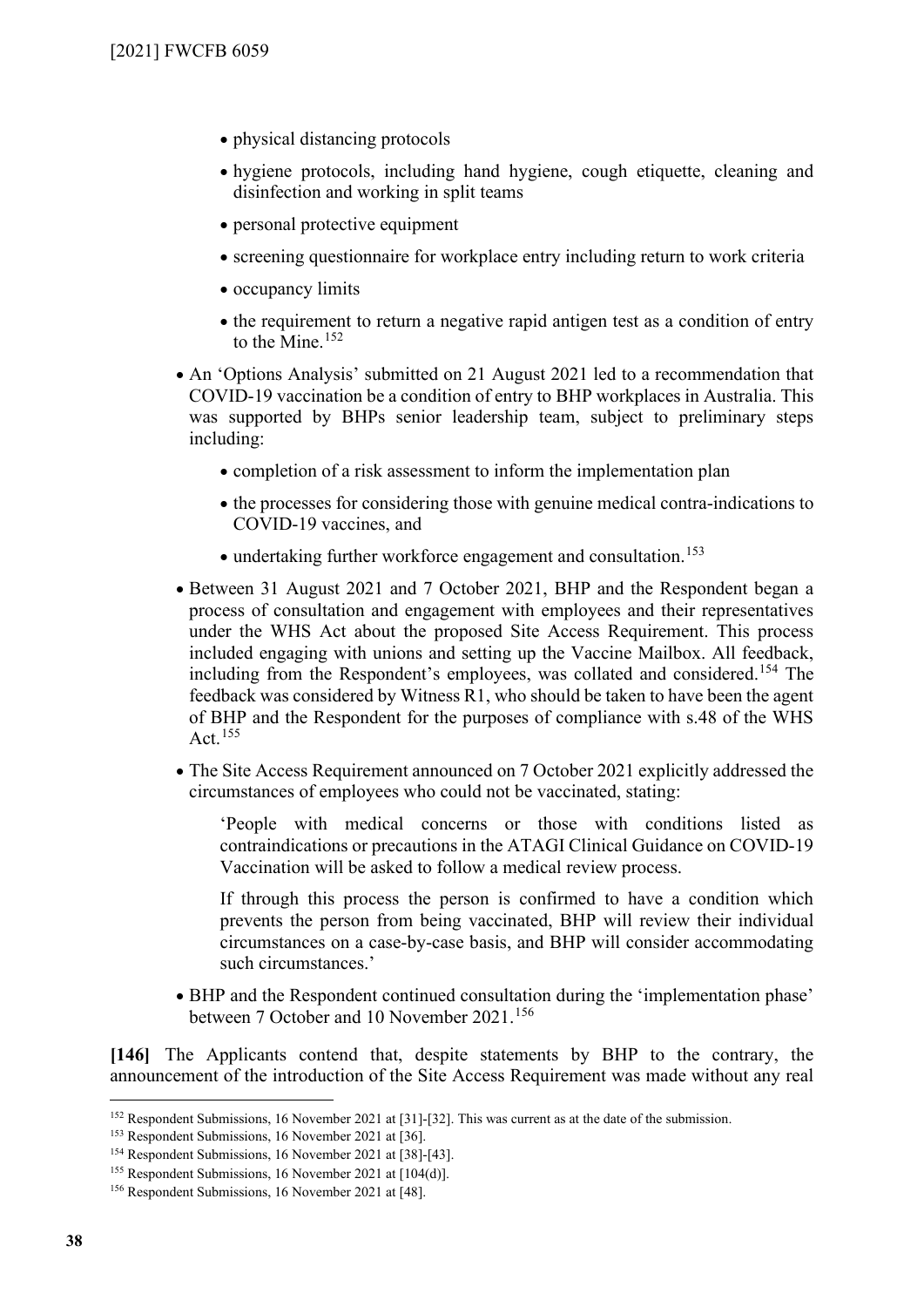- physical distancing protocols
- hygiene protocols, including hand hygiene, cough etiquette, cleaning and disinfection and working in split teams
- personal protective equipment
- screening questionnaire for workplace entry including return to work criteria
- occupancy limits
- the requirement to return a negative rapid antigen test as a condition of entry to the Mine.[152]

- An 'Options Analysis' submitted on 21 August 2021 led to a recommendation that COVID-19 vaccination be a condition of entry to BHP workplaces in Australia. This was supported by BHPs senior leadership team, subject to preliminary steps including:
  - completion of a risk assessment to inform the implementation plan
  - the processes for considering those with genuine medical contra-indications to COVID-19 vaccines, and
  - undertaking further workforce engagement and consultation.[153]
- Between 31 August 2021 and 7 October 2021, BHP and the Respondent began a process of consultation and engagement with employees and their representatives under the WHS Act about the proposed Site Access Requirement. This process included engaging with unions and setting up the Vaccine Mailbox. All feedback, including from the Respondent's employees, was collated and considered.[154] The feedback was considered by Witness R1, who should be taken to have been the agent of BHP and the Respondent for the purposes of compliance with s.48 of the WHS Act.[155]
- The Site Access Requirement announced on 7 October 2021 explicitly addressed the circumstances of employees who could not be vaccinated, stating:

  'People with medical concerns or those with conditions listed as contraindications or precautions in the ATAGI Clinical Guidance on COVID-19 Vaccination will be asked to follow a medical review process.

  If through this process the person is confirmed to have a condition which prevents the person from being vaccinated, BHP will review their individual circumstances on a case-by-case basis, and BHP will consider accommodating such circumstances.'
- BHP and the Respondent continued consultation during the 'implementation phase' between 7 October and 10 November 2021.[156]

**[146]** The Applicants contend that, despite statements by BHP to the contrary, the announcement of the introduction of the Site Access Requirement was made without any real

---

[152] Respondent Submissions, 16 November 2021 at [31]-[32]. This was current as at the date of the submission.

[153] Respondent Submissions, 16 November 2021 at [36].

[154] Respondent Submissions, 16 November 2021 at [38]-[43].

[155] Respondent Submissions, 16 November 2021 at [104(d)].

[156] Respondent Submissions, 16 November 2021 at [48].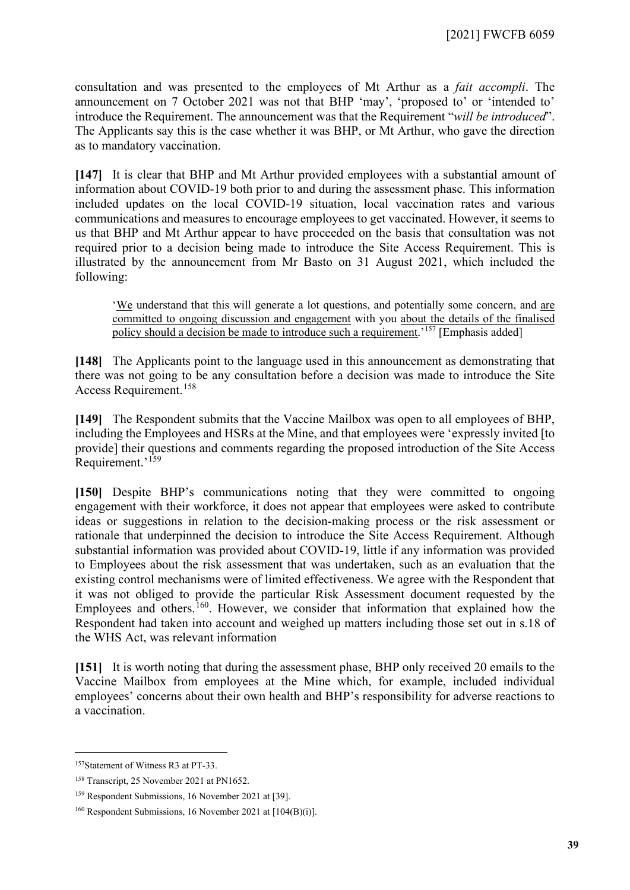consultation and was presented to the employees of Mt Arthur as a *fait accompli*. The announcement on 7 October 2021 was not that BHP 'may', 'proposed to' or 'intended to' introduce the Requirement. The announcement was that the Requirement "*will be introduced*". The Applicants say this is the case whether it was BHP, or Mt Arthur, who gave the direction as to mandatory vaccination.

**[147]** It is clear that BHP and Mt Arthur provided employees with a substantial amount of information about COVID-19 both prior to and during the assessment phase. This information included updates on the local COVID-19 situation, local vaccination rates and various communications and measures to encourage employees to get vaccinated. However, it seems to us that BHP and Mt Arthur appear to have proceeded on the basis that consultation was not required prior to a decision being made to introduce the Site Access Requirement. This is illustrated by the announcement from Mr Basto on 31 August 2021, which included the following:

> '<u>We</u> understand that this will generate a lot questions, and potentially some concern, and <u>are committed to ongoing discussion and engagement</u> with you <u>about the details of the finalised policy should a decision be made to introduce such a requirement</u>.'[157] [Emphasis added]

**[148]** The Applicants point to the language used in this announcement as demonstrating that there was not going to be any consultation before a decision was made to introduce the Site Access Requirement.[158]

**[149]** The Respondent submits that the Vaccine Mailbox was open to all employees of BHP, including the Employees and HSRs at the Mine, and that employees were 'expressly invited [to provide] their questions and comments regarding the proposed introduction of the Site Access Requirement.'[159]

**[150]** Despite BHP's communications noting that they were committed to ongoing engagement with their workforce, it does not appear that employees were asked to contribute ideas or suggestions in relation to the decision-making process or the risk assessment or rationale that underpinned the decision to introduce the Site Access Requirement. Although substantial information was provided about COVID-19, little if any information was provided to Employees about the risk assessment that was undertaken, such as an evaluation that the existing control mechanisms were of limited effectiveness. We agree with the Respondent that it was not obliged to provide the particular Risk Assessment document requested by the Employees and others.[160]. However, we consider that information that explained how the Respondent had taken into account and weighed up matters including those set out in s.18 of the WHS Act, was relevant information

**[151]** It is worth noting that during the assessment phase, BHP only received 20 emails to the Vaccine Mailbox from employees at the Mine which, for example, included individual employees' concerns about their own health and BHP's responsibility for adverse reactions to a vaccination.

---

[157] Statement of Witness R3 at PT-33.

[158] Transcript, 25 November 2021 at PN1652.

[159] Respondent Submissions, 16 November 2021 at [39].

[160] Respondent Submissions, 16 November 2021 at [104(B)(i)].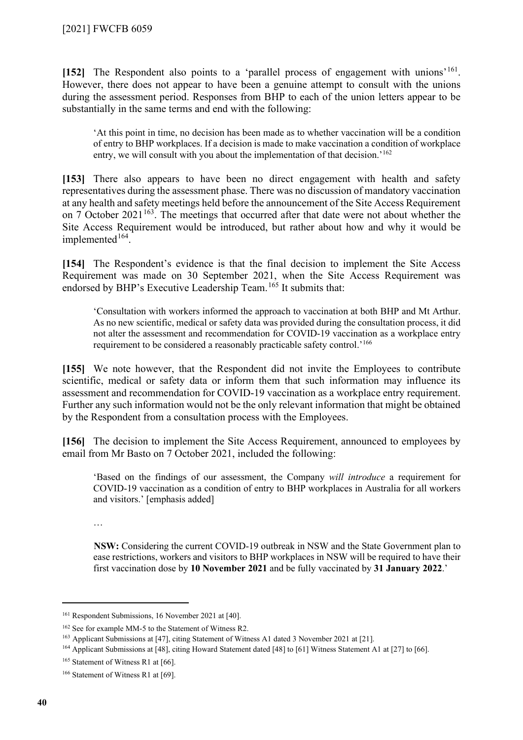**[152]** The Respondent also points to a 'parallel process of engagement with unions'[161]. However, there does not appear to have been a genuine attempt to consult with the unions during the assessment period. Responses from BHP to each of the union letters appear to be substantially in the same terms and end with the following:

> 'At this point in time, no decision has been made as to whether vaccination will be a condition of entry to BHP workplaces. If a decision is made to make vaccination a condition of workplace entry, we will consult with you about the implementation of that decision.'[162]

**[153]** There also appears to have been no direct engagement with health and safety representatives during the assessment phase. There was no discussion of mandatory vaccination at any health and safety meetings held before the announcement of the Site Access Requirement on 7 October 2021[163]. The meetings that occurred after that date were not about whether the Site Access Requirement would be introduced, but rather about how and why it would be implemented[164].

**[154]** The Respondent's evidence is that the final decision to implement the Site Access Requirement was made on 30 September 2021, when the Site Access Requirement was endorsed by BHP's Executive Leadership Team.[165] It submits that:

> 'Consultation with workers informed the approach to vaccination at both BHP and Mt Arthur. As no new scientific, medical or safety data was provided during the consultation process, it did not alter the assessment and recommendation for COVID-19 vaccination as a workplace entry requirement to be considered a reasonably practicable safety control.'[166]

**[155]** We note however, that the Respondent did not invite the Employees to contribute scientific, medical or safety data or inform them that such information may influence its assessment and recommendation for COVID-19 vaccination as a workplace entry requirement. Further any such information would not be the only relevant information that might be obtained by the Respondent from a consultation process with the Employees.

**[156]** The decision to implement the Site Access Requirement, announced to employees by email from Mr Basto on 7 October 2021, included the following:

> 'Based on the findings of our assessment, the Company *will introduce* a requirement for COVID-19 vaccination as a condition of entry to BHP workplaces in Australia for all workers and visitors.' [emphasis added]
>
> …
>
> **NSW:** Considering the current COVID-19 outbreak in NSW and the State Government plan to ease restrictions, workers and visitors to BHP workplaces in NSW will be required to have their first vaccination dose by **10 November 2021** and be fully vaccinated by **31 January 2022**.'

---

[161] Respondent Submissions, 16 November 2021 at [40].

[162] See for example MM-5 to the Statement of Witness R2.

[163] Applicant Submissions at [47], citing Statement of Witness A1 dated 3 November 2021 at [21].

[164] Applicant Submissions at [48], citing Howard Statement dated [48] to [61] Witness Statement A1 at [27] to [66].

[165] Statement of Witness R1 at [66].

[166] Statement of Witness R1 at [69].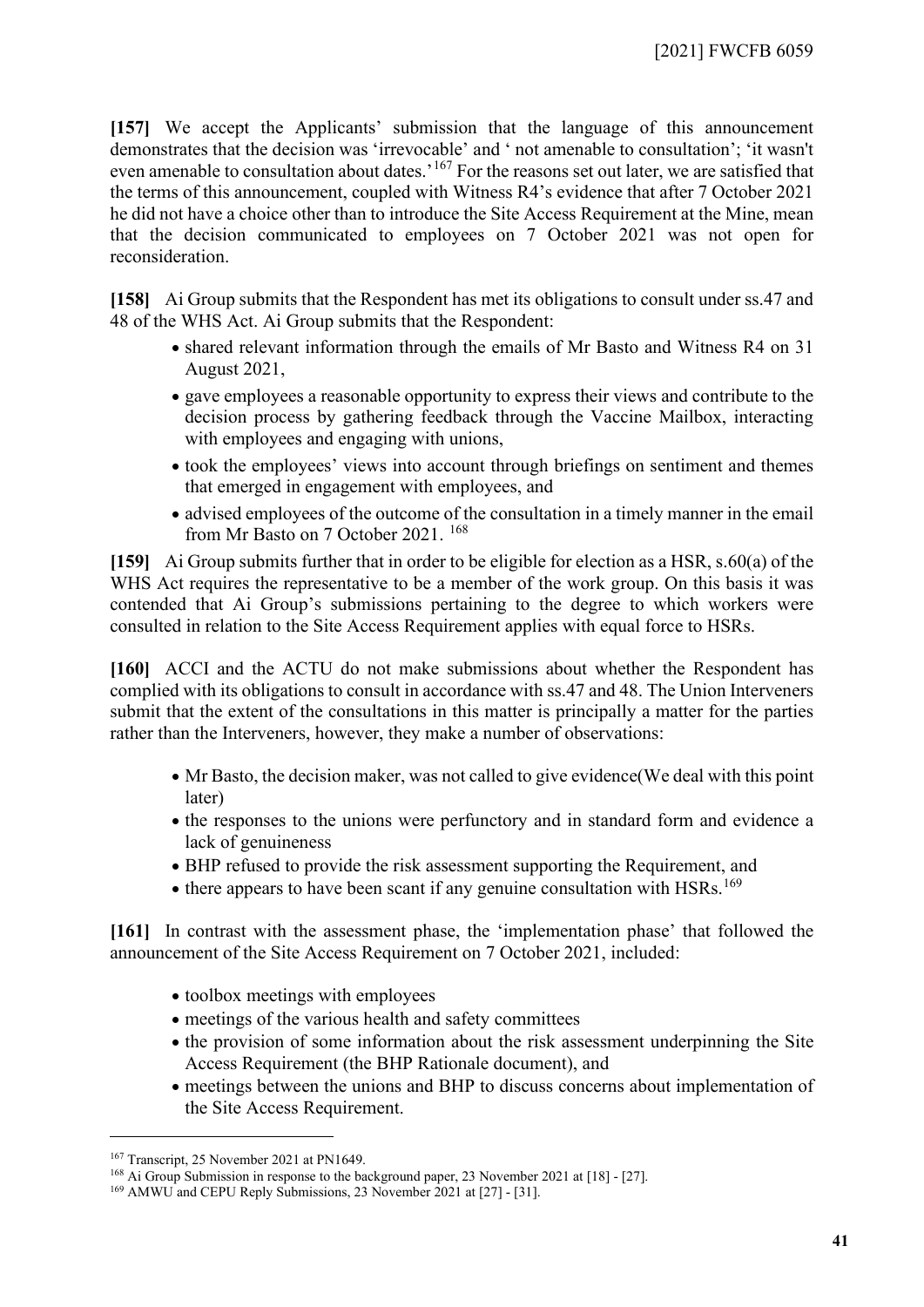**[157]** We accept the Applicants' submission that the language of this announcement demonstrates that the decision was 'irrevocable' and ' not amenable to consultation'; 'it wasn't even amenable to consultation about dates.'[167] For the reasons set out later, we are satisfied that the terms of this announcement, coupled with Witness R4's evidence that after 7 October 2021 he did not have a choice other than to introduce the Site Access Requirement at the Mine, mean that the decision communicated to employees on 7 October 2021 was not open for reconsideration.

**[158]** Ai Group submits that the Respondent has met its obligations to consult under ss.47 and 48 of the WHS Act. Ai Group submits that the Respondent:

- shared relevant information through the emails of Mr Basto and Witness R4 on 31 August 2021,
- gave employees a reasonable opportunity to express their views and contribute to the decision process by gathering feedback through the Vaccine Mailbox, interacting with employees and engaging with unions,
- took the employees' views into account through briefings on sentiment and themes that emerged in engagement with employees, and
- advised employees of the outcome of the consultation in a timely manner in the email from Mr Basto on 7 October 2021. [168]

**[159]** Ai Group submits further that in order to be eligible for election as a HSR, s.60(a) of the WHS Act requires the representative to be a member of the work group. On this basis it was contended that Ai Group's submissions pertaining to the degree to which workers were consulted in relation to the Site Access Requirement applies with equal force to HSRs.

**[160]** ACCI and the ACTU do not make submissions about whether the Respondent has complied with its obligations to consult in accordance with ss.47 and 48. The Union Interveners submit that the extent of the consultations in this matter is principally a matter for the parties rather than the Interveners, however, they make a number of observations:

- Mr Basto, the decision maker, was not called to give evidence(We deal with this point later)
- the responses to the unions were perfunctory and in standard form and evidence a lack of genuineness
- BHP refused to provide the risk assessment supporting the Requirement, and
- there appears to have been scant if any genuine consultation with HSRs.[169]

**[161]** In contrast with the assessment phase, the 'implementation phase' that followed the announcement of the Site Access Requirement on 7 October 2021, included:

- toolbox meetings with employees
- meetings of the various health and safety committees
- the provision of some information about the risk assessment underpinning the Site Access Requirement (the BHP Rationale document), and
- meetings between the unions and BHP to discuss concerns about implementation of the Site Access Requirement.

---

[167] Transcript, 25 November 2021 at PN1649.

[168] Ai Group Submission in response to the background paper, 23 November 2021 at [18] - [27].

[169] AMWU and CEPU Reply Submissions, 23 November 2021 at [27] - [31].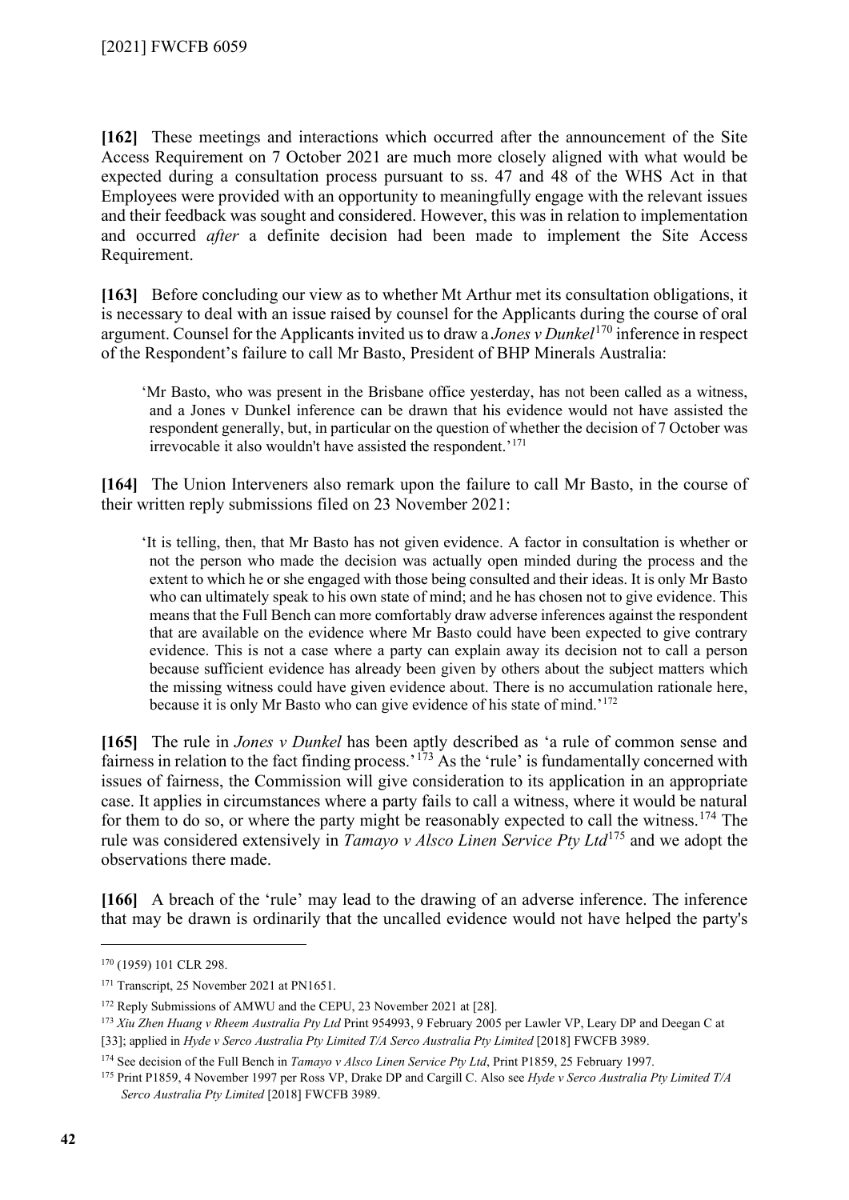**[162]** These meetings and interactions which occurred after the announcement of the Site Access Requirement on 7 October 2021 are much more closely aligned with what would be expected during a consultation process pursuant to ss. 47 and 48 of the WHS Act in that Employees were provided with an opportunity to meaningfully engage with the relevant issues and their feedback was sought and considered. However, this was in relation to implementation and occurred *after* a definite decision had been made to implement the Site Access Requirement.

**[163]** Before concluding our view as to whether Mt Arthur met its consultation obligations, it is necessary to deal with an issue raised by counsel for the Applicants during the course of oral argument. Counsel for the Applicants invited us to draw a *Jones v Dunkel*[170] inference in respect of the Respondent's failure to call Mr Basto, President of BHP Minerals Australia:

> 'Mr Basto, who was present in the Brisbane office yesterday, has not been called as a witness, and a Jones v Dunkel inference can be drawn that his evidence would not have assisted the respondent generally, but, in particular on the question of whether the decision of 7 October was irrevocable it also wouldn't have assisted the respondent.'[171]

**[164]** The Union Interveners also remark upon the failure to call Mr Basto, in the course of their written reply submissions filed on 23 November 2021:

> 'It is telling, then, that Mr Basto has not given evidence. A factor in consultation is whether or not the person who made the decision was actually open minded during the process and the extent to which he or she engaged with those being consulted and their ideas. It is only Mr Basto who can ultimately speak to his own state of mind; and he has chosen not to give evidence. This means that the Full Bench can more comfortably draw adverse inferences against the respondent that are available on the evidence where Mr Basto could have been expected to give contrary evidence. This is not a case where a party can explain away its decision not to call a person because sufficient evidence has already been given by others about the subject matters which the missing witness could have given evidence about. There is no accumulation rationale here, because it is only Mr Basto who can give evidence of his state of mind.'[172]

**[165]** The rule in *Jones v Dunkel* has been aptly described as 'a rule of common sense and fairness in relation to the fact finding process.'[173] As the 'rule' is fundamentally concerned with issues of fairness, the Commission will give consideration to its application in an appropriate case. It applies in circumstances where a party fails to call a witness, where it would be natural for them to do so, or where the party might be reasonably expected to call the witness.[174] The rule was considered extensively in *Tamayo v Alsco Linen Service Pty Ltd*[175] and we adopt the observations there made.

**[166]** A breach of the 'rule' may lead to the drawing of an adverse inference. The inference that may be drawn is ordinarily that the uncalled evidence would not have helped the party's

---

[170] (1959) 101 CLR 298.

[171] Transcript, 25 November 2021 at PN1651.

[172] Reply Submissions of AMWU and the CEPU, 23 November 2021 at [28].

[173] *Xiu Zhen Huang v Rheem Australia Pty Ltd* Print 954993, 9 February 2005 per Lawler VP, Leary DP and Deegan C at [33]; applied in *Hyde v Serco Australia Pty Limited T/A Serco Australia Pty Limited* [2018] FWCFB 3989.

[174] See decision of the Full Bench in *Tamayo v Alsco Linen Service Pty Ltd*, Print P1859, 25 February 1997.

[175] Print P1859, 4 November 1997 per Ross VP, Drake DP and Cargill C. Also see *Hyde v Serco Australia Pty Limited T/A Serco Australia Pty Limited* [2018] FWCFB 3989.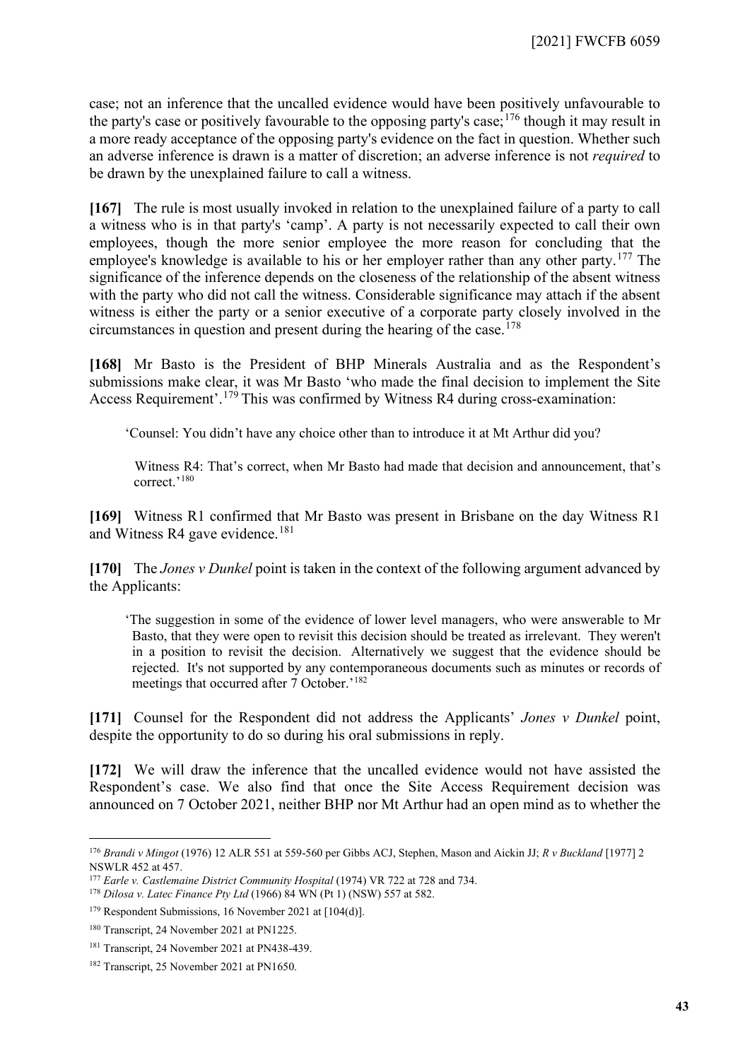case; not an inference that the uncalled evidence would have been positively unfavourable to the party's case or positively favourable to the opposing party's case;[176] though it may result in a more ready acceptance of the opposing party's evidence on the fact in question. Whether such an adverse inference is drawn is a matter of discretion; an adverse inference is not *required* to be drawn by the unexplained failure to call a witness.

**[167]** The rule is most usually invoked in relation to the unexplained failure of a party to call a witness who is in that party's 'camp'. A party is not necessarily expected to call their own employees, though the more senior employee the more reason for concluding that the employee's knowledge is available to his or her employer rather than any other party.[177] The significance of the inference depends on the closeness of the relationship of the absent witness with the party who did not call the witness. Considerable significance may attach if the absent witness is either the party or a senior executive of a corporate party closely involved in the circumstances in question and present during the hearing of the case.[178]

**[168]** Mr Basto is the President of BHP Minerals Australia and as the Respondent's submissions make clear, it was Mr Basto 'who made the final decision to implement the Site Access Requirement'.[179] This was confirmed by Witness R4 during cross-examination:

> 'Counsel: You didn't have any choice other than to introduce it at Mt Arthur did you?
>
> Witness R4: That's correct, when Mr Basto had made that decision and announcement, that's correct.'[180]

**[169]** Witness R1 confirmed that Mr Basto was present in Brisbane on the day Witness R1 and Witness R4 gave evidence.[181]

**[170]** The *Jones v Dunkel* point is taken in the context of the following argument advanced by the Applicants:

> 'The suggestion in some of the evidence of lower level managers, who were answerable to Mr Basto, that they were open to revisit this decision should be treated as irrelevant. They weren't in a position to revisit the decision. Alternatively we suggest that the evidence should be rejected. It's not supported by any contemporaneous documents such as minutes or records of meetings that occurred after 7 October.'[182]

**[171]** Counsel for the Respondent did not address the Applicants' *Jones v Dunkel* point, despite the opportunity to do so during his oral submissions in reply.

**[172]** We will draw the inference that the uncalled evidence would not have assisted the Respondent's case. We also find that once the Site Access Requirement decision was announced on 7 October 2021, neither BHP nor Mt Arthur had an open mind as to whether the

---

[176] *Brandi v Mingot* (1976) 12 ALR 551 at 559-560 per Gibbs ACJ, Stephen, Mason and Aickin JJ; *R v Buckland* [1977] 2 NSWLR 452 at 457.

[177] *Earle v. Castlemaine District Community Hospital* (1974) VR 722 at 728 and 734.

[178] *Dilosa v. Latec Finance Pty Ltd* (1966) 84 WN (Pt 1) (NSW) 557 at 582.

[179] Respondent Submissions, 16 November 2021 at [104(d)].

[180] Transcript, 24 November 2021 at PN1225.

[181] Transcript, 24 November 2021 at PN438-439.

[182] Transcript, 25 November 2021 at PN1650.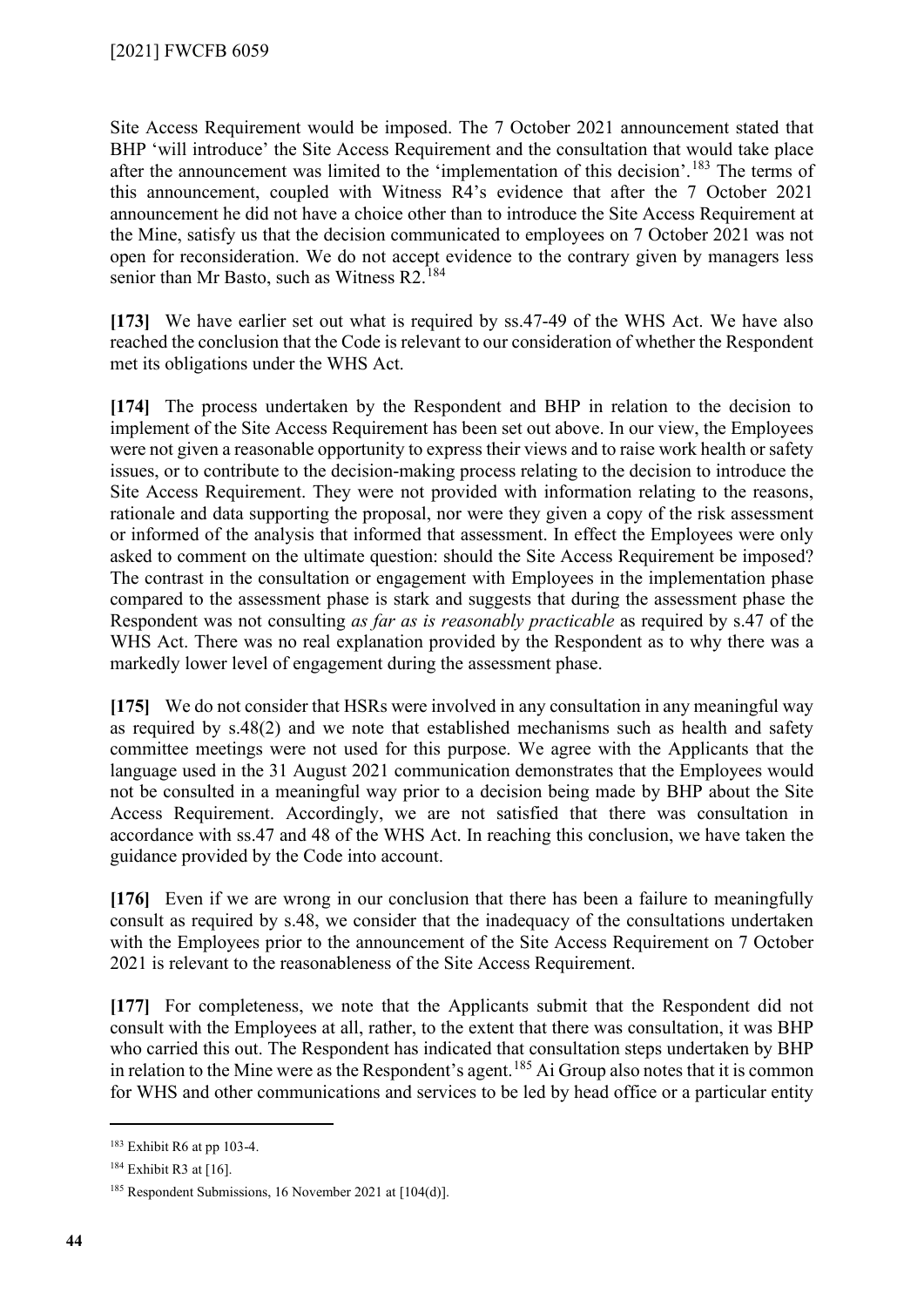Site Access Requirement would be imposed. The 7 October 2021 announcement stated that BHP 'will introduce' the Site Access Requirement and the consultation that would take place after the announcement was limited to the 'implementation of this decision'.[183] The terms of this announcement, coupled with Witness R4's evidence that after the 7 October 2021 announcement he did not have a choice other than to introduce the Site Access Requirement at the Mine, satisfy us that the decision communicated to employees on 7 October 2021 was not open for reconsideration. We do not accept evidence to the contrary given by managers less senior than Mr Basto, such as Witness R2.[184]

**[173]** We have earlier set out what is required by ss.47-49 of the WHS Act. We have also reached the conclusion that the Code is relevant to our consideration of whether the Respondent met its obligations under the WHS Act.

**[174]** The process undertaken by the Respondent and BHP in relation to the decision to implement of the Site Access Requirement has been set out above. In our view, the Employees were not given a reasonable opportunity to express their views and to raise work health or safety issues, or to contribute to the decision-making process relating to the decision to introduce the Site Access Requirement. They were not provided with information relating to the reasons, rationale and data supporting the proposal, nor were they given a copy of the risk assessment or informed of the analysis that informed that assessment. In effect the Employees were only asked to comment on the ultimate question: should the Site Access Requirement be imposed? The contrast in the consultation or engagement with Employees in the implementation phase compared to the assessment phase is stark and suggests that during the assessment phase the Respondent was not consulting *as far as is reasonably practicable* as required by s.47 of the WHS Act. There was no real explanation provided by the Respondent as to why there was a markedly lower level of engagement during the assessment phase.

**[175]** We do not consider that HSRs were involved in any consultation in any meaningful way as required by s.48(2) and we note that established mechanisms such as health and safety committee meetings were not used for this purpose. We agree with the Applicants that the language used in the 31 August 2021 communication demonstrates that the Employees would not be consulted in a meaningful way prior to a decision being made by BHP about the Site Access Requirement. Accordingly, we are not satisfied that there was consultation in accordance with ss.47 and 48 of the WHS Act. In reaching this conclusion, we have taken the guidance provided by the Code into account.

**[176]** Even if we are wrong in our conclusion that there has been a failure to meaningfully consult as required by s.48, we consider that the inadequacy of the consultations undertaken with the Employees prior to the announcement of the Site Access Requirement on 7 October 2021 is relevant to the reasonableness of the Site Access Requirement.

**[177]** For completeness, we note that the Applicants submit that the Respondent did not consult with the Employees at all, rather, to the extent that there was consultation, it was BHP who carried this out. The Respondent has indicated that consultation steps undertaken by BHP in relation to the Mine were as the Respondent's agent.[185] Ai Group also notes that it is common for WHS and other communications and services to be led by head office or a particular entity

---

[183] Exhibit R6 at pp 103-4.

[184] Exhibit R3 at [16].

[185] Respondent Submissions, 16 November 2021 at [104(d)].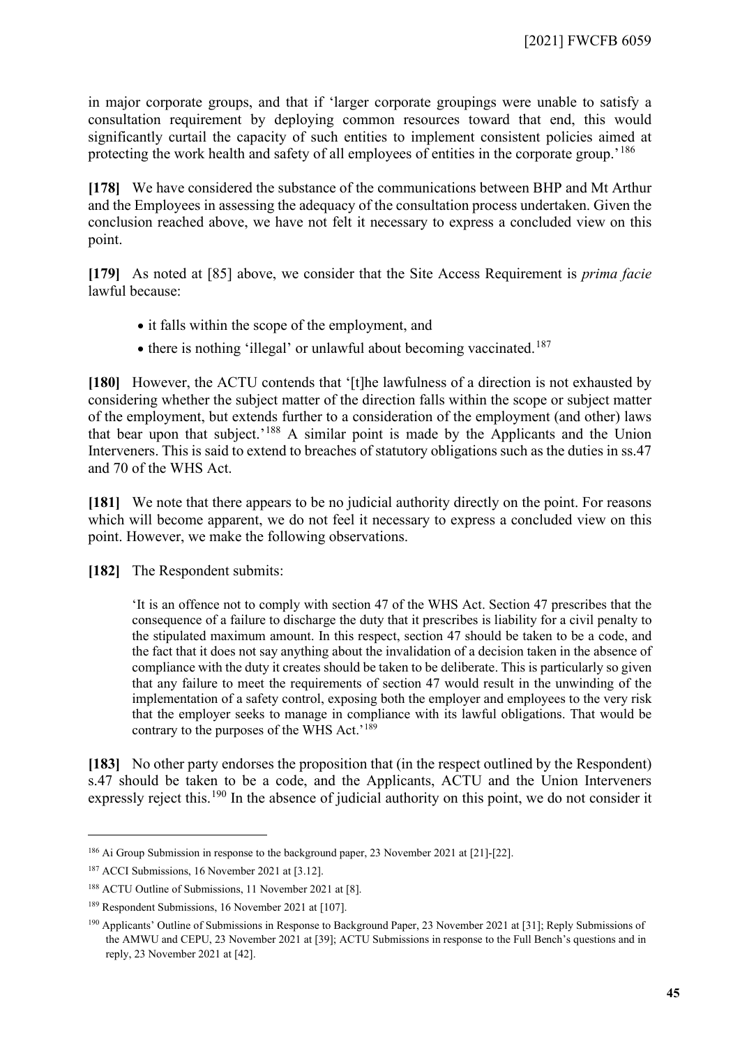in major corporate groups, and that if 'larger corporate groupings were unable to satisfy a consultation requirement by deploying common resources toward that end, this would significantly curtail the capacity of such entities to implement consistent policies aimed at protecting the work health and safety of all employees of entities in the corporate group.'[186]

**[178]** We have considered the substance of the communications between BHP and Mt Arthur and the Employees in assessing the adequacy of the consultation process undertaken. Given the conclusion reached above, we have not felt it necessary to express a concluded view on this point.

**[179]** As noted at [85] above, we consider that the Site Access Requirement is *prima facie* lawful because:

- it falls within the scope of the employment, and
- there is nothing 'illegal' or unlawful about becoming vaccinated.[187]

**[180]** However, the ACTU contends that '[t]he lawfulness of a direction is not exhausted by considering whether the subject matter of the direction falls within the scope or subject matter of the employment, but extends further to a consideration of the employment (and other) laws that bear upon that subject.'[188] A similar point is made by the Applicants and the Union Interveners. This is said to extend to breaches of statutory obligations such as the duties in ss.47 and 70 of the WHS Act.

**[181]** We note that there appears to be no judicial authority directly on the point. For reasons which will become apparent, we do not feel it necessary to express a concluded view on this point. However, we make the following observations.

**[182]** The Respondent submits:

> 'It is an offence not to comply with section 47 of the WHS Act. Section 47 prescribes that the consequence of a failure to discharge the duty that it prescribes is liability for a civil penalty to the stipulated maximum amount. In this respect, section 47 should be taken to be a code, and the fact that it does not say anything about the invalidation of a decision taken in the absence of compliance with the duty it creates should be taken to be deliberate. This is particularly so given that any failure to meet the requirements of section 47 would result in the unwinding of the implementation of a safety control, exposing both the employer and employees to the very risk that the employer seeks to manage in compliance with its lawful obligations. That would be contrary to the purposes of the WHS Act.'[189]

**[183]** No other party endorses the proposition that (in the respect outlined by the Respondent) s.47 should be taken to be a code, and the Applicants, ACTU and the Union Interveners expressly reject this.[190] In the absence of judicial authority on this point, we do not consider it

---

[186] Ai Group Submission in response to the background paper, 23 November 2021 at [21]-[22].

[187] ACCI Submissions, 16 November 2021 at [3.12].

[188] ACTU Outline of Submissions, 11 November 2021 at [8].

[189] Respondent Submissions, 16 November 2021 at [107].

[190] Applicants' Outline of Submissions in Response to Background Paper, 23 November 2021 at [31]; Reply Submissions of the AMWU and CEPU, 23 November 2021 at [39]; ACTU Submissions in response to the Full Bench's questions and in reply, 23 November 2021 at [42].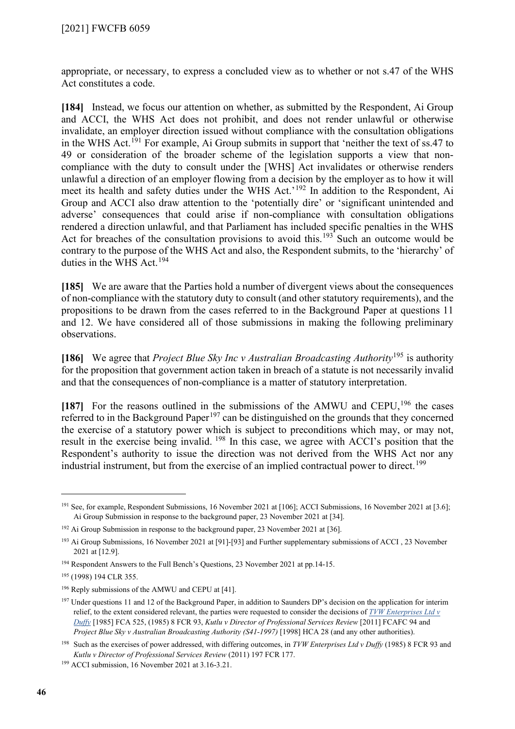appropriate, or necessary, to express a concluded view as to whether or not s.47 of the WHS Act constitutes a code.

**[184]** Instead, we focus our attention on whether, as submitted by the Respondent, Ai Group and ACCI, the WHS Act does not prohibit, and does not render unlawful or otherwise invalidate, an employer direction issued without compliance with the consultation obligations in the WHS Act.[191] For example, Ai Group submits in support that 'neither the text of ss.47 to 49 or consideration of the broader scheme of the legislation supports a view that non-compliance with the duty to consult under the [WHS] Act invalidates or otherwise renders unlawful a direction of an employer flowing from a decision by the employer as to how it will meet its health and safety duties under the WHS Act.'[192] In addition to the Respondent, Ai Group and ACCI also draw attention to the 'potentially dire' or 'significant unintended and adverse' consequences that could arise if non-compliance with consultation obligations rendered a direction unlawful, and that Parliament has included specific penalties in the WHS Act for breaches of the consultation provisions to avoid this.[193] Such an outcome would be contrary to the purpose of the WHS Act and also, the Respondent submits, to the 'hierarchy' of duties in the WHS Act.[194]

**[185]** We are aware that the Parties hold a number of divergent views about the consequences of non-compliance with the statutory duty to consult (and other statutory requirements), and the propositions to be drawn from the cases referred to in the Background Paper at questions 11 and 12. We have considered all of those submissions in making the following preliminary observations.

**[186]** We agree that *Project Blue Sky Inc v Australian Broadcasting Authority*[195] is authority for the proposition that government action taken in breach of a statute is not necessarily invalid and that the consequences of non-compliance is a matter of statutory interpretation.

**[187]** For the reasons outlined in the submissions of the AMWU and CEPU,[196] the cases referred to in the Background Paper[197] can be distinguished on the grounds that they concerned the exercise of a statutory power which is subject to preconditions which may, or may not, result in the exercise being invalid. [198] In this case, we agree with ACCI's position that the Respondent's authority to issue the direction was not derived from the WHS Act nor any industrial instrument, but from the exercise of an implied contractual power to direct.[199]

---

[191] See, for example, Respondent Submissions, 16 November 2021 at [106]; ACCI Submissions, 16 November 2021 at [3.6]; Ai Group Submission in response to the background paper, 23 November 2021 at [34].

[192] Ai Group Submission in response to the background paper, 23 November 2021 at [36].

[193] Ai Group Submissions, 16 November 2021 at [91]-[93] and Further supplementary submissions of ACCI , 23 November 2021 at [12.9].

[194] Respondent Answers to the Full Bench's Questions, 23 November 2021 at pp.14-15.

[195] (1998) 194 CLR 355.

[196] Reply submissions of the AMWU and CEPU at [41].

[197] Under questions 11 and 12 of the Background Paper, in addition to Saunders DP's decision on the application for interim relief, to the extent considered relevant, the parties were requested to consider the decisions of *TVW Enterprises Ltd v Duffy* [1985] FCA 525, (1985) 8 FCR 93, *Kutlu v Director of Professional Services Review* [2011] FCAFC 94 and *Project Blue Sky v Australian Broadcasting Authority (S41-1997)* [1998] HCA 28 (and any other authorities).

[198] Such as the exercises of power addressed, with differing outcomes, in *TVW Enterprises Ltd v Duffy* (1985) 8 FCR 93 and *Kutlu v Director of Professional Services Review* (2011) 197 FCR 177.

[199] ACCI submission, 16 November 2021 at 3.16-3.21.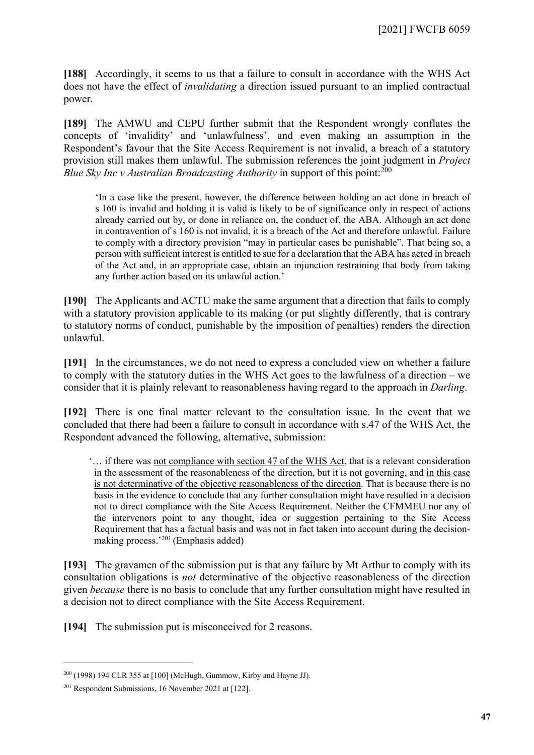**[188]** Accordingly, it seems to us that a failure to consult in accordance with the WHS Act does not have the effect of *invalidating* a direction issued pursuant to an implied contractual power.

**[189]** The AMWU and CEPU further submit that the Respondent wrongly conflates the concepts of 'invalidity' and 'unlawfulness', and even making an assumption in the Respondent's favour that the Site Access Requirement is not invalid, a breach of a statutory provision still makes them unlawful. The submission references the joint judgment in *Project Blue Sky Inc v Australian Broadcasting Authority* in support of this point:[200]

> 'In a case like the present, however, the difference between holding an act done in breach of s 160 is invalid and holding it is valid is likely to be of significance only in respect of actions already carried out by, or done in reliance on, the conduct of, the ABA. Although an act done in contravention of s 160 is not invalid, it is a breach of the Act and therefore unlawful. Failure to comply with a directory provision "may in particular cases be punishable". That being so, a person with sufficient interest is entitled to sue for a declaration that the ABA has acted in breach of the Act and, in an appropriate case, obtain an injunction restraining that body from taking any further action based on its unlawful action.'

**[190]** The Applicants and ACTU make the same argument that a direction that fails to comply with a statutory provision applicable to its making (or put slightly differently, that is contrary to statutory norms of conduct, punishable by the imposition of penalties) renders the direction unlawful.

**[191]** In the circumstances, we do not need to express a concluded view on whether a failure to comply with the statutory duties in the WHS Act goes to the lawfulness of a direction – we consider that it is plainly relevant to reasonableness having regard to the approach in *Darling*.

**[192]** There is one final matter relevant to the consultation issue. In the event that we concluded that there had been a failure to consult in accordance with s.47 of the WHS Act, the Respondent advanced the following, alternative, submission:

> '… if there was <u>not compliance with section 47 of the WHS Act</u>, that is a relevant consideration in the assessment of the reasonableness of the direction, but it is not governing, and <u>in this case is not determinative of the objective reasonableness of the direction</u>. That is because there is no basis in the evidence to conclude that any further consultation might have resulted in a decision not to direct compliance with the Site Access Requirement. Neither the CFMMEU nor any of the intervenors point to any thought, idea or suggestion pertaining to the Site Access Requirement that has a factual basis and was not in fact taken into account during the decision-making process.'[201] (Emphasis added)

**[193]** The gravamen of the submission put is that any failure by Mt Arthur to comply with its consultation obligations is *not* determinative of the objective reasonableness of the direction given *because* there is no basis to conclude that any further consultation might have resulted in a decision not to direct compliance with the Site Access Requirement.

**[194]** The submission put is misconceived for 2 reasons.

---

[200] (1998) 194 CLR 355 at [100] (McHugh, Gummow, Kirby and Hayne JJ).

[201] Respondent Submissions, 16 November 2021 at [122].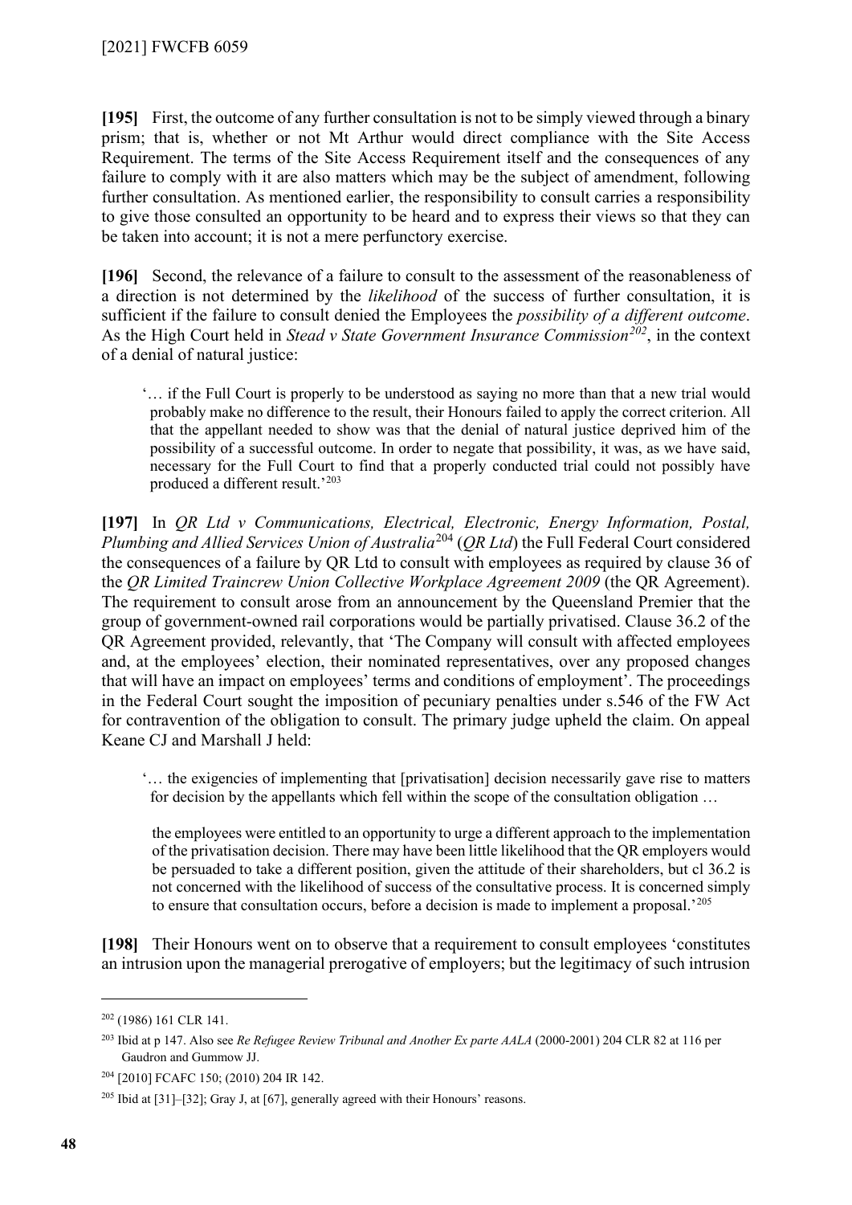**[195]** First, the outcome of any further consultation is not to be simply viewed through a binary prism; that is, whether or not Mt Arthur would direct compliance with the Site Access Requirement. The terms of the Site Access Requirement itself and the consequences of any failure to comply with it are also matters which may be the subject of amendment, following further consultation. As mentioned earlier, the responsibility to consult carries a responsibility to give those consulted an opportunity to be heard and to express their views so that they can be taken into account; it is not a mere perfunctory exercise.

**[196]** Second, the relevance of a failure to consult to the assessment of the reasonableness of a direction is not determined by the *likelihood* of the success of further consultation, it is sufficient if the failure to consult denied the Employees the *possibility of a different outcome*. As the High Court held in *Stead v State Government Insurance Commission*[202], in the context of a denial of natural justice:

> '… if the Full Court is properly to be understood as saying no more than that a new trial would probably make no difference to the result, their Honours failed to apply the correct criterion. All that the appellant needed to show was that the denial of natural justice deprived him of the possibility of a successful outcome. In order to negate that possibility, it was, as we have said, necessary for the Full Court to find that a properly conducted trial could not possibly have produced a different result.'[203]

**[197]** In *QR Ltd v Communications, Electrical, Electronic, Energy Information, Postal, Plumbing and Allied Services Union of Australia*[204] (*QR Ltd*) the Full Federal Court considered the consequences of a failure by QR Ltd to consult with employees as required by clause 36 of the *QR Limited Traincrew Union Collective Workplace Agreement 2009* (the QR Agreement). The requirement to consult arose from an announcement by the Queensland Premier that the group of government-owned rail corporations would be partially privatised. Clause 36.2 of the QR Agreement provided, relevantly, that 'The Company will consult with affected employees and, at the employees' election, their nominated representatives, over any proposed changes that will have an impact on employees' terms and conditions of employment'. The proceedings in the Federal Court sought the imposition of pecuniary penalties under s.546 of the FW Act for contravention of the obligation to consult. The primary judge upheld the claim. On appeal Keane CJ and Marshall J held:

> '… the exigencies of implementing that [privatisation] decision necessarily gave rise to matters for decision by the appellants which fell within the scope of the consultation obligation …
>
> the employees were entitled to an opportunity to urge a different approach to the implementation of the privatisation decision. There may have been little likelihood that the QR employers would be persuaded to take a different position, given the attitude of their shareholders, but cl 36.2 is not concerned with the likelihood of success of the consultative process. It is concerned simply to ensure that consultation occurs, before a decision is made to implement a proposal.'[205]

**[198]** Their Honours went on to observe that a requirement to consult employees 'constitutes an intrusion upon the managerial prerogative of employers; but the legitimacy of such intrusion

---

[202] (1986) 161 CLR 141.

[203] Ibid at p 147. Also see *Re Refugee Review Tribunal and Another Ex parte AALA* (2000-2001) 204 CLR 82 at 116 per Gaudron and Gummow JJ.

[204] [2010] FCAFC 150; (2010) 204 IR 142.

[205] Ibid at [31]–[32]; Gray J, at [67], generally agreed with their Honours' reasons.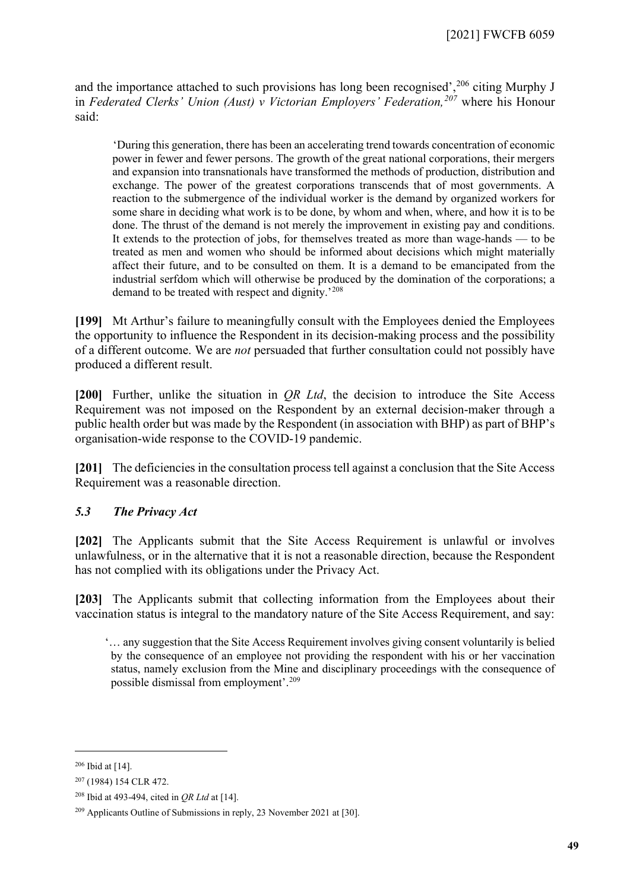and the importance attached to such provisions has long been recognised',[206] citing Murphy J in *Federated Clerks' Union (Aust) v Victorian Employers' Federation,*[207] where his Honour said:

> 'During this generation, there has been an accelerating trend towards concentration of economic power in fewer and fewer persons. The growth of the great national corporations, their mergers and expansion into transnationals have transformed the methods of production, distribution and exchange. The power of the greatest corporations transcends that of most governments. A reaction to the submergence of the individual worker is the demand by organized workers for some share in deciding what work is to be done, by whom and when, where, and how it is to be done. The thrust of the demand is not merely the improvement in existing pay and conditions. It extends to the protection of jobs, for themselves treated as more than wage-hands — to be treated as men and women who should be informed about decisions which might materially affect their future, and to be consulted on them. It is a demand to be emancipated from the industrial serfdom which will otherwise be produced by the domination of the corporations; a demand to be treated with respect and dignity.'[208]

**[199]** Mt Arthur's failure to meaningfully consult with the Employees denied the Employees the opportunity to influence the Respondent in its decision-making process and the possibility of a different outcome. We are *not* persuaded that further consultation could not possibly have produced a different result.

**[200]** Further, unlike the situation in *QR Ltd*, the decision to introduce the Site Access Requirement was not imposed on the Respondent by an external decision-maker through a public health order but was made by the Respondent (in association with BHP) as part of BHP's organisation-wide response to the COVID-19 pandemic.

**[201]** The deficiencies in the consultation process tell against a conclusion that the Site Access Requirement was a reasonable direction.

### *5.3 The Privacy Act*

**[202]** The Applicants submit that the Site Access Requirement is unlawful or involves unlawfulness, or in the alternative that it is not a reasonable direction, because the Respondent has not complied with its obligations under the Privacy Act.

**[203]** The Applicants submit that collecting information from the Employees about their vaccination status is integral to the mandatory nature of the Site Access Requirement, and say:

> '… any suggestion that the Site Access Requirement involves giving consent voluntarily is belied by the consequence of an employee not providing the respondent with his or her vaccination status, namely exclusion from the Mine and disciplinary proceedings with the consequence of possible dismissal from employment'.[209]

---

[206] Ibid at [14].

[207] (1984) 154 CLR 472.

[208] Ibid at 493-494, cited in *QR Ltd* at [14].

[209] Applicants Outline of Submissions in reply, 23 November 2021 at [30].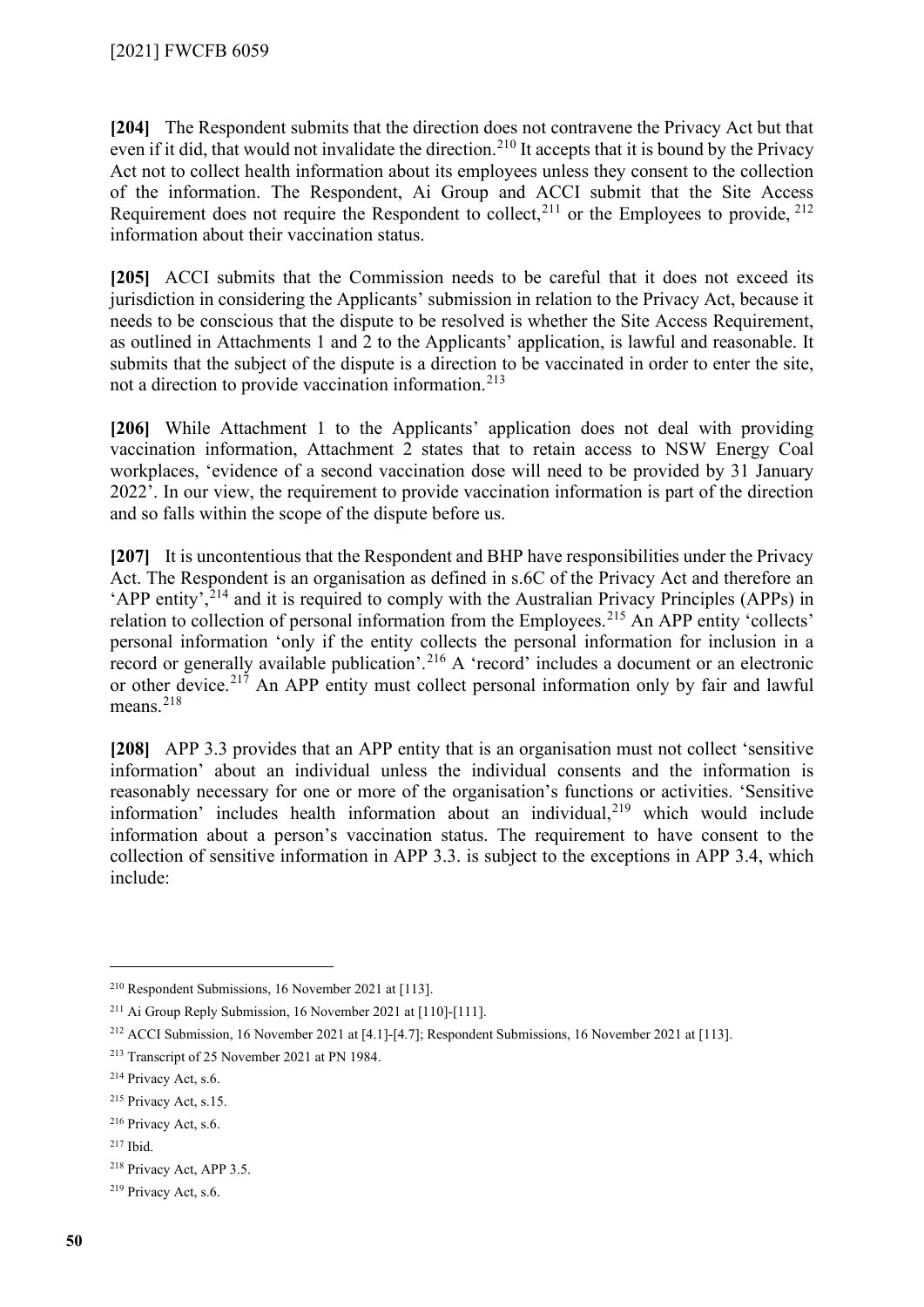**[204]** The Respondent submits that the direction does not contravene the Privacy Act but that even if it did, that would not invalidate the direction.[210] It accepts that it is bound by the Privacy Act not to collect health information about its employees unless they consent to the collection of the information. The Respondent, Ai Group and ACCI submit that the Site Access Requirement does not require the Respondent to collect,[211] or the Employees to provide, [212] information about their vaccination status.

**[205]** ACCI submits that the Commission needs to be careful that it does not exceed its jurisdiction in considering the Applicants' submission in relation to the Privacy Act, because it needs to be conscious that the dispute to be resolved is whether the Site Access Requirement, as outlined in Attachments 1 and 2 to the Applicants' application, is lawful and reasonable. It submits that the subject of the dispute is a direction to be vaccinated in order to enter the site, not a direction to provide vaccination information.[213]

**[206]** While Attachment 1 to the Applicants' application does not deal with providing vaccination information, Attachment 2 states that to retain access to NSW Energy Coal workplaces, 'evidence of a second vaccination dose will need to be provided by 31 January 2022'. In our view, the requirement to provide vaccination information is part of the direction and so falls within the scope of the dispute before us.

**[207]** It is uncontentious that the Respondent and BHP have responsibilities under the Privacy Act. The Respondent is an organisation as defined in s.6C of the Privacy Act and therefore an 'APP entity',[214] and it is required to comply with the Australian Privacy Principles (APPs) in relation to collection of personal information from the Employees.[215] An APP entity 'collects' personal information 'only if the entity collects the personal information for inclusion in a record or generally available publication'.[216] A 'record' includes a document or an electronic or other device.[217] An APP entity must collect personal information only by fair and lawful means.[218]

**[208]** APP 3.3 provides that an APP entity that is an organisation must not collect 'sensitive information' about an individual unless the individual consents and the information is reasonably necessary for one or more of the organisation's functions or activities. 'Sensitive information' includes health information about an individual,[219] which would include information about a person's vaccination status. The requirement to have consent to the collection of sensitive information in APP 3.3. is subject to the exceptions in APP 3.4, which include:

---

[210] Respondent Submissions, 16 November 2021 at [113].

[211] Ai Group Reply Submission, 16 November 2021 at [110]-[111].

[212] ACCI Submission, 16 November 2021 at [4.1]-[4.7]; Respondent Submissions, 16 November 2021 at [113].

[213] Transcript of 25 November 2021 at PN 1984.

[214] Privacy Act, s.6.

[215] Privacy Act, s.15.

[216] Privacy Act, s.6.

[217] Ibid.

[218] Privacy Act, APP 3.5.

[219] Privacy Act, s.6.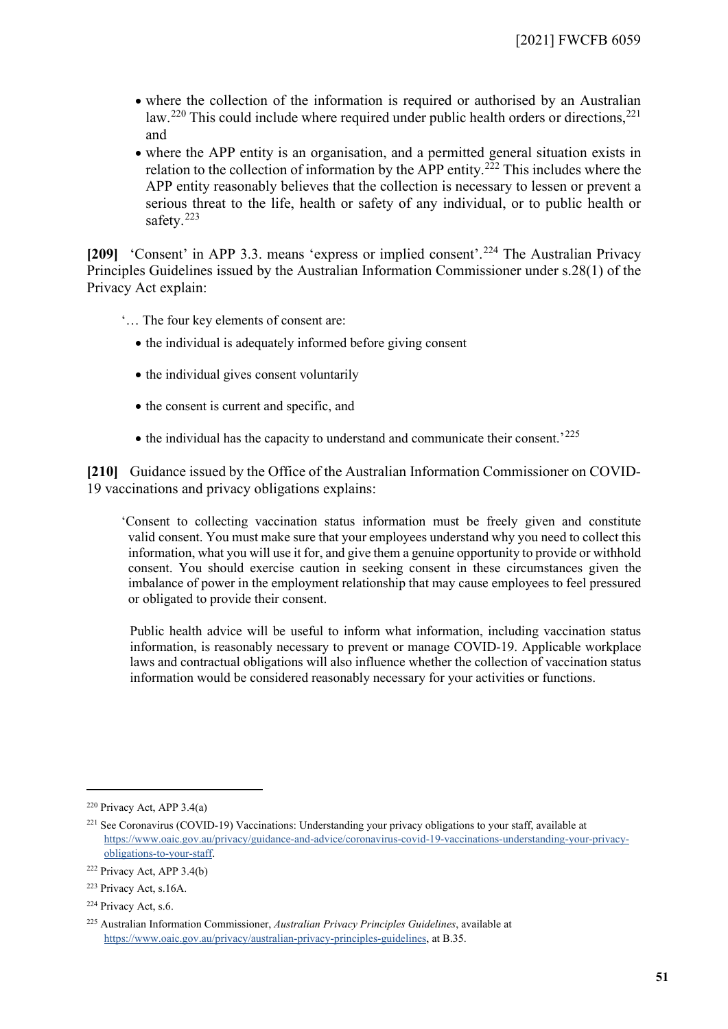- where the collection of the information is required or authorised by an Australian law.[220] This could include where required under public health orders or directions,[221] and
- where the APP entity is an organisation, and a permitted general situation exists in relation to the collection of information by the APP entity.[222] This includes where the APP entity reasonably believes that the collection is necessary to lessen or prevent a serious threat to the life, health or safety of any individual, or to public health or safety.[223]

**[209]** 'Consent' in APP 3.3. means 'express or implied consent'.[224] The Australian Privacy Principles Guidelines issued by the Australian Information Commissioner under s.28(1) of the Privacy Act explain:

> '… The four key elements of consent are:
>
> - the individual is adequately informed before giving consent
> - the individual gives consent voluntarily
> - the consent is current and specific, and
> - the individual has the capacity to understand and communicate their consent.'[225]

**[210]** Guidance issued by the Office of the Australian Information Commissioner on COVID-19 vaccinations and privacy obligations explains:

> 'Consent to collecting vaccination status information must be freely given and constitute valid consent. You must make sure that your employees understand why you need to collect this information, what you will use it for, and give them a genuine opportunity to provide or withhold consent. You should exercise caution in seeking consent in these circumstances given the imbalance of power in the employment relationship that may cause employees to feel pressured or obligated to provide their consent.
>
> Public health advice will be useful to inform what information, including vaccination status information, is reasonably necessary to prevent or manage COVID-19. Applicable workplace laws and contractual obligations will also influence whether the collection of vaccination status information would be considered reasonably necessary for your activities or functions.

---

[220] Privacy Act, APP 3.4(a)

[221] See Coronavirus (COVID-19) Vaccinations: Understanding your privacy obligations to your staff, available at https://www.oaic.gov.au/privacy/guidance-and-advice/coronavirus-covid-19-vaccinations-understanding-your-privacy-obligations-to-your-staff.

[222] Privacy Act, APP 3.4(b)

[223] Privacy Act, s.16A.

[224] Privacy Act, s.6.

[225] Australian Information Commissioner, *Australian Privacy Principles Guidelines*, available at https://www.oaic.gov.au/privacy/australian-privacy-principles-guidelines, at B.35.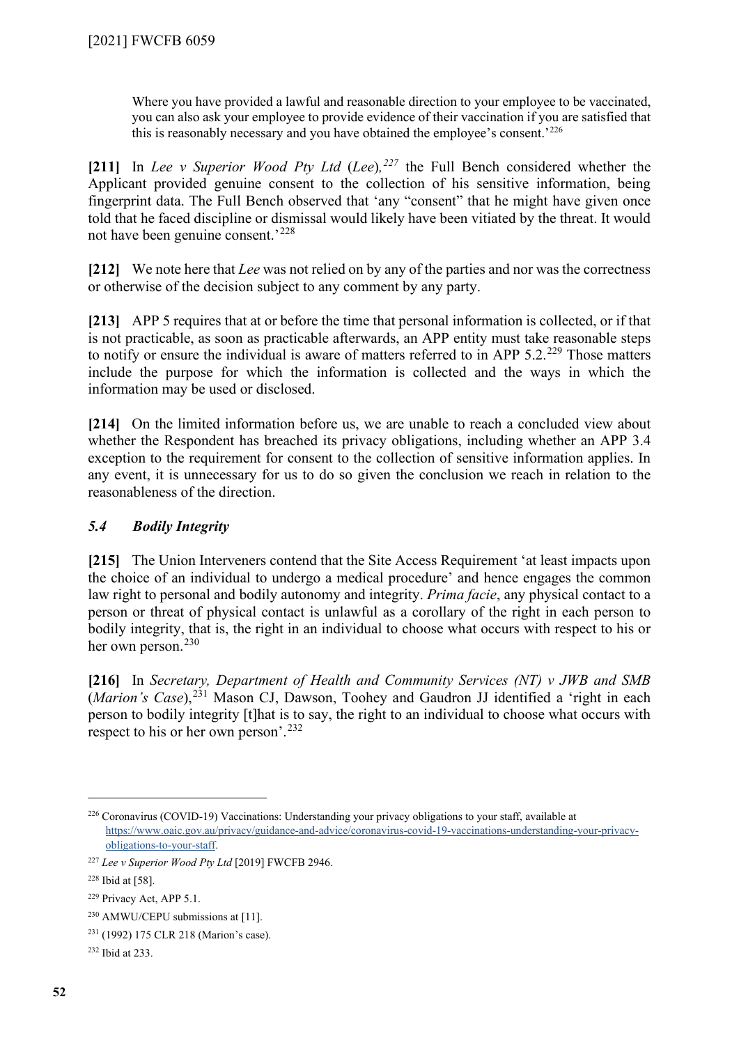Where you have provided a lawful and reasonable direction to your employee to be vaccinated, you can also ask your employee to provide evidence of their vaccination if you are satisfied that this is reasonably necessary and you have obtained the employee's consent.'[226]

**[211]** In *Lee v Superior Wood Pty Ltd* (*Lee*),[227] the Full Bench considered whether the Applicant provided genuine consent to the collection of his sensitive information, being fingerprint data. The Full Bench observed that 'any "consent" that he might have given once told that he faced discipline or dismissal would likely have been vitiated by the threat. It would not have been genuine consent.'[228]

**[212]** We note here that *Lee* was not relied on by any of the parties and nor was the correctness or otherwise of the decision subject to any comment by any party.

**[213]** APP 5 requires that at or before the time that personal information is collected, or if that is not practicable, as soon as practicable afterwards, an APP entity must take reasonable steps to notify or ensure the individual is aware of matters referred to in APP 5.2.[229] Those matters include the purpose for which the information is collected and the ways in which the information may be used or disclosed.

**[214]** On the limited information before us, we are unable to reach a concluded view about whether the Respondent has breached its privacy obligations, including whether an APP 3.4 exception to the requirement for consent to the collection of sensitive information applies. In any event, it is unnecessary for us to do so given the conclusion we reach in relation to the reasonableness of the direction.

### *5.4 Bodily Integrity*

**[215]** The Union Interveners contend that the Site Access Requirement 'at least impacts upon the choice of an individual to undergo a medical procedure' and hence engages the common law right to personal and bodily autonomy and integrity. *Prima facie*, any physical contact to a person or threat of physical contact is unlawful as a corollary of the right in each person to bodily integrity, that is, the right in an individual to choose what occurs with respect to his or her own person.[230]

**[216]** In *Secretary, Department of Health and Community Services (NT) v JWB and SMB* (*Marion's Case*),[231] Mason CJ, Dawson, Toohey and Gaudron JJ identified a 'right in each person to bodily integrity [t]hat is to say, the right to an individual to choose what occurs with respect to his or her own person'.[232]

---

[226] Coronavirus (COVID-19) Vaccinations: Understanding your privacy obligations to your staff, available at https://www.oaic.gov.au/privacy/guidance-and-advice/coronavirus-covid-19-vaccinations-understanding-your-privacy-obligations-to-your-staff.

[227] *Lee v Superior Wood Pty Ltd* [2019] FWCFB 2946.

[228] Ibid at [58].

[229] Privacy Act, APP 5.1.

[230] AMWU/CEPU submissions at [11].

[231] (1992) 175 CLR 218 (Marion's case).

[232] Ibid at 233.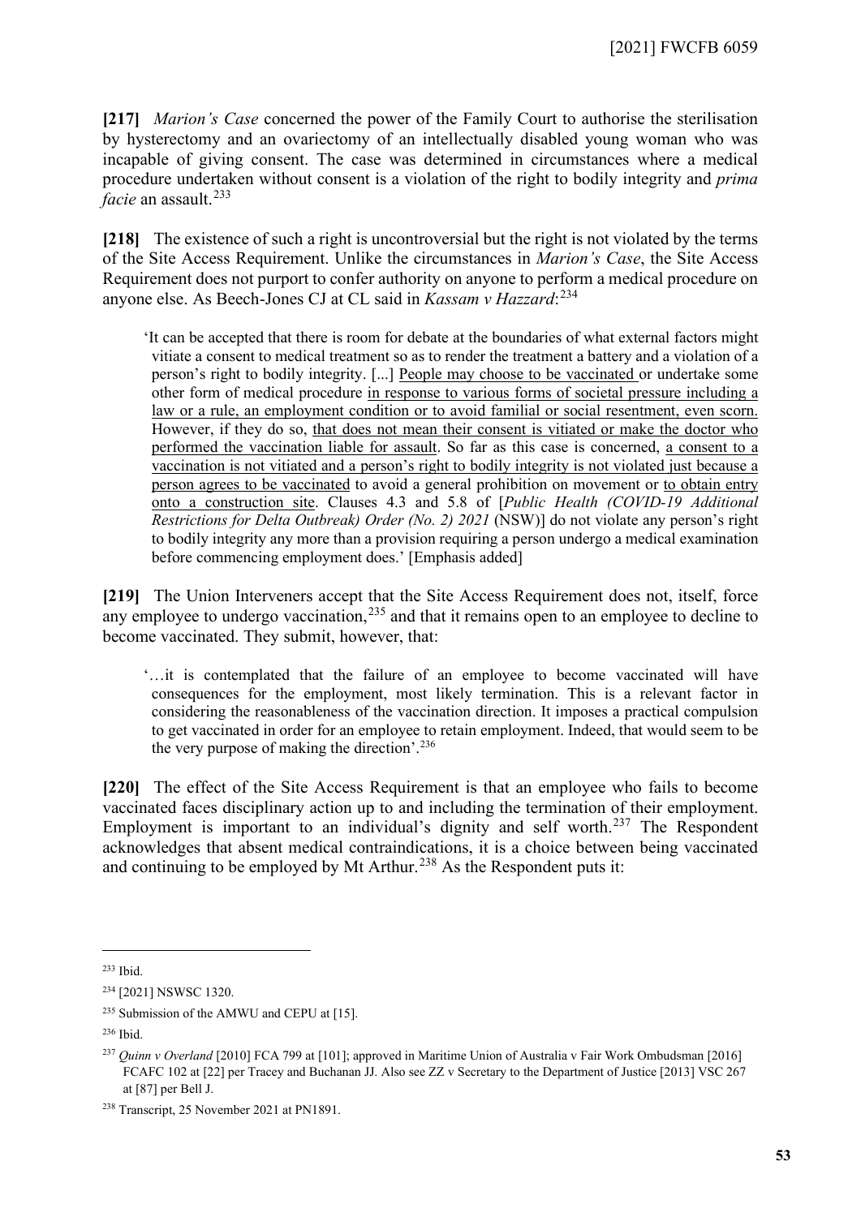**[217]** *Marion's Case* concerned the power of the Family Court to authorise the sterilisation by hysterectomy and an ovariectomy of an intellectually disabled young woman who was incapable of giving consent. The case was determined in circumstances where a medical procedure undertaken without consent is a violation of the right to bodily integrity and *prima facie* an assault.[233]

**[218]** The existence of such a right is uncontroversial but the right is not violated by the terms of the Site Access Requirement. Unlike the circumstances in *Marion's Case*, the Site Access Requirement does not purport to confer authority on anyone to perform a medical procedure on anyone else. As Beech-Jones CJ at CL said in *Kassam v Hazzard*:[234]

> 'It can be accepted that there is room for debate at the boundaries of what external factors might vitiate a consent to medical treatment so as to render the treatment a battery and a violation of a person's right to bodily integrity. [...] <u>People may choose to be vaccinated</u> or undertake some other form of medical procedure <u>in response to various forms of societal pressure including a law or a rule, an employment condition or to avoid familial or social resentment, even scorn.</u> However, if they do so, <u>that does not mean their consent is vitiated or make the doctor who performed the vaccination liable for assault</u>. So far as this case is concerned, <u>a consent to a vaccination is not vitiated and a person's right to bodily integrity is not violated just because a person agrees to be vaccinated</u> to avoid a general prohibition on movement or <u>to obtain entry onto a construction site</u>. Clauses 4.3 and 5.8 of [*Public Health (COVID-19 Additional Restrictions for Delta Outbreak) Order (No. 2) 2021* (NSW)] do not violate any person's right to bodily integrity any more than a provision requiring a person undergo a medical examination before commencing employment does.' [Emphasis added]

**[219]** The Union Interveners accept that the Site Access Requirement does not, itself, force any employee to undergo vaccination,[235] and that it remains open to an employee to decline to become vaccinated. They submit, however, that:

> '…it is contemplated that the failure of an employee to become vaccinated will have consequences for the employment, most likely termination. This is a relevant factor in considering the reasonableness of the vaccination direction. It imposes a practical compulsion to get vaccinated in order for an employee to retain employment. Indeed, that would seem to be the very purpose of making the direction'.[236]

**[220]** The effect of the Site Access Requirement is that an employee who fails to become vaccinated faces disciplinary action up to and including the termination of their employment. Employment is important to an individual's dignity and self worth.[237] The Respondent acknowledges that absent medical contraindications, it is a choice between being vaccinated and continuing to be employed by Mt Arthur.[238] As the Respondent puts it:

---

[233] Ibid.

[234] [2021] NSWSC 1320.

[235] Submission of the AMWU and CEPU at [15].

[236] Ibid.

[237] *Quinn v Overland* [2010] FCA 799 at [101]; approved in Maritime Union of Australia v Fair Work Ombudsman [2016] FCAFC 102 at [22] per Tracey and Buchanan JJ. Also see ZZ v Secretary to the Department of Justice [2013] VSC 267 at [87] per Bell J.

[238] Transcript, 25 November 2021 at PN1891.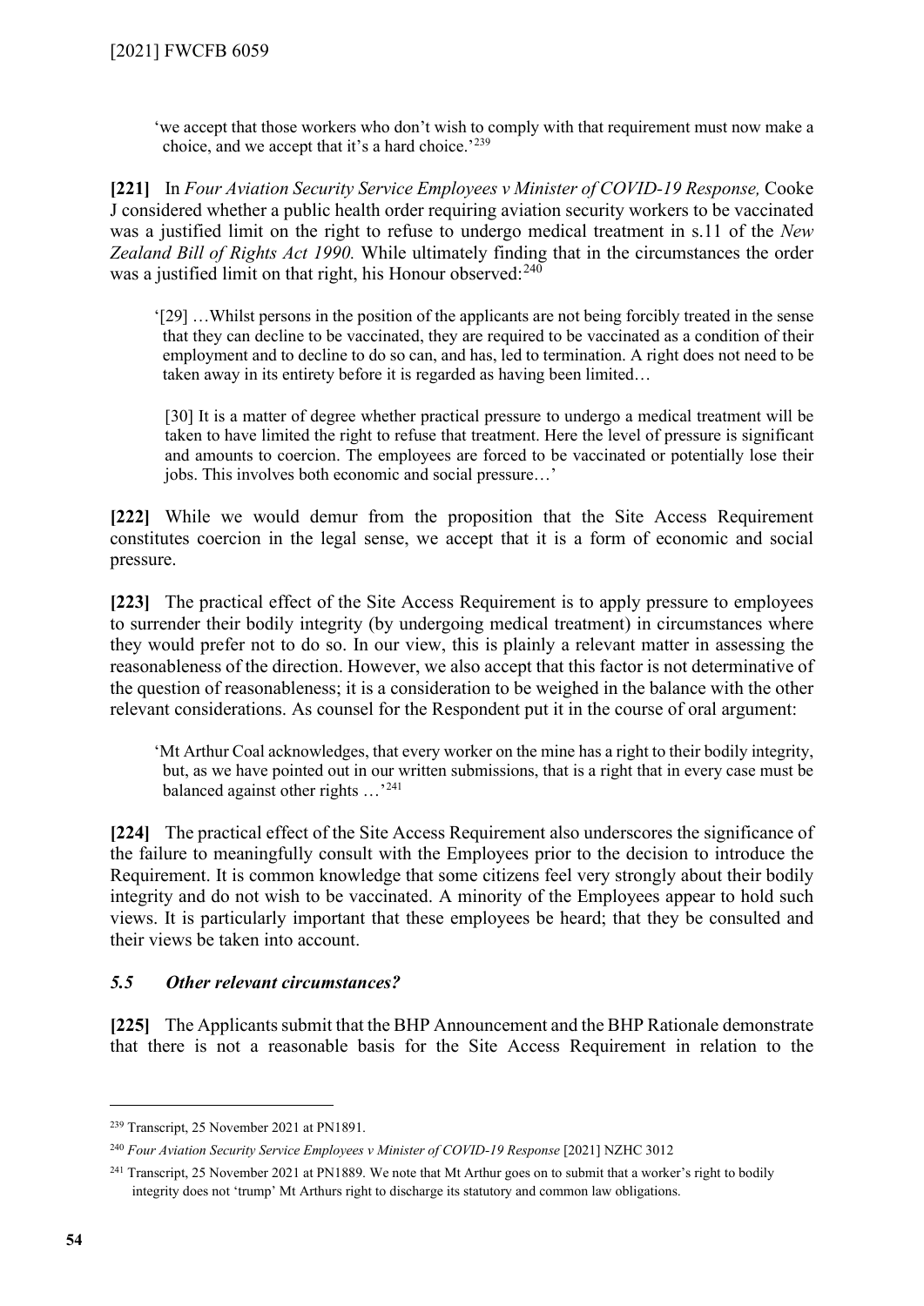> 'we accept that those workers who don't wish to comply with that requirement must now make a choice, and we accept that it's a hard choice.'[239]

**[221]** In *Four Aviation Security Service Employees v Minister of COVID-19 Response,* Cooke J considered whether a public health order requiring aviation security workers to be vaccinated was a justified limit on the right to refuse to undergo medical treatment in s.11 of the *New Zealand Bill of Rights Act 1990.* While ultimately finding that in the circumstances the order was a justified limit on that right, his Honour observed:[240]

> '[29] …Whilst persons in the position of the applicants are not being forcibly treated in the sense that they can decline to be vaccinated, they are required to be vaccinated as a condition of their employment and to decline to do so can, and has, led to termination. A right does not need to be taken away in its entirety before it is regarded as having been limited…
>
> [30] It is a matter of degree whether practical pressure to undergo a medical treatment will be taken to have limited the right to refuse that treatment. Here the level of pressure is significant and amounts to coercion. The employees are forced to be vaccinated or potentially lose their jobs. This involves both economic and social pressure…'

**[222]** While we would demur from the proposition that the Site Access Requirement constitutes coercion in the legal sense, we accept that it is a form of economic and social pressure.

**[223]** The practical effect of the Site Access Requirement is to apply pressure to employees to surrender their bodily integrity (by undergoing medical treatment) in circumstances where they would prefer not to do so. In our view, this is plainly a relevant matter in assessing the reasonableness of the direction. However, we also accept that this factor is not determinative of the question of reasonableness; it is a consideration to be weighed in the balance with the other relevant considerations. As counsel for the Respondent put it in the course of oral argument:

> 'Mt Arthur Coal acknowledges, that every worker on the mine has a right to their bodily integrity, but, as we have pointed out in our written submissions, that is a right that in every case must be balanced against other rights …'[241]

**[224]** The practical effect of the Site Access Requirement also underscores the significance of the failure to meaningfully consult with the Employees prior to the decision to introduce the Requirement. It is common knowledge that some citizens feel very strongly about their bodily integrity and do not wish to be vaccinated. A minority of the Employees appear to hold such views. It is particularly important that these employees be heard; that they be consulted and their views be taken into account.

### *5.5 Other relevant circumstances?*

**[225]** The Applicants submit that the BHP Announcement and the BHP Rationale demonstrate that there is not a reasonable basis for the Site Access Requirement in relation to the

---

[239] Transcript, 25 November 2021 at PN1891.

[240] *Four Aviation Security Service Employees v Minister of COVID-19 Response* [2021] NZHC 3012

[241] Transcript, 25 November 2021 at PN1889. We note that Mt Arthur goes on to submit that a worker's right to bodily integrity does not 'trump' Mt Arthurs right to discharge its statutory and common law obligations.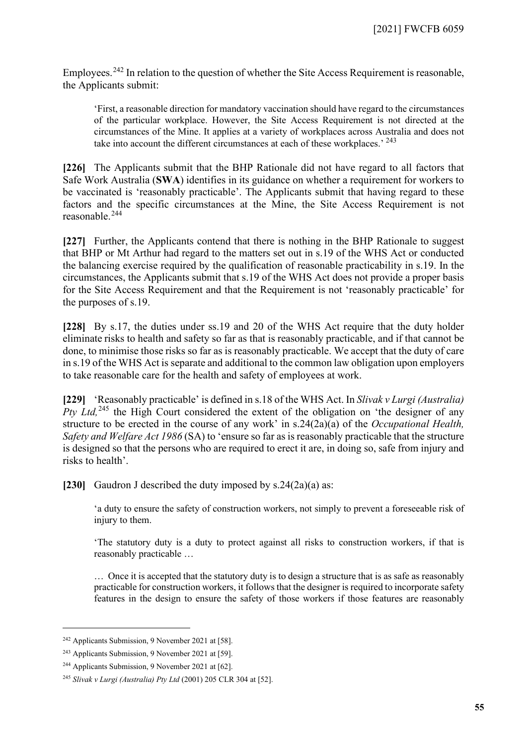Employees.[242] In relation to the question of whether the Site Access Requirement is reasonable, the Applicants submit:

> 'First, a reasonable direction for mandatory vaccination should have regard to the circumstances of the particular workplace. However, the Site Access Requirement is not directed at the circumstances of the Mine. It applies at a variety of workplaces across Australia and does not take into account the different circumstances at each of these workplaces.' [243]

**[226]** The Applicants submit that the BHP Rationale did not have regard to all factors that Safe Work Australia (**SWA**) identifies in its guidance on whether a requirement for workers to be vaccinated is 'reasonably practicable'. The Applicants submit that having regard to these factors and the specific circumstances at the Mine, the Site Access Requirement is not reasonable.[244]

**[227]** Further, the Applicants contend that there is nothing in the BHP Rationale to suggest that BHP or Mt Arthur had regard to the matters set out in s.19 of the WHS Act or conducted the balancing exercise required by the qualification of reasonable practicability in s.19. In the circumstances, the Applicants submit that s.19 of the WHS Act does not provide a proper basis for the Site Access Requirement and that the Requirement is not 'reasonably practicable' for the purposes of s.19.

**[228]** By s.17, the duties under ss.19 and 20 of the WHS Act require that the duty holder eliminate risks to health and safety so far as that is reasonably practicable, and if that cannot be done, to minimise those risks so far as is reasonably practicable. We accept that the duty of care in s.19 of the WHS Act is separate and additional to the common law obligation upon employers to take reasonable care for the health and safety of employees at work.

**[229]** 'Reasonably practicable' is defined in s.18 of the WHS Act. In *Slivak v Lurgi (Australia) Pty Ltd,*[245] the High Court considered the extent of the obligation on 'the designer of any structure to be erected in the course of any work' in s.24(2a)(a) of the *Occupational Health, Safety and Welfare Act 1986* (SA) to 'ensure so far as is reasonably practicable that the structure is designed so that the persons who are required to erect it are, in doing so, safe from injury and risks to health'.

**[230]** Gaudron J described the duty imposed by s.24(2a)(a) as:

> 'a duty to ensure the safety of construction workers, not simply to prevent a foreseeable risk of injury to them.
>
> 'The statutory duty is a duty to protect against all risks to construction workers, if that is reasonably practicable …
>
> … Once it is accepted that the statutory duty is to design a structure that is as safe as reasonably practicable for construction workers, it follows that the designer is required to incorporate safety features in the design to ensure the safety of those workers if those features are reasonably

---

[242] Applicants Submission, 9 November 2021 at [58].

[243] Applicants Submission, 9 November 2021 at [59].

[244] Applicants Submission, 9 November 2021 at [62].

[245] *Slivak v Lurgi (Australia) Pty Ltd* (2001) 205 CLR 304 at [52].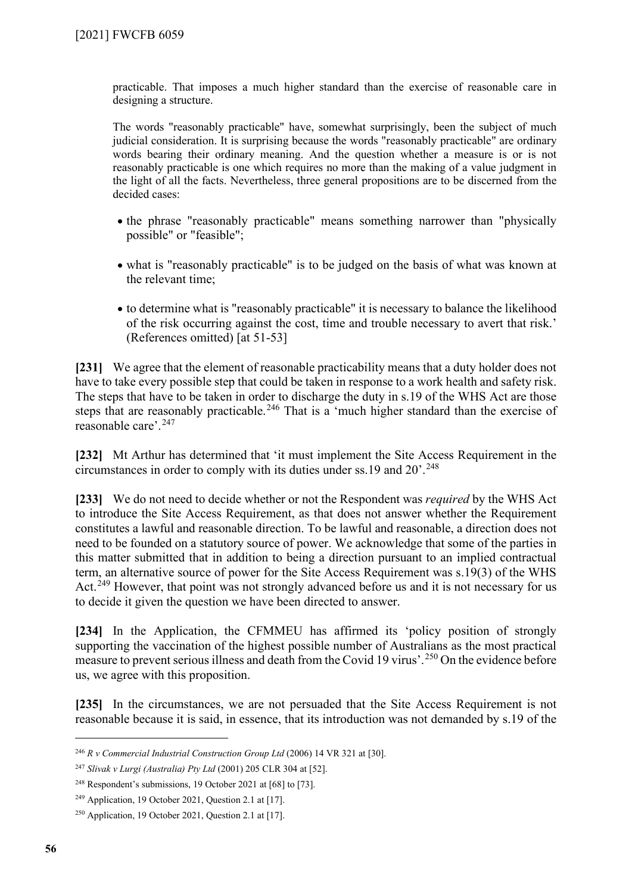practicable. That imposes a much higher standard than the exercise of reasonable care in designing a structure.

The words "reasonably practicable" have, somewhat surprisingly, been the subject of much judicial consideration. It is surprising because the words "reasonably practicable" are ordinary words bearing their ordinary meaning. And the question whether a measure is or is not reasonably practicable is one which requires no more than the making of a value judgment in the light of all the facts. Nevertheless, three general propositions are to be discerned from the decided cases:

- the phrase "reasonably practicable" means something narrower than "physically possible" or "feasible";
- what is "reasonably practicable" is to be judged on the basis of what was known at the relevant time;
- to determine what is "reasonably practicable" it is necessary to balance the likelihood of the risk occurring against the cost, time and trouble necessary to avert that risk.' (References omitted) [at 51-53]

**[231]** We agree that the element of reasonable practicability means that a duty holder does not have to take every possible step that could be taken in response to a work health and safety risk. The steps that have to be taken in order to discharge the duty in s.19 of the WHS Act are those steps that are reasonably practicable.[246] That is a 'much higher standard than the exercise of reasonable care'.[247]

**[232]** Mt Arthur has determined that 'it must implement the Site Access Requirement in the circumstances in order to comply with its duties under ss.19 and 20'.[248]

**[233]** We do not need to decide whether or not the Respondent was *required* by the WHS Act to introduce the Site Access Requirement, as that does not answer whether the Requirement constitutes a lawful and reasonable direction. To be lawful and reasonable, a direction does not need to be founded on a statutory source of power. We acknowledge that some of the parties in this matter submitted that in addition to being a direction pursuant to an implied contractual term, an alternative source of power for the Site Access Requirement was s.19(3) of the WHS Act.[249] However, that point was not strongly advanced before us and it is not necessary for us to decide it given the question we have been directed to answer.

**[234]** In the Application, the CFMMEU has affirmed its 'policy position of strongly supporting the vaccination of the highest possible number of Australians as the most practical measure to prevent serious illness and death from the Covid 19 virus'.[250] On the evidence before us, we agree with this proposition.

**[235]** In the circumstances, we are not persuaded that the Site Access Requirement is not reasonable because it is said, in essence, that its introduction was not demanded by s.19 of the

---

[246] *R v Commercial Industrial Construction Group Ltd* (2006) 14 VR 321 at [30].

[247] *Slivak v Lurgi (Australia) Pty Ltd* (2001) 205 CLR 304 at [52].

[248] Respondent's submissions, 19 October 2021 at [68] to [73].

[249] Application, 19 October 2021, Question 2.1 at [17].

[250] Application, 19 October 2021, Question 2.1 at [17].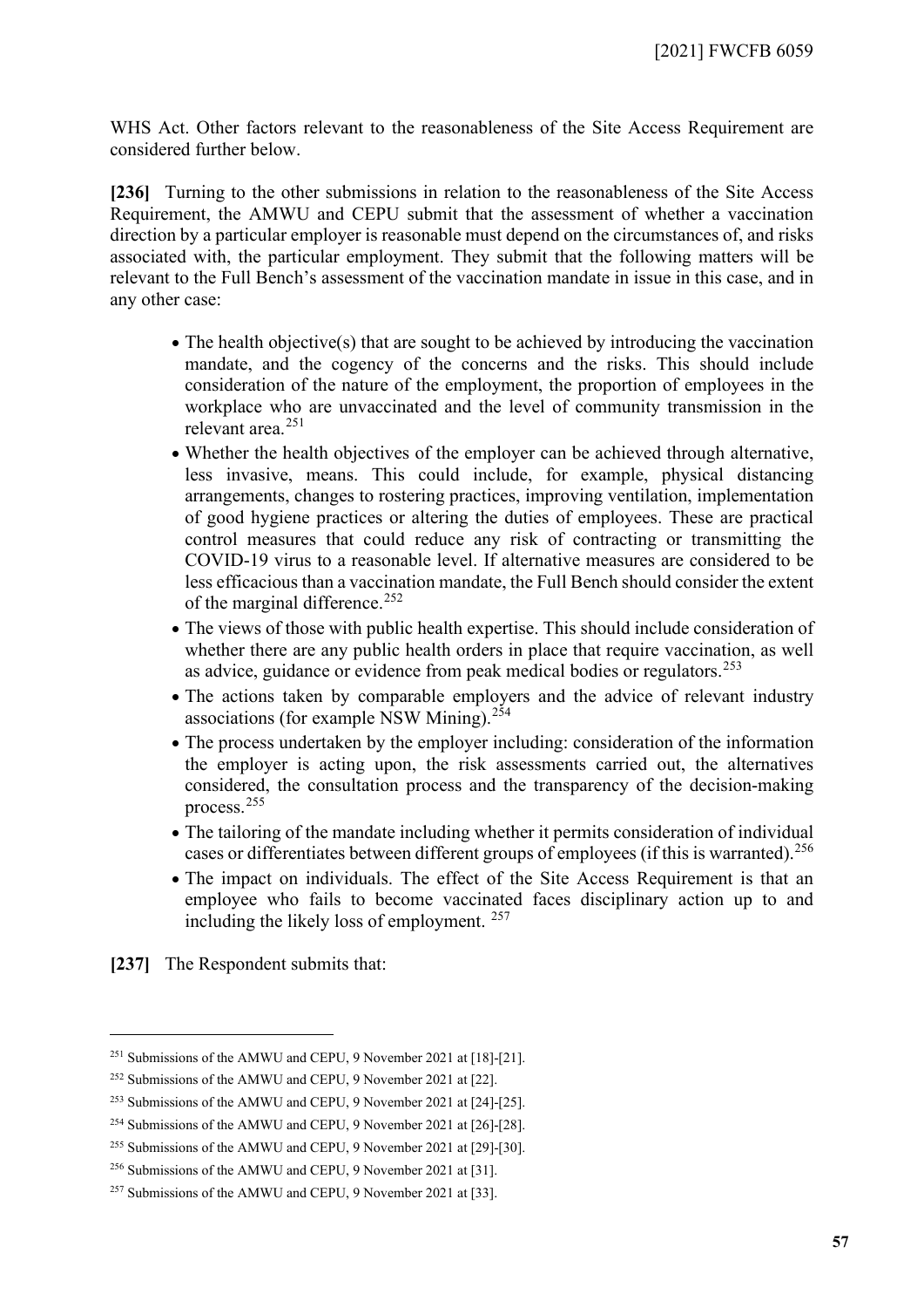WHS Act. Other factors relevant to the reasonableness of the Site Access Requirement are considered further below.

**[236]** Turning to the other submissions in relation to the reasonableness of the Site Access Requirement, the AMWU and CEPU submit that the assessment of whether a vaccination direction by a particular employer is reasonable must depend on the circumstances of, and risks associated with, the particular employment. They submit that the following matters will be relevant to the Full Bench's assessment of the vaccination mandate in issue in this case, and in any other case:

- The health objective(s) that are sought to be achieved by introducing the vaccination mandate, and the cogency of the concerns and the risks. This should include consideration of the nature of the employment, the proportion of employees in the workplace who are unvaccinated and the level of community transmission in the relevant area.[251]
- Whether the health objectives of the employer can be achieved through alternative, less invasive, means. This could include, for example, physical distancing arrangements, changes to rostering practices, improving ventilation, implementation of good hygiene practices or altering the duties of employees. These are practical control measures that could reduce any risk of contracting or transmitting the COVID-19 virus to a reasonable level. If alternative measures are considered to be less efficacious than a vaccination mandate, the Full Bench should consider the extent of the marginal difference.[252]
- The views of those with public health expertise. This should include consideration of whether there are any public health orders in place that require vaccination, as well as advice, guidance or evidence from peak medical bodies or regulators.[253]
- The actions taken by comparable employers and the advice of relevant industry associations (for example NSW Mining).[254]
- The process undertaken by the employer including: consideration of the information the employer is acting upon, the risk assessments carried out, the alternatives considered, the consultation process and the transparency of the decision-making process.[255]
- The tailoring of the mandate including whether it permits consideration of individual cases or differentiates between different groups of employees (if this is warranted).[256]
- The impact on individuals. The effect of the Site Access Requirement is that an employee who fails to become vaccinated faces disciplinary action up to and including the likely loss of employment.[257]

**[237]** The Respondent submits that:

---

[251] Submissions of the AMWU and CEPU, 9 November 2021 at [18]-[21].

[252] Submissions of the AMWU and CEPU, 9 November 2021 at [22].

[253] Submissions of the AMWU and CEPU, 9 November 2021 at [24]-[25].

[254] Submissions of the AMWU and CEPU, 9 November 2021 at [26]-[28].

[255] Submissions of the AMWU and CEPU, 9 November 2021 at [29]-[30].

[256] Submissions of the AMWU and CEPU, 9 November 2021 at [31].

[257] Submissions of the AMWU and CEPU, 9 November 2021 at [33].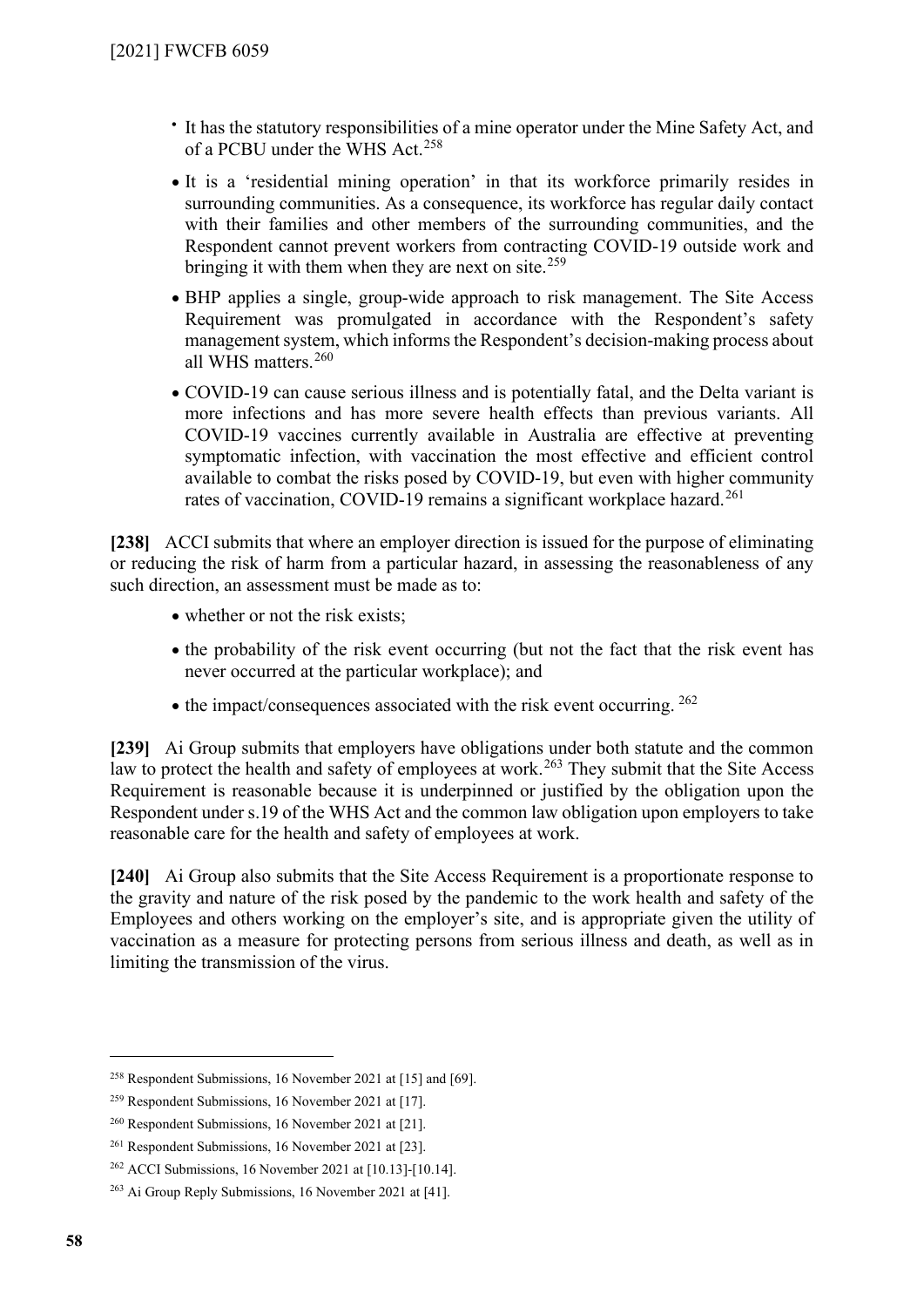- It has the statutory responsibilities of a mine operator under the Mine Safety Act, and of a PCBU under the WHS Act.[258]
- It is a 'residential mining operation' in that its workforce primarily resides in surrounding communities. As a consequence, its workforce has regular daily contact with their families and other members of the surrounding communities, and the Respondent cannot prevent workers from contracting COVID-19 outside work and bringing it with them when they are next on site.[259]
- BHP applies a single, group-wide approach to risk management. The Site Access Requirement was promulgated in accordance with the Respondent's safety management system, which informs the Respondent's decision-making process about all WHS matters.[260]
- COVID-19 can cause serious illness and is potentially fatal, and the Delta variant is more infections and has more severe health effects than previous variants. All COVID-19 vaccines currently available in Australia are effective at preventing symptomatic infection, with vaccination the most effective and efficient control available to combat the risks posed by COVID-19, but even with higher community rates of vaccination, COVID-19 remains a significant workplace hazard.[261]

**[238]** ACCI submits that where an employer direction is issued for the purpose of eliminating or reducing the risk of harm from a particular hazard, in assessing the reasonableness of any such direction, an assessment must be made as to:

- whether or not the risk exists;
- the probability of the risk event occurring (but not the fact that the risk event has never occurred at the particular workplace); and
- the impact/consequences associated with the risk event occurring. [262]

**[239]** Ai Group submits that employers have obligations under both statute and the common law to protect the health and safety of employees at work.[263] They submit that the Site Access Requirement is reasonable because it is underpinned or justified by the obligation upon the Respondent under s.19 of the WHS Act and the common law obligation upon employers to take reasonable care for the health and safety of employees at work.

**[240]** Ai Group also submits that the Site Access Requirement is a proportionate response to the gravity and nature of the risk posed by the pandemic to the work health and safety of the Employees and others working on the employer's site, and is appropriate given the utility of vaccination as a measure for protecting persons from serious illness and death, as well as in limiting the transmission of the virus.

---

[258] Respondent Submissions, 16 November 2021 at [15] and [69].

[259] Respondent Submissions, 16 November 2021 at [17].

[260] Respondent Submissions, 16 November 2021 at [21].

[261] Respondent Submissions, 16 November 2021 at [23].

[262] ACCI Submissions, 16 November 2021 at [10.13]-[10.14].

[263] Ai Group Reply Submissions, 16 November 2021 at [41].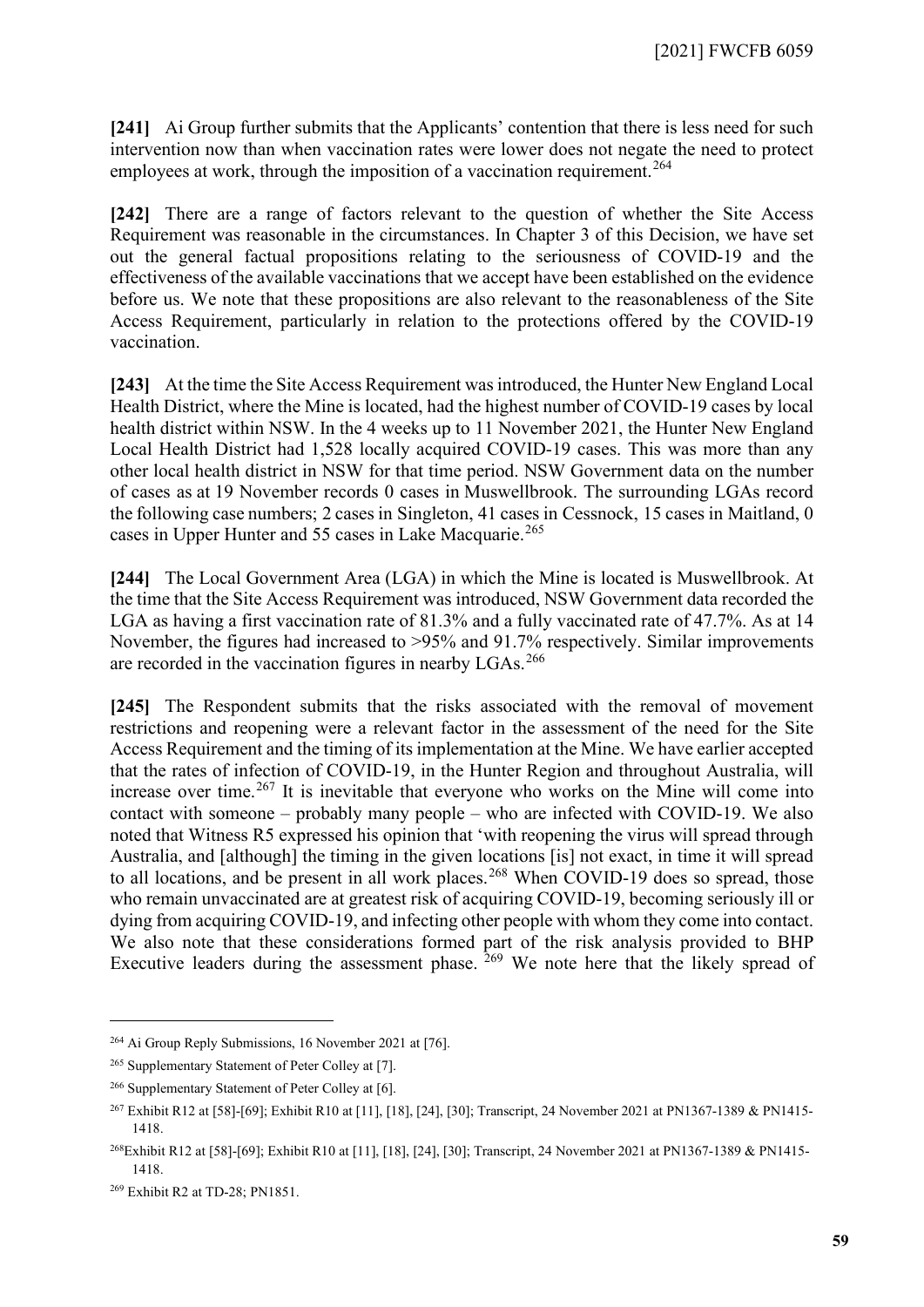**[241]** Ai Group further submits that the Applicants' contention that there is less need for such intervention now than when vaccination rates were lower does not negate the need to protect employees at work, through the imposition of a vaccination requirement.[264]

**[242]** There are a range of factors relevant to the question of whether the Site Access Requirement was reasonable in the circumstances. In Chapter 3 of this Decision, we have set out the general factual propositions relating to the seriousness of COVID-19 and the effectiveness of the available vaccinations that we accept have been established on the evidence before us. We note that these propositions are also relevant to the reasonableness of the Site Access Requirement, particularly in relation to the protections offered by the COVID-19 vaccination.

**[243]** At the time the Site Access Requirement was introduced, the Hunter New England Local Health District, where the Mine is located, had the highest number of COVID-19 cases by local health district within NSW. In the 4 weeks up to 11 November 2021, the Hunter New England Local Health District had 1,528 locally acquired COVID-19 cases. This was more than any other local health district in NSW for that time period. NSW Government data on the number of cases as at 19 November records 0 cases in Muswellbrook. The surrounding LGAs record the following case numbers; 2 cases in Singleton, 41 cases in Cessnock, 15 cases in Maitland, 0 cases in Upper Hunter and 55 cases in Lake Macquarie.[265]

**[244]** The Local Government Area (LGA) in which the Mine is located is Muswellbrook. At the time that the Site Access Requirement was introduced, NSW Government data recorded the LGA as having a first vaccination rate of 81.3% and a fully vaccinated rate of 47.7%. As at 14 November, the figures had increased to >95% and 91.7% respectively. Similar improvements are recorded in the vaccination figures in nearby LGAs.[266]

**[245]** The Respondent submits that the risks associated with the removal of movement restrictions and reopening were a relevant factor in the assessment of the need for the Site Access Requirement and the timing of its implementation at the Mine. We have earlier accepted that the rates of infection of COVID-19, in the Hunter Region and throughout Australia, will increase over time.[267] It is inevitable that everyone who works on the Mine will come into contact with someone – probably many people – who are infected with COVID-19. We also noted that Witness R5 expressed his opinion that 'with reopening the virus will spread through Australia, and [although] the timing in the given locations [is] not exact, in time it will spread to all locations, and be present in all work places.[268] When COVID-19 does so spread, those who remain unvaccinated are at greatest risk of acquiring COVID-19, becoming seriously ill or dying from acquiring COVID-19, and infecting other people with whom they come into contact. We also note that these considerations formed part of the risk analysis provided to BHP Executive leaders during the assessment phase. [269] We note here that the likely spread of

---

[264] Ai Group Reply Submissions, 16 November 2021 at [76].

[265] Supplementary Statement of Peter Colley at [7].

[266] Supplementary Statement of Peter Colley at [6].

[267] Exhibit R12 at [58]-[69]; Exhibit R10 at [11], [18], [24], [30]; Transcript, 24 November 2021 at PN1367-1389 & PN1415-1418.

[268] Exhibit R12 at [58]-[69]; Exhibit R10 at [11], [18], [24], [30]; Transcript, 24 November 2021 at PN1367-1389 & PN1415-1418.

[269] Exhibit R2 at TD-28; PN1851.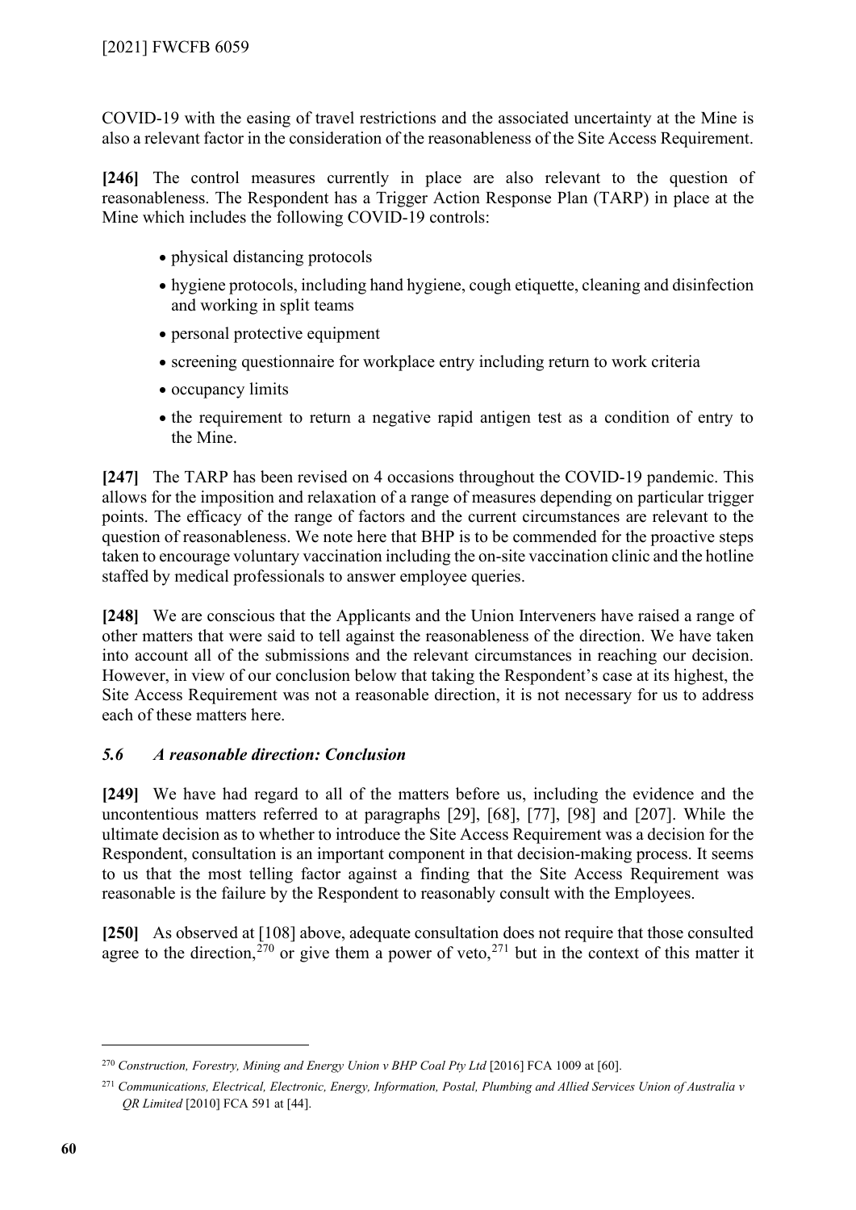COVID-19 with the easing of travel restrictions and the associated uncertainty at the Mine is also a relevant factor in the consideration of the reasonableness of the Site Access Requirement.

**[246]** The control measures currently in place are also relevant to the question of reasonableness. The Respondent has a Trigger Action Response Plan (TARP) in place at the Mine which includes the following COVID-19 controls:

- physical distancing protocols
- hygiene protocols, including hand hygiene, cough etiquette, cleaning and disinfection and working in split teams
- personal protective equipment
- screening questionnaire for workplace entry including return to work criteria
- occupancy limits
- the requirement to return a negative rapid antigen test as a condition of entry to the Mine.

**[247]** The TARP has been revised on 4 occasions throughout the COVID-19 pandemic. This allows for the imposition and relaxation of a range of measures depending on particular trigger points. The efficacy of the range of factors and the current circumstances are relevant to the question of reasonableness. We note here that BHP is to be commended for the proactive steps taken to encourage voluntary vaccination including the on-site vaccination clinic and the hotline staffed by medical professionals to answer employee queries.

**[248]** We are conscious that the Applicants and the Union Interveners have raised a range of other matters that were said to tell against the reasonableness of the direction. We have taken into account all of the submissions and the relevant circumstances in reaching our decision. However, in view of our conclusion below that taking the Respondent's case at its highest, the Site Access Requirement was not a reasonable direction, it is not necessary for us to address each of these matters here.

### *5.6 A reasonable direction: Conclusion*

**[249]** We have had regard to all of the matters before us, including the evidence and the uncontentious matters referred to at paragraphs [29], [68], [77], [98] and [207]. While the ultimate decision as to whether to introduce the Site Access Requirement was a decision for the Respondent, consultation is an important component in that decision-making process. It seems to us that the most telling factor against a finding that the Site Access Requirement was reasonable is the failure by the Respondent to reasonably consult with the Employees.

**[250]** As observed at [108] above, adequate consultation does not require that those consulted agree to the direction,[270] or give them a power of veto,[271] but in the context of this matter it

---

[270] *Construction, Forestry, Mining and Energy Union v BHP Coal Pty Ltd* [2016] FCA 1009 at [60].

[271] *Communications, Electrical, Electronic, Energy, Information, Postal, Plumbing and Allied Services Union of Australia v QR Limited* [2010] FCA 591 at [44].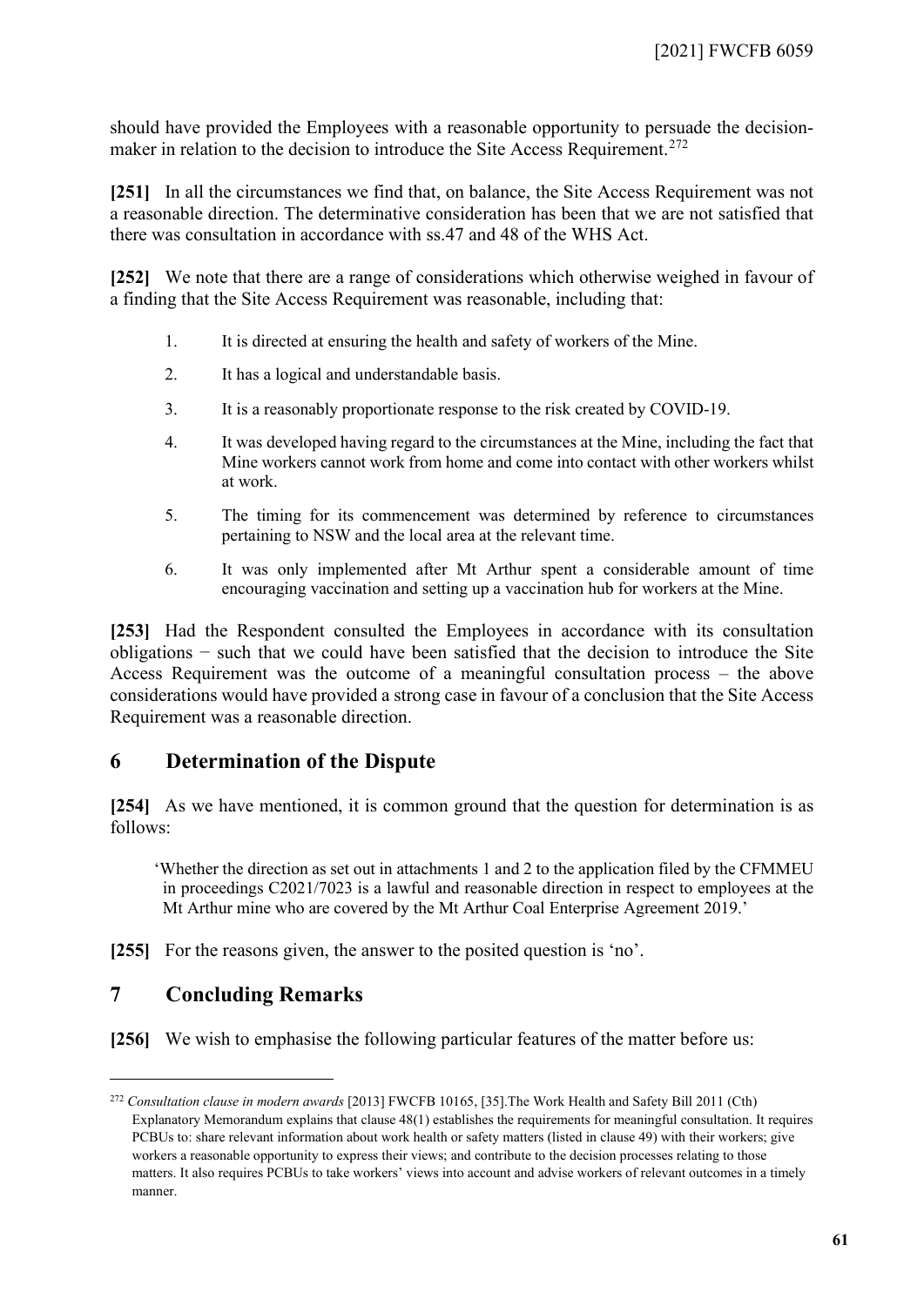should have provided the Employees with a reasonable opportunity to persuade the decision-maker in relation to the decision to introduce the Site Access Requirement.[272]

**[251]** In all the circumstances we find that, on balance, the Site Access Requirement was not a reasonable direction. The determinative consideration has been that we are not satisfied that there was consultation in accordance with ss.47 and 48 of the WHS Act.

**[252]** We note that there are a range of considerations which otherwise weighed in favour of a finding that the Site Access Requirement was reasonable, including that:

1. It is directed at ensuring the health and safety of workers of the Mine.
2. It has a logical and understandable basis.
3. It is a reasonably proportionate response to the risk created by COVID-19.
4. It was developed having regard to the circumstances at the Mine, including the fact that Mine workers cannot work from home and come into contact with other workers whilst at work.
5. The timing for its commencement was determined by reference to circumstances pertaining to NSW and the local area at the relevant time.
6. It was only implemented after Mt Arthur spent a considerable amount of time encouraging vaccination and setting up a vaccination hub for workers at the Mine.

**[253]** Had the Respondent consulted the Employees in accordance with its consultation obligations − such that we could have been satisfied that the decision to introduce the Site Access Requirement was the outcome of a meaningful consultation process – the above considerations would have provided a strong case in favour of a conclusion that the Site Access Requirement was a reasonable direction.

## 6 Determination of the Dispute

**[254]** As we have mentioned, it is common ground that the question for determination is as follows:

> 'Whether the direction as set out in attachments 1 and 2 to the application filed by the CFMMEU in proceedings C2021/7023 is a lawful and reasonable direction in respect to employees at the Mt Arthur mine who are covered by the Mt Arthur Coal Enterprise Agreement 2019.'

**[255]** For the reasons given, the answer to the posited question is 'no'.

## 7 Concluding Remarks

**[256]** We wish to emphasise the following particular features of the matter before us:

---

[272] *Consultation clause in modern awards* [2013] FWCFB 10165, [35].The Work Health and Safety Bill 2011 (Cth) Explanatory Memorandum explains that clause 48(1) establishes the requirements for meaningful consultation. It requires PCBUs to: share relevant information about work health or safety matters (listed in clause 49) with their workers; give workers a reasonable opportunity to express their views; and contribute to the decision processes relating to those matters. It also requires PCBUs to take workers' views into account and advise workers of relevant outcomes in a timely manner.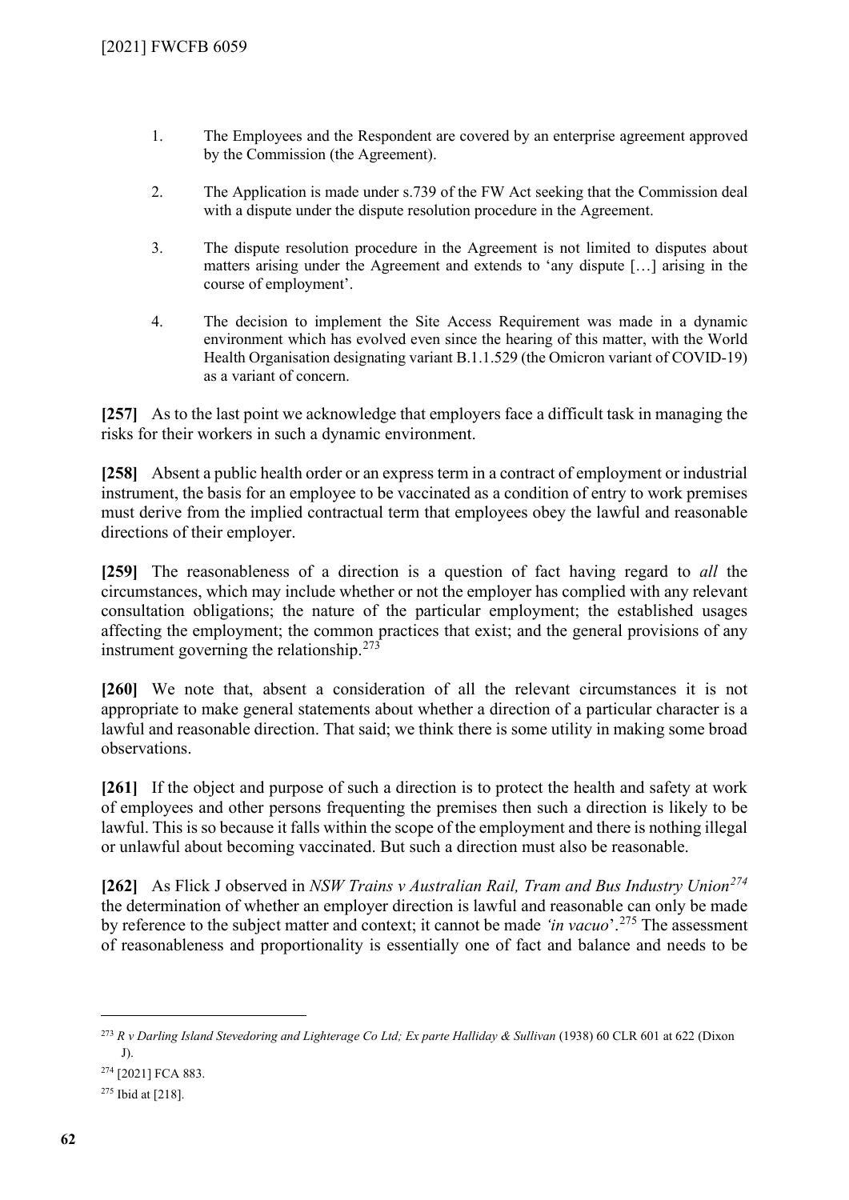1. The Employees and the Respondent are covered by an enterprise agreement approved by the Commission (the Agreement).

2. The Application is made under s.739 of the FW Act seeking that the Commission deal with a dispute under the dispute resolution procedure in the Agreement.

3. The dispute resolution procedure in the Agreement is not limited to disputes about matters arising under the Agreement and extends to 'any dispute […] arising in the course of employment'.

4. The decision to implement the Site Access Requirement was made in a dynamic environment which has evolved even since the hearing of this matter, with the World Health Organisation designating variant B.1.1.529 (the Omicron variant of COVID-19) as a variant of concern.

**[257]** As to the last point we acknowledge that employers face a difficult task in managing the risks for their workers in such a dynamic environment.

**[258]** Absent a public health order or an express term in a contract of employment or industrial instrument, the basis for an employee to be vaccinated as a condition of entry to work premises must derive from the implied contractual term that employees obey the lawful and reasonable directions of their employer.

**[259]** The reasonableness of a direction is a question of fact having regard to *all* the circumstances, which may include whether or not the employer has complied with any relevant consultation obligations; the nature of the particular employment; the established usages affecting the employment; the common practices that exist; and the general provisions of any instrument governing the relationship.[273]

**[260]** We note that, absent a consideration of all the relevant circumstances it is not appropriate to make general statements about whether a direction of a particular character is a lawful and reasonable direction. That said; we think there is some utility in making some broad observations.

**[261]** If the object and purpose of such a direction is to protect the health and safety at work of employees and other persons frequenting the premises then such a direction is likely to be lawful. This is so because it falls within the scope of the employment and there is nothing illegal or unlawful about becoming vaccinated. But such a direction must also be reasonable.

**[262]** As Flick J observed in *NSW Trains v Australian Rail, Tram and Bus Industry Union*[274] the determination of whether an employer direction is lawful and reasonable can only be made by reference to the subject matter and context; it cannot be made *'in vacuo'*.[275] The assessment of reasonableness and proportionality is essentially one of fact and balance and needs to be

---

[273] *R v Darling Island Stevedoring and Lighterage Co Ltd; Ex parte Halliday & Sullivan* (1938) 60 CLR 601 at 622 (Dixon J).

[274] [2021] FCA 883.

[275] Ibid at [218].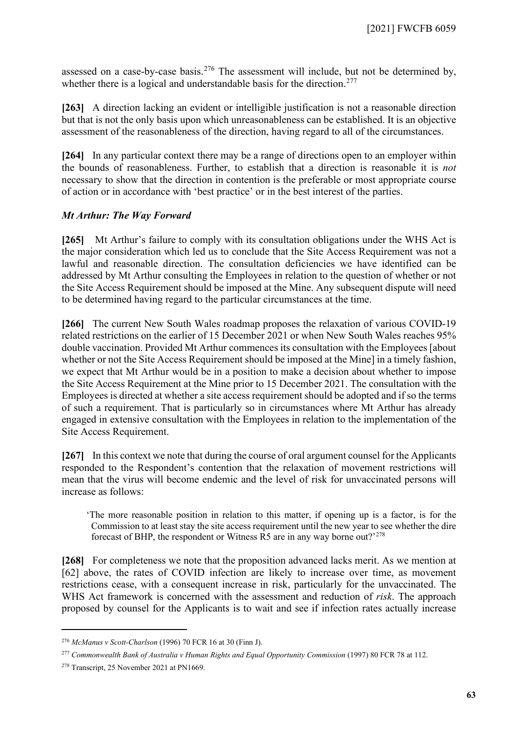assessed on a case-by-case basis.[276] The assessment will include, but not be determined by, whether there is a logical and understandable basis for the direction.[277]

**[263]** A direction lacking an evident or intelligible justification is not a reasonable direction but that is not the only basis upon which unreasonableness can be established. It is an objective assessment of the reasonableness of the direction, having regard to all of the circumstances.

**[264]** In any particular context there may be a range of directions open to an employer within the bounds of reasonableness. Further, to establish that a direction is reasonable it is *not* necessary to show that the direction in contention is the preferable or most appropriate course of action or in accordance with 'best practice' or in the best interest of the parties.

### *Mt Arthur: The Way Forward*

**[265]** Mt Arthur's failure to comply with its consultation obligations under the WHS Act is the major consideration which led us to conclude that the Site Access Requirement was not a lawful and reasonable direction. The consultation deficiencies we have identified can be addressed by Mt Arthur consulting the Employees in relation to the question of whether or not the Site Access Requirement should be imposed at the Mine. Any subsequent dispute will need to be determined having regard to the particular circumstances at the time.

**[266]** The current New South Wales roadmap proposes the relaxation of various COVID-19 related restrictions on the earlier of 15 December 2021 or when New South Wales reaches 95% double vaccination. Provided Mt Arthur commences its consultation with the Employees [about whether or not the Site Access Requirement should be imposed at the Mine] in a timely fashion, we expect that Mt Arthur would be in a position to make a decision about whether to impose the Site Access Requirement at the Mine prior to 15 December 2021. The consultation with the Employees is directed at whether a site access requirement should be adopted and if so the terms of such a requirement. That is particularly so in circumstances where Mt Arthur has already engaged in extensive consultation with the Employees in relation to the implementation of the Site Access Requirement.

**[267]** In this context we note that during the course of oral argument counsel for the Applicants responded to the Respondent's contention that the relaxation of movement restrictions will mean that the virus will become endemic and the level of risk for unvaccinated persons will increase as follows:

> 'The more reasonable position in relation to this matter, if opening up is a factor, is for the Commission to at least stay the site access requirement until the new year to see whether the dire forecast of BHP, the respondent or Witness R5 are in any way borne out?'[278]

**[268]** For completeness we note that the proposition advanced lacks merit. As we mention at [62] above, the rates of COVID infection are likely to increase over time, as movement restrictions cease, with a consequent increase in risk, particularly for the unvaccinated. The WHS Act framework is concerned with the assessment and reduction of *risk*. The approach proposed by counsel for the Applicants is to wait and see if infection rates actually increase

---

[276] *McManus v Scott-Charlson* (1996) 70 FCR 16 at 30 (Finn J).

[277] *Commonwealth Bank of Australia v Human Rights and Equal Opportunity Commission* (1997) 80 FCR 78 at 112.

[278] Transcript, 25 November 2021 at PN1669.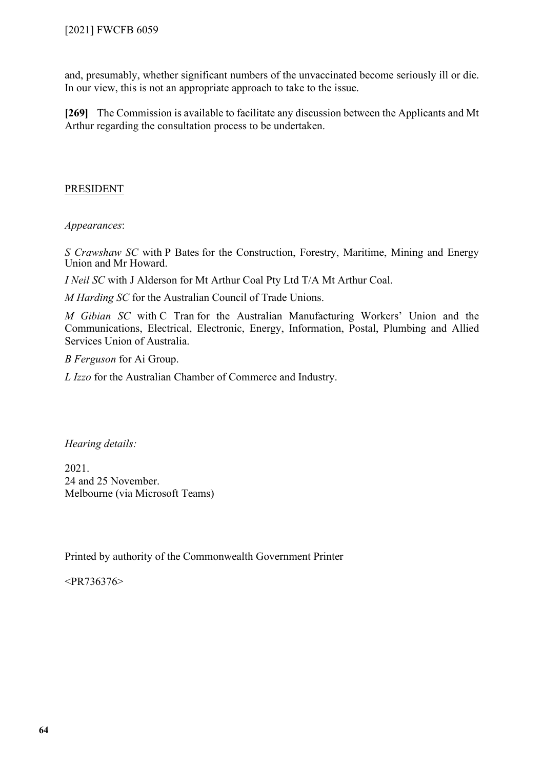and, presumably, whether significant numbers of the unvaccinated become seriously ill or die. In our view, this is not an appropriate approach to take to the issue.

**[269]** The Commission is available to facilitate any discussion between the Applicants and Mt Arthur regarding the consultation process to be undertaken.

PRESIDENT

*Appearances*:

*S Crawshaw SC* with P Bates for the Construction, Forestry, Maritime, Mining and Energy Union and Mr Howard.

*I Neil SC* with J Alderson for Mt Arthur Coal Pty Ltd T/A Mt Arthur Coal.

*M Harding SC* for the Australian Council of Trade Unions.

*M Gibian SC* with C Tran for the Australian Manufacturing Workers' Union and the Communications, Electrical, Electronic, Energy, Information, Postal, Plumbing and Allied Services Union of Australia.

*B Ferguson* for Ai Group.

*L Izzo* for the Australian Chamber of Commerce and Industry.

*Hearing details:*

2021.
24 and 25 November.
Melbourne (via Microsoft Teams)

Printed by authority of the Commonwealth Government Printer

<PR736376>